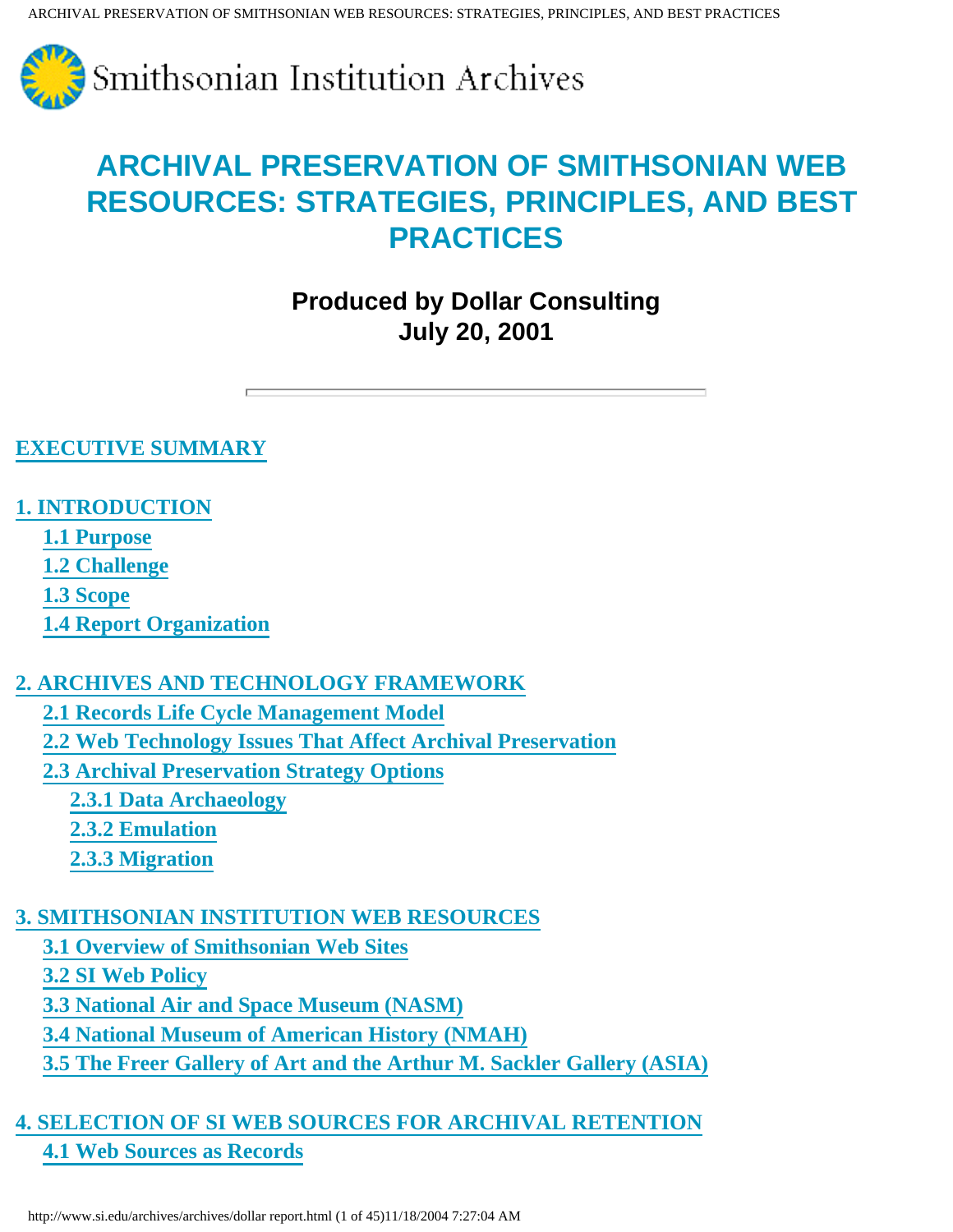Smithsonian Institution Archives

# ARCHIVAL PRESERVATION OF SMITHSONIAN WEB RESOURCES: STRATEGIES, PRINCIPLES, AND BEST PRACTICES

**Produced by Dollar Consulting**
**July 20, 2001**

---

**EXECUTIVE SUMMARY**

**1. INTRODUCTION**

- **1.1 Purpose**
- **1.2 Challenge**
- **1.3 Scope**
- **1.4 Report Organization**

**2. ARCHIVES AND TECHNOLOGY FRAMEWORK**

- **2.1 Records Life Cycle Management Model**
- **2.2 Web Technology Issues That Affect Archival Preservation**
- **2.3 Archival Preservation Strategy Options**
  - **2.3.1 Data Archaeology**
  - **2.3.2 Emulation**
  - **2.3.3 Migration**

**3. SMITHSONIAN INSTITUTION WEB RESOURCES**

- **3.1 Overview of Smithsonian Web Sites**
- **3.2 SI Web Policy**
- **3.3 National Air and Space Museum (NASM)**
- **3.4 National Museum of American History (NMAH)**
- **3.5 The Freer Gallery of Art and the Arthur M. Sackler Gallery (ASIA)**

**4. SELECTION OF SI WEB SOURCES FOR ARCHIVAL RETENTION**

- **4.1 Web Sources as Records**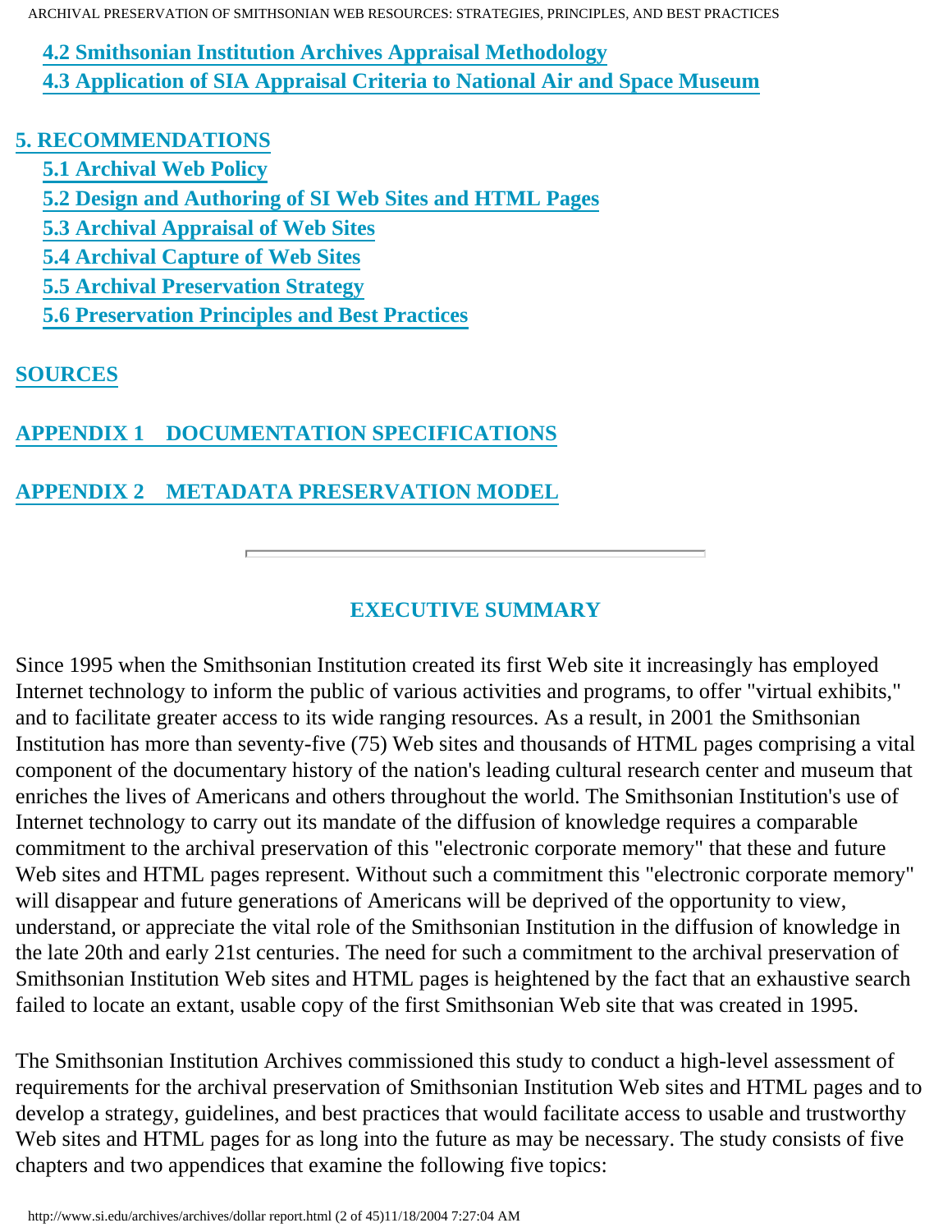**4.2 Smithsonian Institution Archives Appraisal Methodology**
**4.3 Application of SIA Appraisal Criteria to National Air and Space Museum**

**5. RECOMMENDATIONS**
**5.1 Archival Web Policy**
**5.2 Design and Authoring of SI Web Sites and HTML Pages**
**5.3 Archival Appraisal of Web Sites**
**5.4 Archival Capture of Web Sites**
**5.5 Archival Preservation Strategy**
**5.6 Preservation Principles and Best Practices**

**SOURCES**

**APPENDIX 1 DOCUMENTATION SPECIFICATIONS**

**APPENDIX 2 METADATA PRESERVATION MODEL**

---

## EXECUTIVE SUMMARY

Since 1995 when the Smithsonian Institution created its first Web site it increasingly has employed Internet technology to inform the public of various activities and programs, to offer "virtual exhibits," and to facilitate greater access to its wide ranging resources. As a result, in 2001 the Smithsonian Institution has more than seventy-five (75) Web sites and thousands of HTML pages comprising a vital component of the documentary history of the nation's leading cultural research center and museum that enriches the lives of Americans and others throughout the world. The Smithsonian Institution's use of Internet technology to carry out its mandate of the diffusion of knowledge requires a comparable commitment to the archival preservation of this "electronic corporate memory" that these and future Web sites and HTML pages represent. Without such a commitment this "electronic corporate memory" will disappear and future generations of Americans will be deprived of the opportunity to view, understand, or appreciate the vital role of the Smithsonian Institution in the diffusion of knowledge in the late 20th and early 21st centuries. The need for such a commitment to the archival preservation of Smithsonian Institution Web sites and HTML pages is heightened by the fact that an exhaustive search failed to locate an extant, usable copy of the first Smithsonian Web site that was created in 1995.

The Smithsonian Institution Archives commissioned this study to conduct a high-level assessment of requirements for the archival preservation of Smithsonian Institution Web sites and HTML pages and to develop a strategy, guidelines, and best practices that would facilitate access to usable and trustworthy Web sites and HTML pages for as long into the future as may be necessary. The study consists of five chapters and two appendices that examine the following five topics: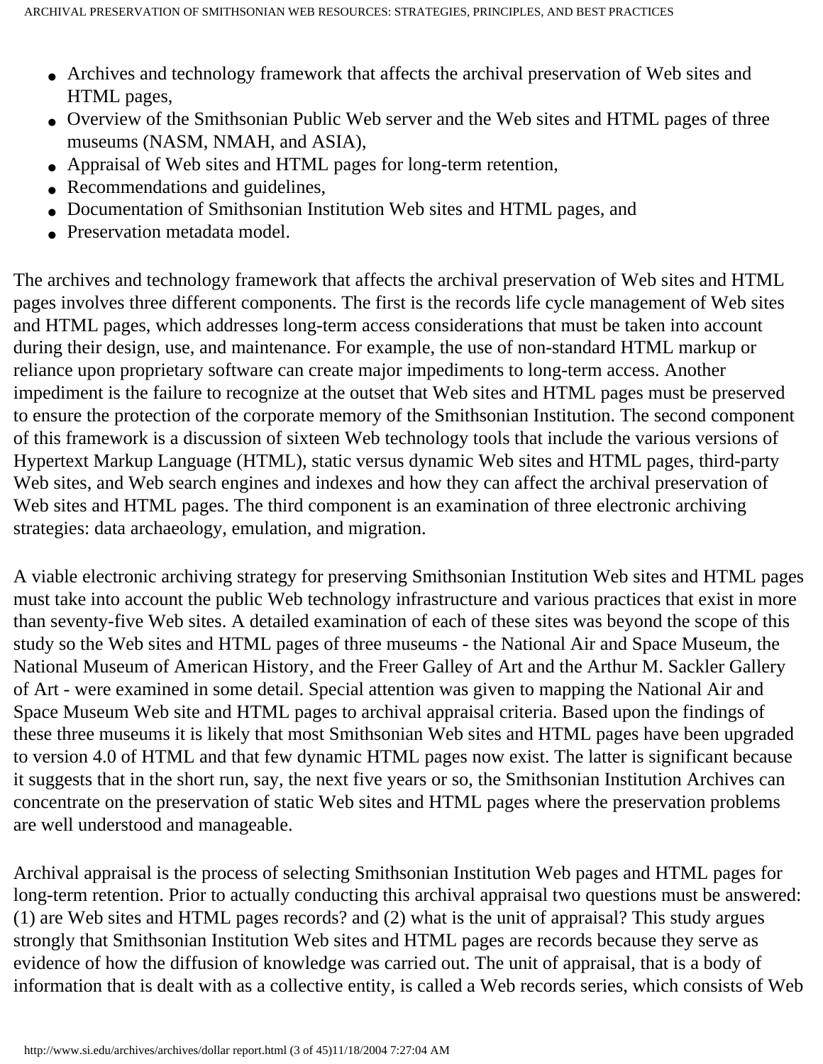- Archives and technology framework that affects the archival preservation of Web sites and HTML pages,
- Overview of the Smithsonian Public Web server and the Web sites and HTML pages of three museums (NASM, NMAH, and ASIA),
- Appraisal of Web sites and HTML pages for long-term retention,
- Recommendations and guidelines,
- Documentation of Smithsonian Institution Web sites and HTML pages, and
- Preservation metadata model.

The archives and technology framework that affects the archival preservation of Web sites and HTML pages involves three different components. The first is the records life cycle management of Web sites and HTML pages, which addresses long-term access considerations that must be taken into account during their design, use, and maintenance. For example, the use of non-standard HTML markup or reliance upon proprietary software can create major impediments to long-term access. Another impediment is the failure to recognize at the outset that Web sites and HTML pages must be preserved to ensure the protection of the corporate memory of the Smithsonian Institution. The second component of this framework is a discussion of sixteen Web technology tools that include the various versions of Hypertext Markup Language (HTML), static versus dynamic Web sites and HTML pages, third-party Web sites, and Web search engines and indexes and how they can affect the archival preservation of Web sites and HTML pages. The third component is an examination of three electronic archiving strategies: data archaeology, emulation, and migration.

A viable electronic archiving strategy for preserving Smithsonian Institution Web sites and HTML pages must take into account the public Web technology infrastructure and various practices that exist in more than seventy-five Web sites. A detailed examination of each of these sites was beyond the scope of this study so the Web sites and HTML pages of three museums - the National Air and Space Museum, the National Museum of American History, and the Freer Galley of Art and the Arthur M. Sackler Gallery of Art - were examined in some detail. Special attention was given to mapping the National Air and Space Museum Web site and HTML pages to archival appraisal criteria. Based upon the findings of these three museums it is likely that most Smithsonian Web sites and HTML pages have been upgraded to version 4.0 of HTML and that few dynamic HTML pages now exist. The latter is significant because it suggests that in the short run, say, the next five years or so, the Smithsonian Institution Archives can concentrate on the preservation of static Web sites and HTML pages where the preservation problems are well understood and manageable.

Archival appraisal is the process of selecting Smithsonian Institution Web pages and HTML pages for long-term retention. Prior to actually conducting this archival appraisal two questions must be answered: (1) are Web sites and HTML pages records? and (2) what is the unit of appraisal? This study argues strongly that Smithsonian Institution Web sites and HTML pages are records because they serve as evidence of how the diffusion of knowledge was carried out. The unit of appraisal, that is a body of information that is dealt with as a collective entity, is called a Web records series, which consists of Web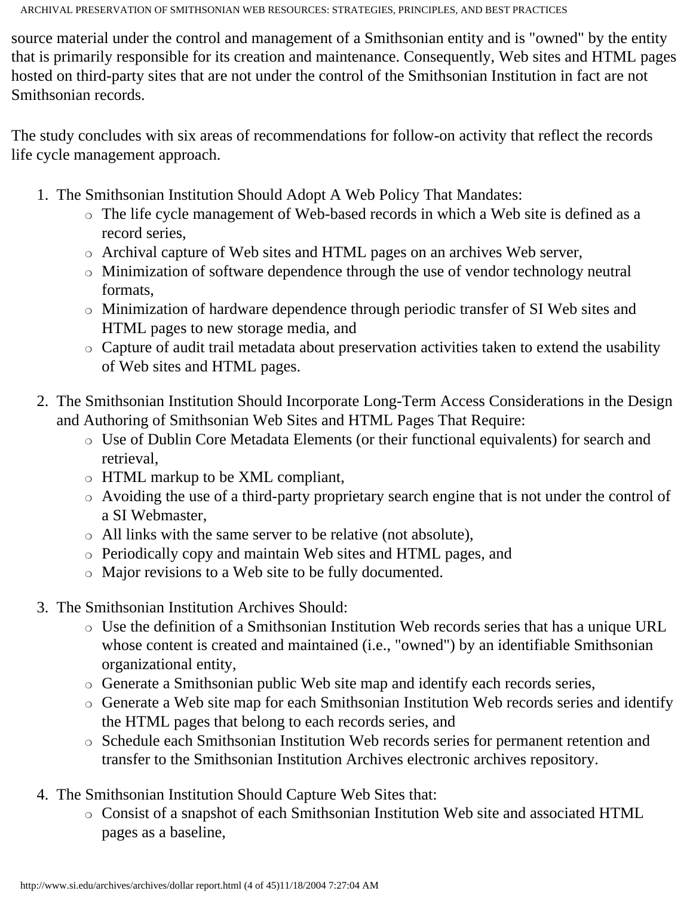source material under the control and management of a Smithsonian entity and is "owned" by the entity that is primarily responsible for its creation and maintenance. Consequently, Web sites and HTML pages hosted on third-party sites that are not under the control of the Smithsonian Institution in fact are not Smithsonian records.

The study concludes with six areas of recommendations for follow-on activity that reflect the records life cycle management approach.

1. The Smithsonian Institution Should Adopt A Web Policy That Mandates:
   - The life cycle management of Web-based records in which a Web site is defined as a record series,
   - Archival capture of Web sites and HTML pages on an archives Web server,
   - Minimization of software dependence through the use of vendor technology neutral formats,
   - Minimization of hardware dependence through periodic transfer of SI Web sites and HTML pages to new storage media, and
   - Capture of audit trail metadata about preservation activities taken to extend the usability of Web sites and HTML pages.

2. The Smithsonian Institution Should Incorporate Long-Term Access Considerations in the Design and Authoring of Smithsonian Web Sites and HTML Pages That Require:
   - Use of Dublin Core Metadata Elements (or their functional equivalents) for search and retrieval,
   - HTML markup to be XML compliant,
   - Avoiding the use of a third-party proprietary search engine that is not under the control of a SI Webmaster,
   - All links with the same server to be relative (not absolute),
   - Periodically copy and maintain Web sites and HTML pages, and
   - Major revisions to a Web site to be fully documented.

3. The Smithsonian Institution Archives Should:
   - Use the definition of a Smithsonian Institution Web records series that has a unique URL whose content is created and maintained (i.e., "owned") by an identifiable Smithsonian organizational entity,
   - Generate a Smithsonian public Web site map and identify each records series,
   - Generate a Web site map for each Smithsonian Institution Web records series and identify the HTML pages that belong to each records series, and
   - Schedule each Smithsonian Institution Web records series for permanent retention and transfer to the Smithsonian Institution Archives electronic archives repository.

4. The Smithsonian Institution Should Capture Web Sites that:
   - Consist of a snapshot of each Smithsonian Institution Web site and associated HTML pages as a baseline,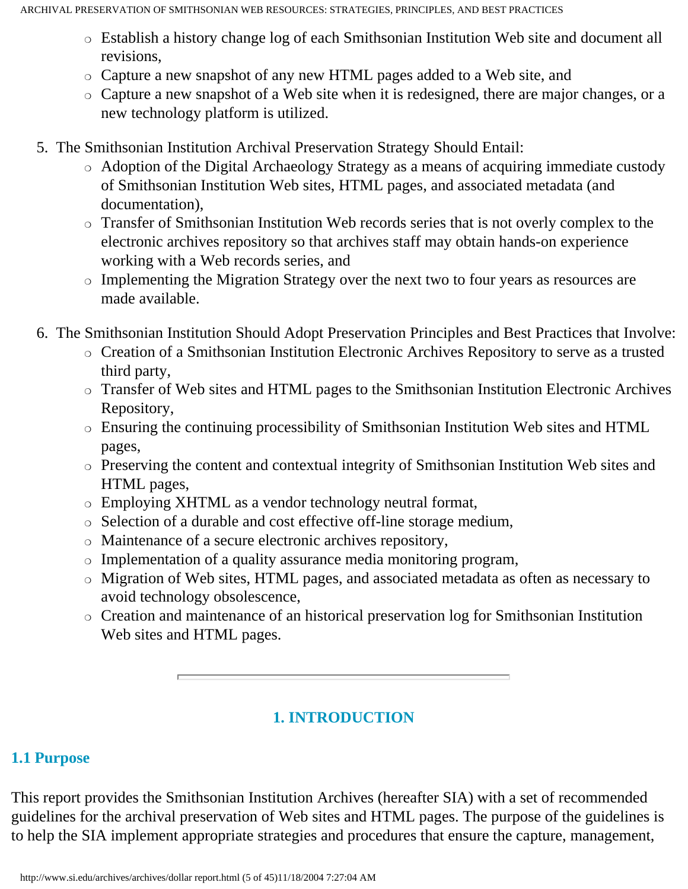- Establish a history change log of each Smithsonian Institution Web site and document all revisions,
- Capture a new snapshot of any new HTML pages added to a Web site, and
- Capture a new snapshot of a Web site when it is redesigned, there are major changes, or a new technology platform is utilized.

5. The Smithsonian Institution Archival Preservation Strategy Should Entail:
    - Adoption of the Digital Archaeology Strategy as a means of acquiring immediate custody of Smithsonian Institution Web sites, HTML pages, and associated metadata (and documentation),
    - Transfer of Smithsonian Institution Web records series that is not overly complex to the electronic archives repository so that archives staff may obtain hands-on experience working with a Web records series, and
    - Implementing the Migration Strategy over the next two to four years as resources are made available.

6. The Smithsonian Institution Should Adopt Preservation Principles and Best Practices that Involve:
    - Creation of a Smithsonian Institution Electronic Archives Repository to serve as a trusted third party,
    - Transfer of Web sites and HTML pages to the Smithsonian Institution Electronic Archives Repository,
    - Ensuring the continuing processibility of Smithsonian Institution Web sites and HTML pages,
    - Preserving the content and contextual integrity of Smithsonian Institution Web sites and HTML pages,
    - Employing XHTML as a vendor technology neutral format,
    - Selection of a durable and cost effective off-line storage medium,
    - Maintenance of a secure electronic archives repository,
    - Implementation of a quality assurance media monitoring program,
    - Migration of Web sites, HTML pages, and associated metadata as often as necessary to avoid technology obsolescence,
    - Creation and maintenance of an historical preservation log for Smithsonian Institution Web sites and HTML pages.

---

# 1. INTRODUCTION

## 1.1 Purpose

This report provides the Smithsonian Institution Archives (hereafter SIA) with a set of recommended guidelines for the archival preservation of Web sites and HTML pages. The purpose of the guidelines is to help the SIA implement appropriate strategies and procedures that ensure the capture, management,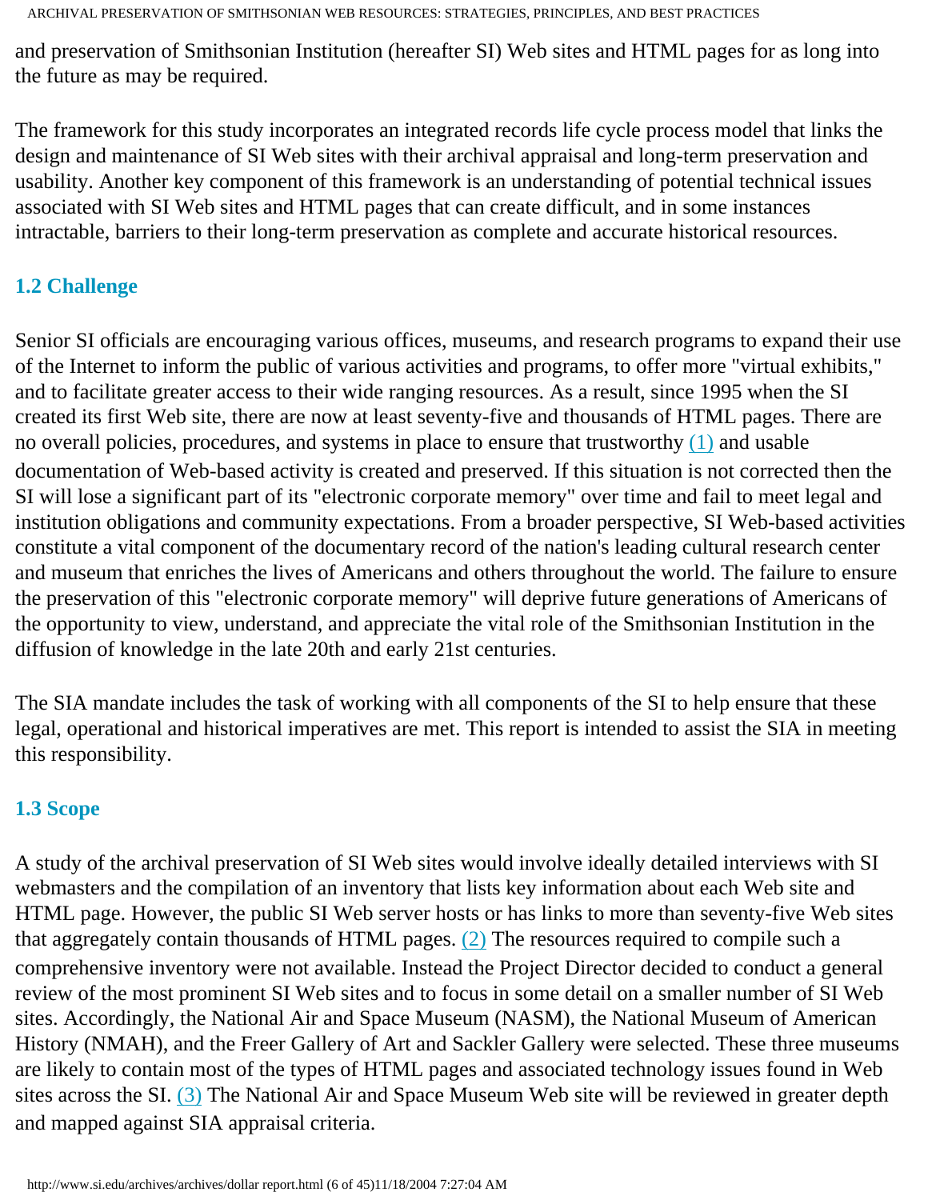and preservation of Smithsonian Institution (hereafter SI) Web sites and HTML pages for as long into the future as may be required.

The framework for this study incorporates an integrated records life cycle process model that links the design and maintenance of SI Web sites with their archival appraisal and long-term preservation and usability. Another key component of this framework is an understanding of potential technical issues associated with SI Web sites and HTML pages that can create difficult, and in some instances intractable, barriers to their long-term preservation as complete and accurate historical resources.

### 1.2 Challenge

Senior SI officials are encouraging various offices, museums, and research programs to expand their use of the Internet to inform the public of various activities and programs, to offer more "virtual exhibits," and to facilitate greater access to their wide ranging resources. As a result, since 1995 when the SI created its first Web site, there are now at least seventy-five and thousands of HTML pages. There are no overall policies, procedures, and systems in place to ensure that trustworthy (1) and usable documentation of Web-based activity is created and preserved. If this situation is not corrected then the SI will lose a significant part of its "electronic corporate memory" over time and fail to meet legal and institution obligations and community expectations. From a broader perspective, SI Web-based activities constitute a vital component of the documentary record of the nation's leading cultural research center and museum that enriches the lives of Americans and others throughout the world. The failure to ensure the preservation of this "electronic corporate memory" will deprive future generations of Americans of the opportunity to view, understand, and appreciate the vital role of the Smithsonian Institution in the diffusion of knowledge in the late 20th and early 21st centuries.

The SIA mandate includes the task of working with all components of the SI to help ensure that these legal, operational and historical imperatives are met. This report is intended to assist the SIA in meeting this responsibility.

### 1.3 Scope

A study of the archival preservation of SI Web sites would involve ideally detailed interviews with SI webmasters and the compilation of an inventory that lists key information about each Web site and HTML page. However, the public SI Web server hosts or has links to more than seventy-five Web sites that aggregately contain thousands of HTML pages. (2) The resources required to compile such a comprehensive inventory were not available. Instead the Project Director decided to conduct a general review of the most prominent SI Web sites and to focus in some detail on a smaller number of SI Web sites. Accordingly, the National Air and Space Museum (NASM), the National Museum of American History (NMAH), and the Freer Gallery of Art and Sackler Gallery were selected. These three museums are likely to contain most of the types of HTML pages and associated technology issues found in Web sites across the SI. (3) The National Air and Space Museum Web site will be reviewed in greater depth and mapped against SIA appraisal criteria.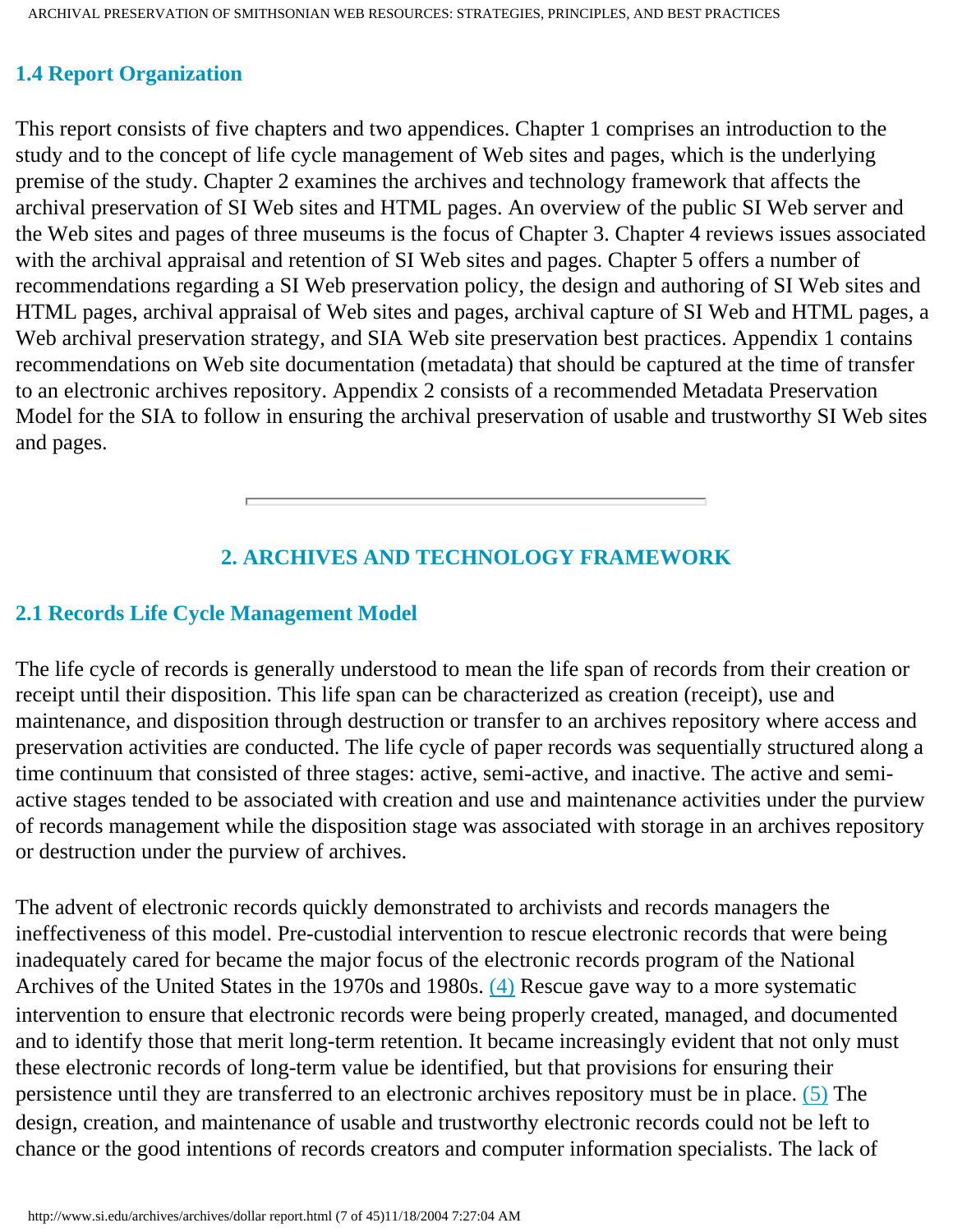### 1.4 Report Organization

This report consists of five chapters and two appendices. Chapter 1 comprises an introduction to the study and to the concept of life cycle management of Web sites and pages, which is the underlying premise of the study. Chapter 2 examines the archives and technology framework that affects the archival preservation of SI Web sites and HTML pages. An overview of the public SI Web server and the Web sites and pages of three museums is the focus of Chapter 3. Chapter 4 reviews issues associated with the archival appraisal and retention of SI Web sites and pages. Chapter 5 offers a number of recommendations regarding a SI Web preservation policy, the design and authoring of SI Web sites and HTML pages, archival appraisal of Web sites and pages, archival capture of SI Web and HTML pages, a Web archival preservation strategy, and SIA Web site preservation best practices. Appendix 1 contains recommendations on Web site documentation (metadata) that should be captured at the time of transfer to an electronic archives repository. Appendix 2 consists of a recommended Metadata Preservation Model for the SIA to follow in ensuring the archival preservation of usable and trustworthy SI Web sites and pages.

---

## 2. ARCHIVES AND TECHNOLOGY FRAMEWORK

### 2.1 Records Life Cycle Management Model

The life cycle of records is generally understood to mean the life span of records from their creation or receipt until their disposition. This life span can be characterized as creation (receipt), use and maintenance, and disposition through destruction or transfer to an archives repository where access and preservation activities are conducted. The life cycle of paper records was sequentially structured along a time continuum that consisted of three stages: active, semi-active, and inactive. The active and semi-active stages tended to be associated with creation and use and maintenance activities under the purview of records management while the disposition stage was associated with storage in an archives repository or destruction under the purview of archives.

The advent of electronic records quickly demonstrated to archivists and records managers the ineffectiveness of this model. Pre-custodial intervention to rescue electronic records that were being inadequately cared for became the major focus of the electronic records program of the National Archives of the United States in the 1970s and 1980s. (4) Rescue gave way to a more systematic intervention to ensure that electronic records were being properly created, managed, and documented and to identify those that merit long-term retention. It became increasingly evident that not only must these electronic records of long-term value be identified, but that provisions for ensuring their persistence until they are transferred to an electronic archives repository must be in place. (5) The design, creation, and maintenance of usable and trustworthy electronic records could not be left to chance or the good intentions of records creators and computer information specialists. The lack of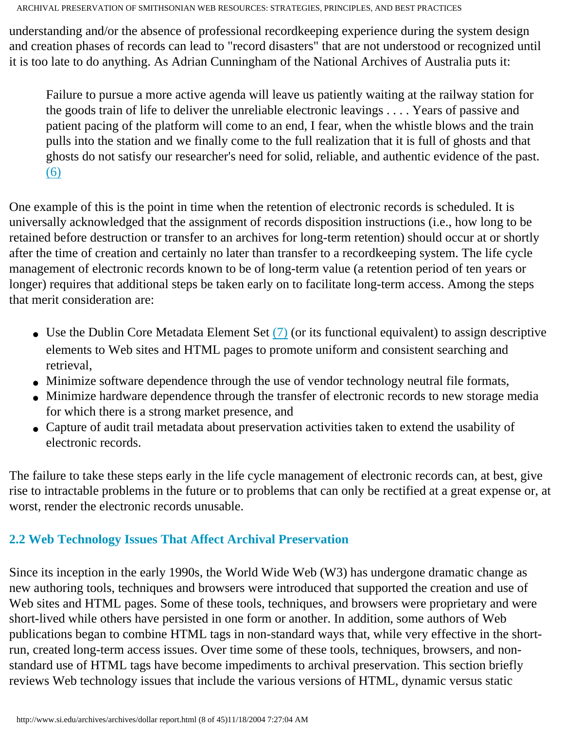understanding and/or the absence of professional recordkeeping experience during the system design and creation phases of records can lead to "record disasters" that are not understood or recognized until it is too late to do anything. As Adrian Cunningham of the National Archives of Australia puts it:

> Failure to pursue a more active agenda will leave us patiently waiting at the railway station for the goods train of life to deliver the unreliable electronic leavings . . . . Years of passive and patient pacing of the platform will come to an end, I fear, when the whistle blows and the train pulls into the station and we finally come to the full realization that it is full of ghosts and that ghosts do not satisfy our researcher's need for solid, reliable, and authentic evidence of the past. (6)

One example of this is the point in time when the retention of electronic records is scheduled. It is universally acknowledged that the assignment of records disposition instructions (i.e., how long to be retained before destruction or transfer to an archives for long-term retention) should occur at or shortly after the time of creation and certainly no later than transfer to a recordkeeping system. The life cycle management of electronic records known to be of long-term value (a retention period of ten years or longer) requires that additional steps be taken early on to facilitate long-term access. Among the steps that merit consideration are:

- Use the Dublin Core Metadata Element Set (7) (or its functional equivalent) to assign descriptive elements to Web sites and HTML pages to promote uniform and consistent searching and retrieval,
- Minimize software dependence through the use of vendor technology neutral file formats,
- Minimize hardware dependence through the transfer of electronic records to new storage media for which there is a strong market presence, and
- Capture of audit trail metadata about preservation activities taken to extend the usability of electronic records.

The failure to take these steps early in the life cycle management of electronic records can, at best, give rise to intractable problems in the future or to problems that can only be rectified at a great expense or, at worst, render the electronic records unusable.

### 2.2 Web Technology Issues That Affect Archival Preservation

Since its inception in the early 1990s, the World Wide Web (W3) has undergone dramatic change as new authoring tools, techniques and browsers were introduced that supported the creation and use of Web sites and HTML pages. Some of these tools, techniques, and browsers were proprietary and were short-lived while others have persisted in one form or another. In addition, some authors of Web publications began to combine HTML tags in non-standard ways that, while very effective in the short-run, created long-term access issues. Over time some of these tools, techniques, browsers, and non-standard use of HTML tags have become impediments to archival preservation. This section briefly reviews Web technology issues that include the various versions of HTML, dynamic versus static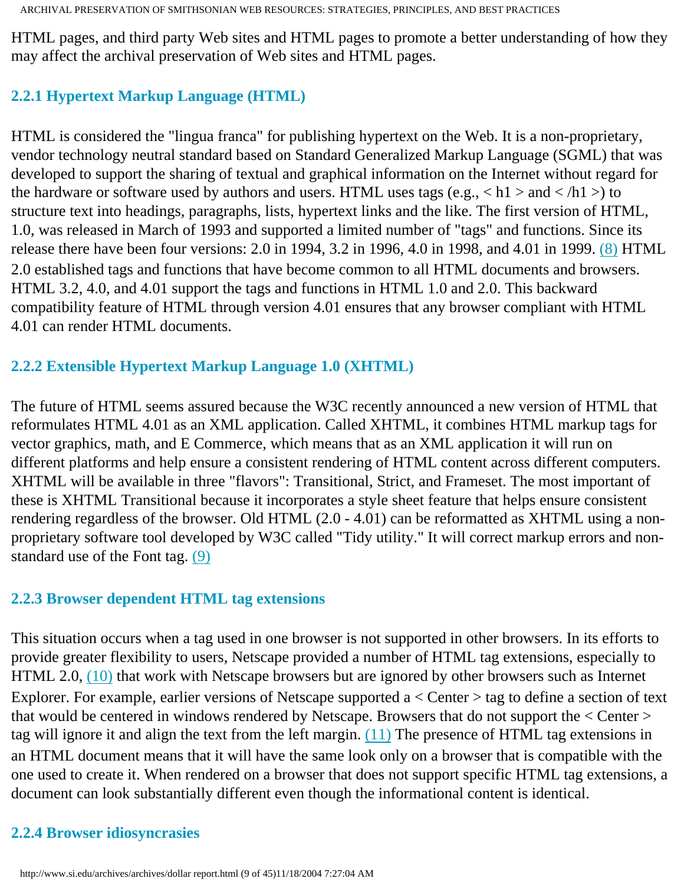HTML pages, and third party Web sites and HTML pages to promote a better understanding of how they may affect the archival preservation of Web sites and HTML pages.

### 2.2.1 Hypertext Markup Language (HTML)

HTML is considered the "lingua franca" for publishing hypertext on the Web. It is a non-proprietary, vendor technology neutral standard based on Standard Generalized Markup Language (SGML) that was developed to support the sharing of textual and graphical information on the Internet without regard for the hardware or software used by authors and users. HTML uses tags (e.g., < h1 > and < /h1 >) to structure text into headings, paragraphs, lists, hypertext links and the like. The first version of HTML, 1.0, was released in March of 1993 and supported a limited number of "tags" and functions. Since its release there have been four versions: 2.0 in 1994, 3.2 in 1996, 4.0 in 1998, and 4.01 in 1999. (8) HTML 2.0 established tags and functions that have become common to all HTML documents and browsers. HTML 3.2, 4.0, and 4.01 support the tags and functions in HTML 1.0 and 2.0. This backward compatibility feature of HTML through version 4.01 ensures that any browser compliant with HTML 4.01 can render HTML documents.

### 2.2.2 Extensible Hypertext Markup Language 1.0 (XHTML)

The future of HTML seems assured because the W3C recently announced a new version of HTML that reformulates HTML 4.01 as an XML application. Called XHTML, it combines HTML markup tags for vector graphics, math, and E Commerce, which means that as an XML application it will run on different platforms and help ensure a consistent rendering of HTML content across different computers. XHTML will be available in three "flavors": Transitional, Strict, and Frameset. The most important of these is XHTML Transitional because it incorporates a style sheet feature that helps ensure consistent rendering regardless of the browser. Old HTML (2.0 - 4.01) can be reformatted as XHTML using a non-proprietary software tool developed by W3C called "Tidy utility." It will correct markup errors and non-standard use of the Font tag. (9)

### 2.2.3 Browser dependent HTML tag extensions

This situation occurs when a tag used in one browser is not supported in other browsers. In its efforts to provide greater flexibility to users, Netscape provided a number of HTML tag extensions, especially to HTML 2.0, (10) that work with Netscape browsers but are ignored by other browsers such as Internet Explorer. For example, earlier versions of Netscape supported a < Center > tag to define a section of text that would be centered in windows rendered by Netscape. Browsers that do not support the < Center > tag will ignore it and align the text from the left margin. (11) The presence of HTML tag extensions in an HTML document means that it will have the same look only on a browser that is compatible with the one used to create it. When rendered on a browser that does not support specific HTML tag extensions, a document can look substantially different even though the informational content is identical.

### 2.2.4 Browser idiosyncrasies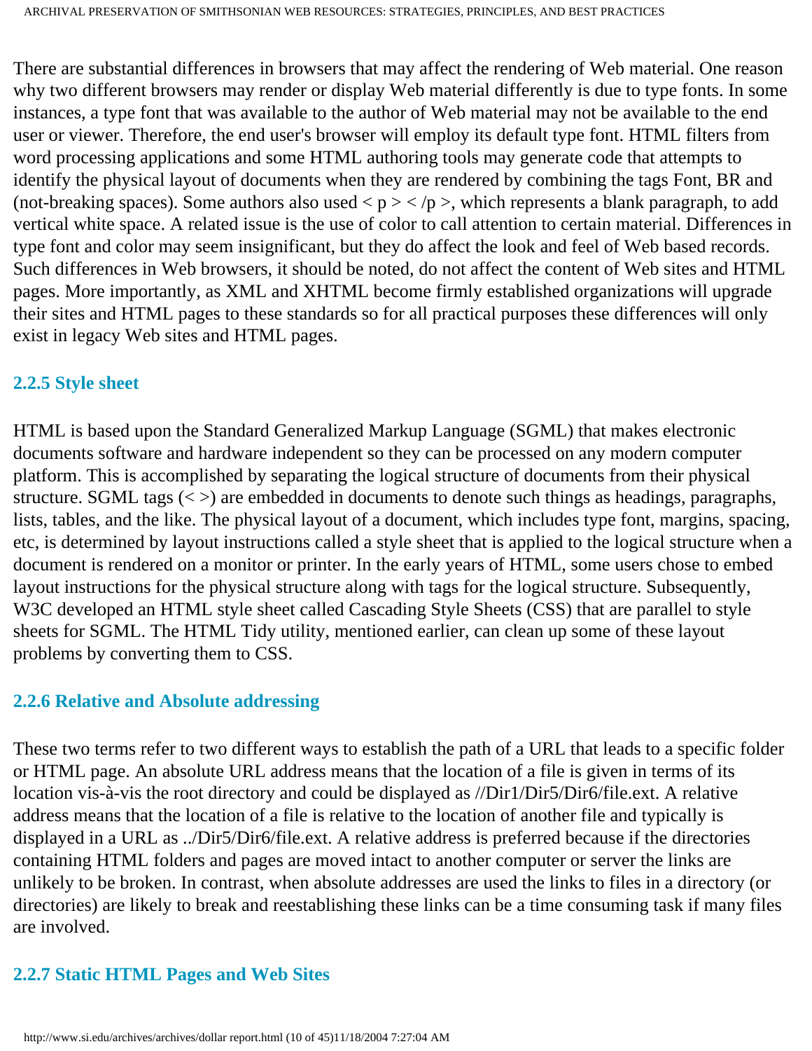There are substantial differences in browsers that may affect the rendering of Web material. One reason why two different browsers may render or display Web material differently is due to type fonts. In some instances, a type font that was available to the author of Web material may not be available to the end user or viewer. Therefore, the end user's browser will employ its default type font. HTML filters from word processing applications and some HTML authoring tools may generate code that attempts to identify the physical layout of documents when they are rendered by combining the tags Font, BR and (not-breaking spaces). Some authors also used < p > < /p >, which represents a blank paragraph, to add vertical white space. A related issue is the use of color to call attention to certain material. Differences in type font and color may seem insignificant, but they do affect the look and feel of Web based records. Such differences in Web browsers, it should be noted, do not affect the content of Web sites and HTML pages. More importantly, as XML and XHTML become firmly established organizations will upgrade their sites and HTML pages to these standards so for all practical purposes these differences will only exist in legacy Web sites and HTML pages.

### 2.2.5 Style sheet

HTML is based upon the Standard Generalized Markup Language (SGML) that makes electronic documents software and hardware independent so they can be processed on any modern computer platform. This is accomplished by separating the logical structure of documents from their physical structure. SGML tags (< >) are embedded in documents to denote such things as headings, paragraphs, lists, tables, and the like. The physical layout of a document, which includes type font, margins, spacing, etc, is determined by layout instructions called a style sheet that is applied to the logical structure when a document is rendered on a monitor or printer. In the early years of HTML, some users chose to embed layout instructions for the physical structure along with tags for the logical structure. Subsequently, W3C developed an HTML style sheet called Cascading Style Sheets (CSS) that are parallel to style sheets for SGML. The HTML Tidy utility, mentioned earlier, can clean up some of these layout problems by converting them to CSS.

### 2.2.6 Relative and Absolute addressing

These two terms refer to two different ways to establish the path of a URL that leads to a specific folder or HTML page. An absolute URL address means that the location of a file is given in terms of its location vis-à-vis the root directory and could be displayed as //Dir1/Dir5/Dir6/file.ext. A relative address means that the location of a file is relative to the location of another file and typically is displayed in a URL as ../Dir5/Dir6/file.ext. A relative address is preferred because if the directories containing HTML folders and pages are moved intact to another computer or server the links are unlikely to be broken. In contrast, when absolute addresses are used the links to files in a directory (or directories) are likely to break and reestablishing these links can be a time consuming task if many files are involved.

### 2.2.7 Static HTML Pages and Web Sites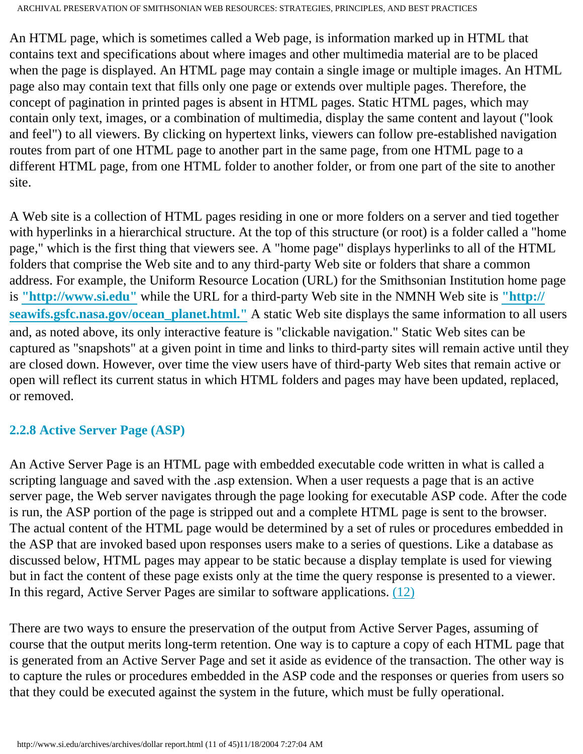An HTML page, which is sometimes called a Web page, is information marked up in HTML that contains text and specifications about where images and other multimedia material are to be placed when the page is displayed. An HTML page may contain a single image or multiple images. An HTML page also may contain text that fills only one page or extends over multiple pages. Therefore, the concept of pagination in printed pages is absent in HTML pages. Static HTML pages, which may contain only text, images, or a combination of multimedia, display the same content and layout ("look and feel") to all viewers. By clicking on hypertext links, viewers can follow pre-established navigation routes from part of one HTML page to another part in the same page, from one HTML page to a different HTML page, from one HTML folder to another folder, or from one part of the site to another site.

A Web site is a collection of HTML pages residing in one or more folders on a server and tied together with hyperlinks in a hierarchical structure. At the top of this structure (or root) is a folder called a "home page," which is the first thing that viewers see. A "home page" displays hyperlinks to all of the HTML folders that comprise the Web site and to any third-party Web site or folders that share a common address. For example, the Uniform Resource Location (URL) for the Smithsonian Institution home page is **"http://www.si.edu"** while the URL for a third-party Web site in the NMNH Web site is **"http://seawifs.gsfc.nasa.gov/ocean_planet.html."** A static Web site displays the same information to all users and, as noted above, its only interactive feature is "clickable navigation." Static Web sites can be captured as "snapshots" at a given point in time and links to third-party sites will remain active until they are closed down. However, over time the view users have of third-party Web sites that remain active or open will reflect its current status in which HTML folders and pages may have been updated, replaced, or removed.

### 2.2.8 Active Server Page (ASP)

An Active Server Page is an HTML page with embedded executable code written in what is called a scripting language and saved with the .asp extension. When a user requests a page that is an active server page, the Web server navigates through the page looking for executable ASP code. After the code is run, the ASP portion of the page is stripped out and a complete HTML page is sent to the browser. The actual content of the HTML page would be determined by a set of rules or procedures embedded in the ASP that are invoked based upon responses users make to a series of questions. Like a database as discussed below, HTML pages may appear to be static because a display template is used for viewing but in fact the content of these page exists only at the time the query response is presented to a viewer. In this regard, Active Server Pages are similar to software applications. (12)

There are two ways to ensure the preservation of the output from Active Server Pages, assuming of course that the output merits long-term retention. One way is to capture a copy of each HTML page that is generated from an Active Server Page and set it aside as evidence of the transaction. The other way is to capture the rules or procedures embedded in the ASP code and the responses or queries from users so that they could be executed against the system in the future, which must be fully operational.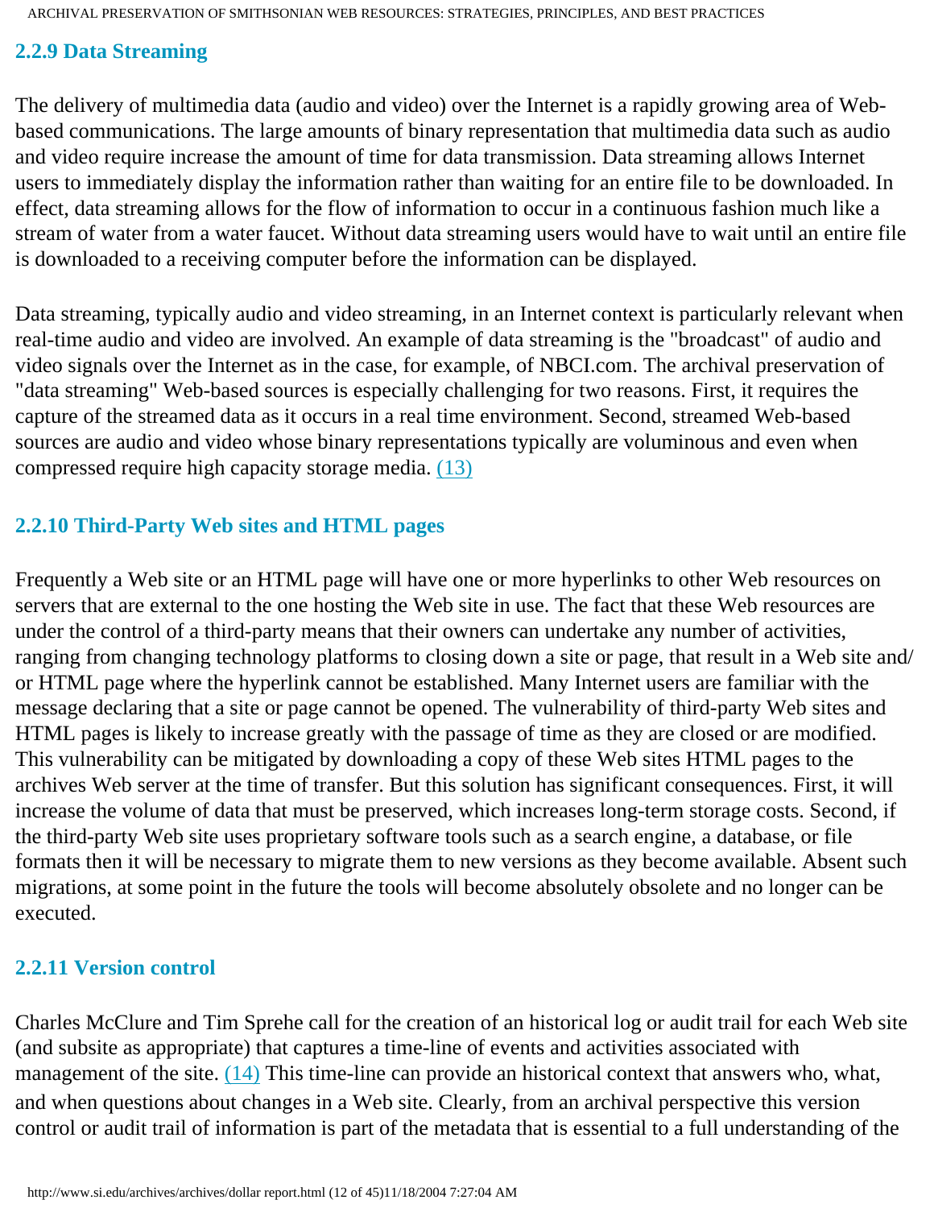### 2.2.9 Data Streaming

The delivery of multimedia data (audio and video) over the Internet is a rapidly growing area of Web-based communications. The large amounts of binary representation that multimedia data such as audio and video require increase the amount of time for data transmission. Data streaming allows Internet users to immediately display the information rather than waiting for an entire file to be downloaded. In effect, data streaming allows for the flow of information to occur in a continuous fashion much like a stream of water from a water faucet. Without data streaming users would have to wait until an entire file is downloaded to a receiving computer before the information can be displayed.

Data streaming, typically audio and video streaming, in an Internet context is particularly relevant when real-time audio and video are involved. An example of data streaming is the "broadcast" of audio and video signals over the Internet as in the case, for example, of NBCI.com. The archival preservation of "data streaming" Web-based sources is especially challenging for two reasons. First, it requires the capture of the streamed data as it occurs in a real time environment. Second, streamed Web-based sources are audio and video whose binary representations typically are voluminous and even when compressed require high capacity storage media. (13)

### 2.2.10 Third-Party Web sites and HTML pages

Frequently a Web site or an HTML page will have one or more hyperlinks to other Web resources on servers that are external to the one hosting the Web site in use. The fact that these Web resources are under the control of a third-party means that their owners can undertake any number of activities, ranging from changing technology platforms to closing down a site or page, that result in a Web site and/or HTML page where the hyperlink cannot be established. Many Internet users are familiar with the message declaring that a site or page cannot be opened. The vulnerability of third-party Web sites and HTML pages is likely to increase greatly with the passage of time as they are closed or are modified. This vulnerability can be mitigated by downloading a copy of these Web sites HTML pages to the archives Web server at the time of transfer. But this solution has significant consequences. First, it will increase the volume of data that must be preserved, which increases long-term storage costs. Second, if the third-party Web site uses proprietary software tools such as a search engine, a database, or file formats then it will be necessary to migrate them to new versions as they become available. Absent such migrations, at some point in the future the tools will become absolutely obsolete and no longer can be executed.

### 2.2.11 Version control

Charles McClure and Tim Sprehe call for the creation of an historical log or audit trail for each Web site (and subsite as appropriate) that captures a time-line of events and activities associated with management of the site. (14) This time-line can provide an historical context that answers who, what, and when questions about changes in a Web site. Clearly, from an archival perspective this version control or audit trail of information is part of the metadata that is essential to a full understanding of the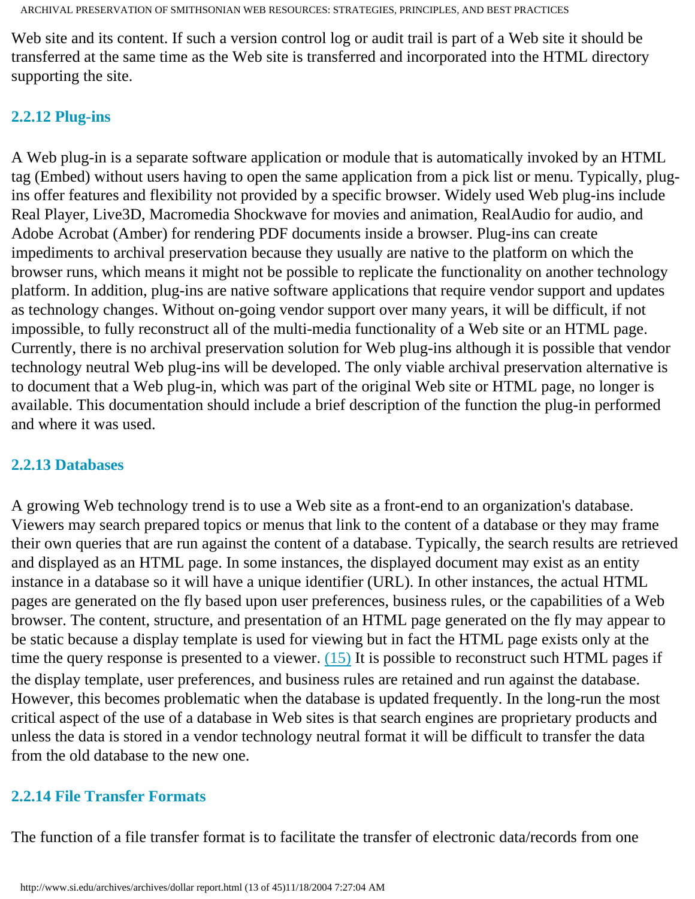Web site and its content. If such a version control log or audit trail is part of a Web site it should be transferred at the same time as the Web site is transferred and incorporated into the HTML directory supporting the site.

### 2.2.12 Plug-ins

A Web plug-in is a separate software application or module that is automatically invoked by an HTML tag (Embed) without users having to open the same application from a pick list or menu. Typically, plug-ins offer features and flexibility not provided by a specific browser. Widely used Web plug-ins include Real Player, Live3D, Macromedia Shockwave for movies and animation, RealAudio for audio, and Adobe Acrobat (Amber) for rendering PDF documents inside a browser. Plug-ins can create impediments to archival preservation because they usually are native to the platform on which the browser runs, which means it might not be possible to replicate the functionality on another technology platform. In addition, plug-ins are native software applications that require vendor support and updates as technology changes. Without on-going vendor support over many years, it will be difficult, if not impossible, to fully reconstruct all of the multi-media functionality of a Web site or an HTML page. Currently, there is no archival preservation solution for Web plug-ins although it is possible that vendor technology neutral Web plug-ins will be developed. The only viable archival preservation alternative is to document that a Web plug-in, which was part of the original Web site or HTML page, no longer is available. This documentation should include a brief description of the function the plug-in performed and where it was used.

### 2.2.13 Databases

A growing Web technology trend is to use a Web site as a front-end to an organization's database. Viewers may search prepared topics or menus that link to the content of a database or they may frame their own queries that are run against the content of a database. Typically, the search results are retrieved and displayed as an HTML page. In some instances, the displayed document may exist as an entity instance in a database so it will have a unique identifier (URL). In other instances, the actual HTML pages are generated on the fly based upon user preferences, business rules, or the capabilities of a Web browser. The content, structure, and presentation of an HTML page generated on the fly may appear to be static because a display template is used for viewing but in fact the HTML page exists only at the time the query response is presented to a viewer. (15) It is possible to reconstruct such HTML pages if the display template, user preferences, and business rules are retained and run against the database. However, this becomes problematic when the database is updated frequently. In the long-run the most critical aspect of the use of a database in Web sites is that search engines are proprietary products and unless the data is stored in a vendor technology neutral format it will be difficult to transfer the data from the old database to the new one.

### 2.2.14 File Transfer Formats

The function of a file transfer format is to facilitate the transfer of electronic data/records from one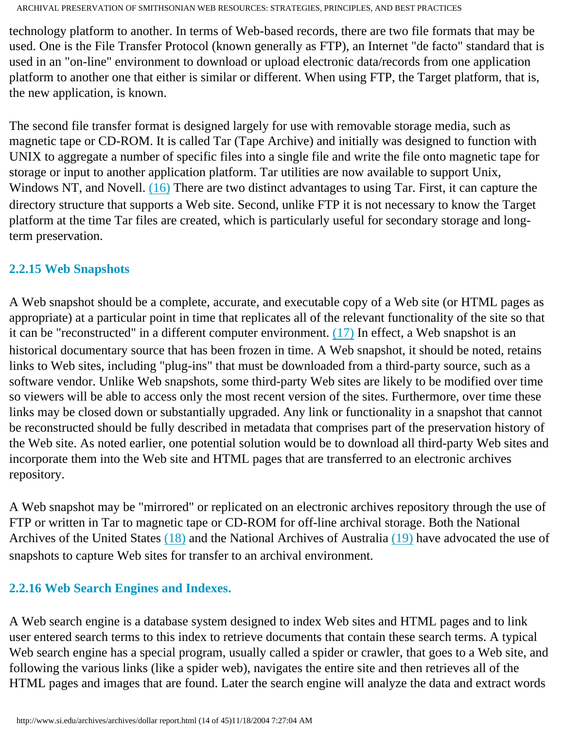technology platform to another. In terms of Web-based records, there are two file formats that may be used. One is the File Transfer Protocol (known generally as FTP), an Internet "de facto" standard that is used in an "on-line" environment to download or upload electronic data/records from one application platform to another one that either is similar or different. When using FTP, the Target platform, that is, the new application, is known.

The second file transfer format is designed largely for use with removable storage media, such as magnetic tape or CD-ROM. It is called Tar (Tape Archive) and initially was designed to function with UNIX to aggregate a number of specific files into a single file and write the file onto magnetic tape for storage or input to another application platform. Tar utilities are now available to support Unix, Windows NT, and Novell. (16) There are two distinct advantages to using Tar. First, it can capture the directory structure that supports a Web site. Second, unlike FTP it is not necessary to know the Target platform at the time Tar files are created, which is particularly useful for secondary storage and long-term preservation.

### 2.2.15 Web Snapshots

A Web snapshot should be a complete, accurate, and executable copy of a Web site (or HTML pages as appropriate) at a particular point in time that replicates all of the relevant functionality of the site so that it can be "reconstructed" in a different computer environment. (17) In effect, a Web snapshot is an historical documentary source that has been frozen in time. A Web snapshot, it should be noted, retains links to Web sites, including "plug-ins" that must be downloaded from a third-party source, such as a software vendor. Unlike Web snapshots, some third-party Web sites are likely to be modified over time so viewers will be able to access only the most recent version of the sites. Furthermore, over time these links may be closed down or substantially upgraded. Any link or functionality in a snapshot that cannot be reconstructed should be fully described in metadata that comprises part of the preservation history of the Web site. As noted earlier, one potential solution would be to download all third-party Web sites and incorporate them into the Web site and HTML pages that are transferred to an electronic archives repository.

A Web snapshot may be "mirrored" or replicated on an electronic archives repository through the use of FTP or written in Tar to magnetic tape or CD-ROM for off-line archival storage. Both the National Archives of the United States (18) and the National Archives of Australia (19) have advocated the use of snapshots to capture Web sites for transfer to an archival environment.

### 2.2.16 Web Search Engines and Indexes.

A Web search engine is a database system designed to index Web sites and HTML pages and to link user entered search terms to this index to retrieve documents that contain these search terms. A typical Web search engine has a special program, usually called a spider or crawler, that goes to a Web site, and following the various links (like a spider web), navigates the entire site and then retrieves all of the HTML pages and images that are found. Later the search engine will analyze the data and extract words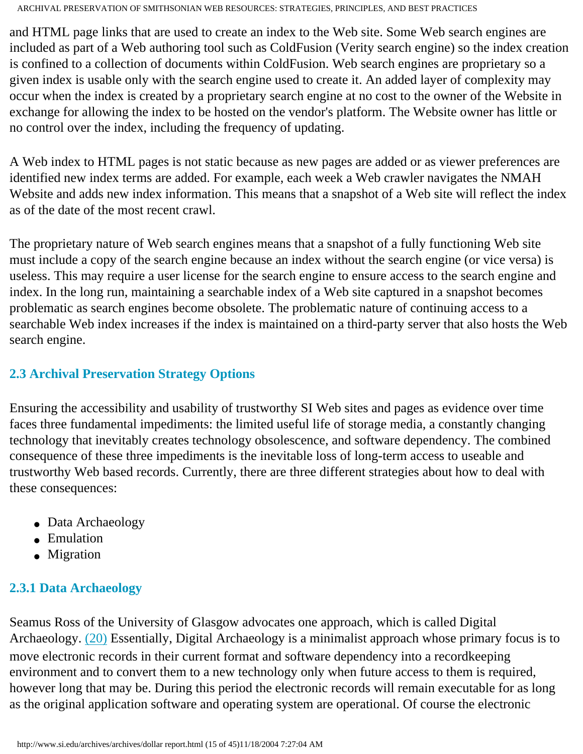and HTML page links that are used to create an index to the Web site. Some Web search engines are included as part of a Web authoring tool such as ColdFusion (Verity search engine) so the index creation is confined to a collection of documents within ColdFusion. Web search engines are proprietary so a given index is usable only with the search engine used to create it. An added layer of complexity may occur when the index is created by a proprietary search engine at no cost to the owner of the Website in exchange for allowing the index to be hosted on the vendor's platform. The Website owner has little or no control over the index, including the frequency of updating.

A Web index to HTML pages is not static because as new pages are added or as viewer preferences are identified new index terms are added. For example, each week a Web crawler navigates the NMAH Website and adds new index information. This means that a snapshot of a Web site will reflect the index as of the date of the most recent crawl.

The proprietary nature of Web search engines means that a snapshot of a fully functioning Web site must include a copy of the search engine because an index without the search engine (or vice versa) is useless. This may require a user license for the search engine to ensure access to the search engine and index. In the long run, maintaining a searchable index of a Web site captured in a snapshot becomes problematic as search engines become obsolete. The problematic nature of continuing access to a searchable Web index increases if the index is maintained on a third-party server that also hosts the Web search engine.

### 2.3 Archival Preservation Strategy Options

Ensuring the accessibility and usability of trustworthy SI Web sites and pages as evidence over time faces three fundamental impediments: the limited useful life of storage media, a constantly changing technology that inevitably creates technology obsolescence, and software dependency. The combined consequence of these three impediments is the inevitable loss of long-term access to useable and trustworthy Web based records. Currently, there are three different strategies about how to deal with these consequences:

- Data Archaeology
- Emulation
- Migration

#### 2.3.1 Data Archaeology

Seamus Ross of the University of Glasgow advocates one approach, which is called Digital Archaeology. (20) Essentially, Digital Archaeology is a minimalist approach whose primary focus is to move electronic records in their current format and software dependency into a recordkeeping environment and to convert them to a new technology only when future access to them is required, however long that may be. During this period the electronic records will remain executable for as long as the original application software and operating system are operational. Of course the electronic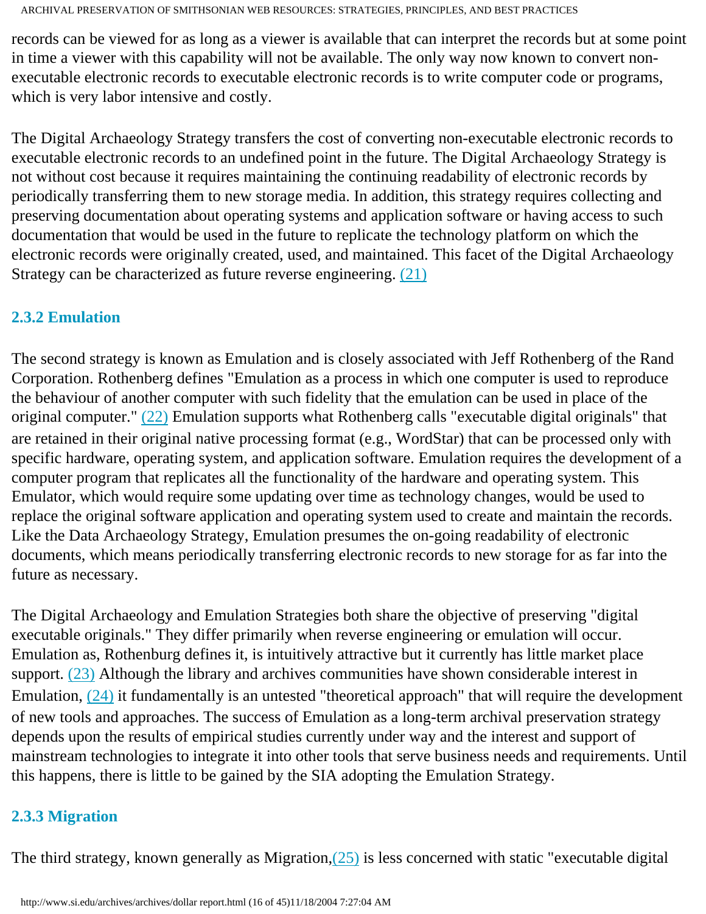records can be viewed for as long as a viewer is available that can interpret the records but at some point in time a viewer with this capability will not be available. The only way now known to convert non-executable electronic records to executable electronic records is to write computer code or programs, which is very labor intensive and costly.

The Digital Archaeology Strategy transfers the cost of converting non-executable electronic records to executable electronic records to an undefined point in the future. The Digital Archaeology Strategy is not without cost because it requires maintaining the continuing readability of electronic records by periodically transferring them to new storage media. In addition, this strategy requires collecting and preserving documentation about operating systems and application software or having access to such documentation that would be used in the future to replicate the technology platform on which the electronic records were originally created, used, and maintained. This facet of the Digital Archaeology Strategy can be characterized as future reverse engineering. (21)

### 2.3.2 Emulation

The second strategy is known as Emulation and is closely associated with Jeff Rothenberg of the Rand Corporation. Rothenberg defines "Emulation as a process in which one computer is used to reproduce the behaviour of another computer with such fidelity that the emulation can be used in place of the original computer." (22) Emulation supports what Rothenberg calls "executable digital originals" that are retained in their original native processing format (e.g., WordStar) that can be processed only with specific hardware, operating system, and application software. Emulation requires the development of a computer program that replicates all the functionality of the hardware and operating system. This Emulator, which would require some updating over time as technology changes, would be used to replace the original software application and operating system used to create and maintain the records. Like the Data Archaeology Strategy, Emulation presumes the on-going readability of electronic documents, which means periodically transferring electronic records to new storage for as far into the future as necessary.

The Digital Archaeology and Emulation Strategies both share the objective of preserving "digital executable originals." They differ primarily when reverse engineering or emulation will occur. Emulation as, Rothenburg defines it, is intuitively attractive but it currently has little market place support. (23) Although the library and archives communities have shown considerable interest in Emulation, (24) it fundamentally is an untested "theoretical approach" that will require the development of new tools and approaches. The success of Emulation as a long-term archival preservation strategy depends upon the results of empirical studies currently under way and the interest and support of mainstream technologies to integrate it into other tools that serve business needs and requirements. Until this happens, there is little to be gained by the SIA adopting the Emulation Strategy.

### 2.3.3 Migration

The third strategy, known generally as Migration,(25) is less concerned with static "executable digital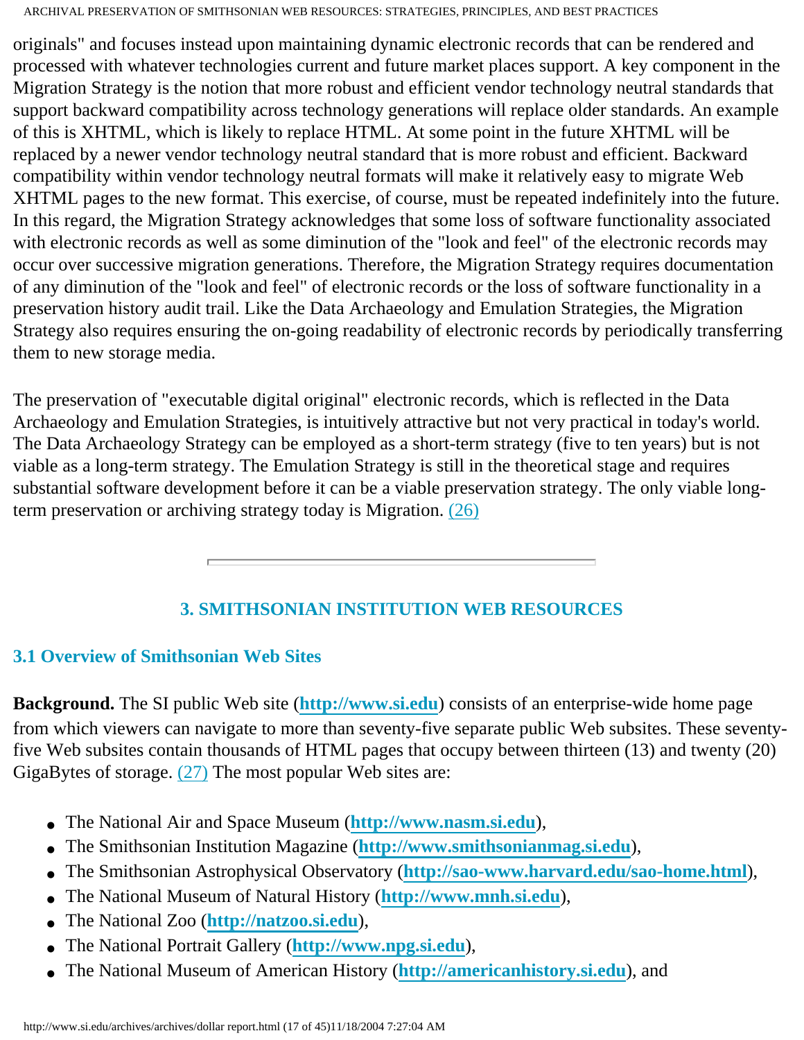originals" and focuses instead upon maintaining dynamic electronic records that can be rendered and processed with whatever technologies current and future market places support. A key component in the Migration Strategy is the notion that more robust and efficient vendor technology neutral standards that support backward compatibility across technology generations will replace older standards. An example of this is XHTML, which is likely to replace HTML. At some point in the future XHTML will be replaced by a newer vendor technology neutral standard that is more robust and efficient. Backward compatibility within vendor technology neutral formats will make it relatively easy to migrate Web XHTML pages to the new format. This exercise, of course, must be repeated indefinitely into the future. In this regard, the Migration Strategy acknowledges that some loss of software functionality associated with electronic records as well as some diminution of the "look and feel" of the electronic records may occur over successive migration generations. Therefore, the Migration Strategy requires documentation of any diminution of the "look and feel" of electronic records or the loss of software functionality in a preservation history audit trail. Like the Data Archaeology and Emulation Strategies, the Migration Strategy also requires ensuring the on-going readability of electronic records by periodically transferring them to new storage media.

The preservation of "executable digital original" electronic records, which is reflected in the Data Archaeology and Emulation Strategies, is intuitively attractive but not very practical in today's world. The Data Archaeology Strategy can be employed as a short-term strategy (five to ten years) but is not viable as a long-term strategy. The Emulation Strategy is still in the theoretical stage and requires substantial software development before it can be a viable preservation strategy. The only viable long-term preservation or archiving strategy today is Migration. (26)

---

## 3. SMITHSONIAN INSTITUTION WEB RESOURCES

### 3.1 Overview of Smithsonian Web Sites

**Background.** The SI public Web site (**http://www.si.edu**) consists of an enterprise-wide home page from which viewers can navigate to more than seventy-five separate public Web subsites. These seventy-five Web subsites contain thousands of HTML pages that occupy between thirteen (13) and twenty (20) GigaBytes of storage. (27) The most popular Web sites are:

- The National Air and Space Museum (**http://www.nasm.si.edu**),
- The Smithsonian Institution Magazine (**http://www.smithsonianmag.si.edu**),
- The Smithsonian Astrophysical Observatory (**http://sao-www.harvard.edu/sao-home.html**),
- The National Museum of Natural History (**http://www.mnh.si.edu**),
- The National Zoo (**http://natzoo.si.edu**),
- The National Portrait Gallery (**http://www.npg.si.edu**),
- The National Museum of American History (**http://americanhistory.si.edu**), and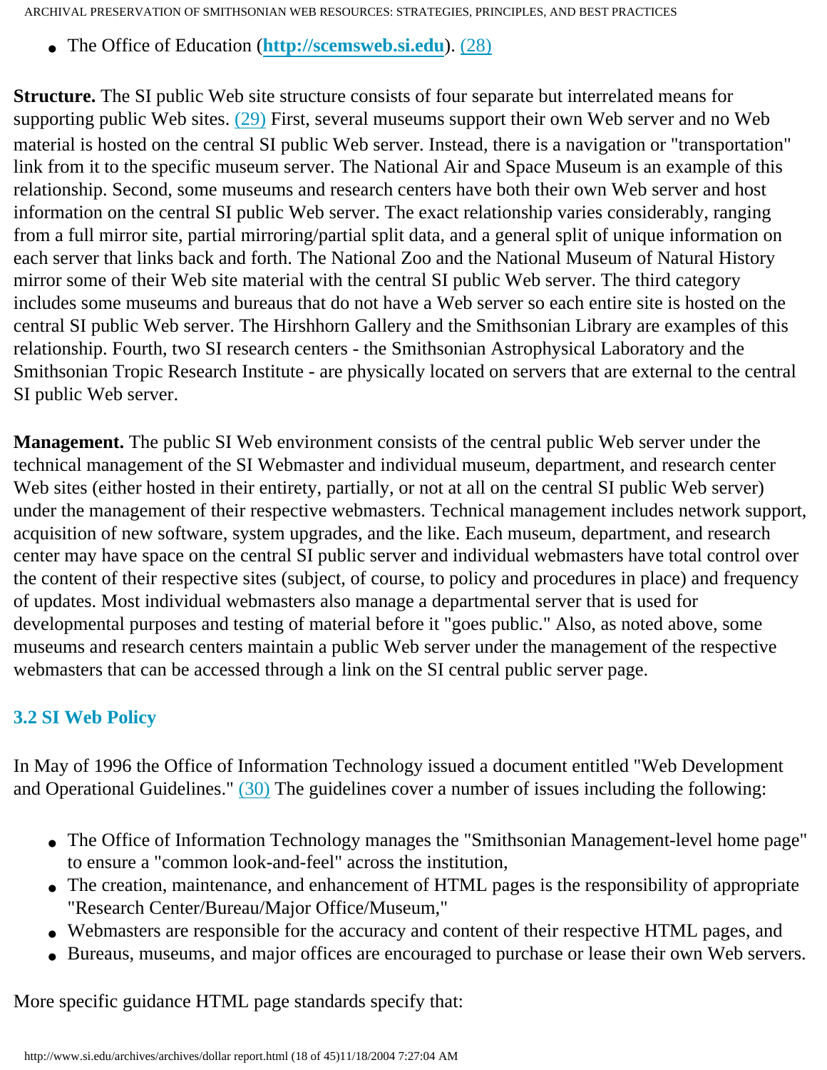- The Office of Education (**http://scemsweb.si.edu**). (28)

**Structure.** The SI public Web site structure consists of four separate but interrelated means for supporting public Web sites. (29) First, several museums support their own Web server and no Web material is hosted on the central SI public Web server. Instead, there is a navigation or "transportation" link from it to the specific museum server. The National Air and Space Museum is an example of this relationship. Second, some museums and research centers have both their own Web server and host information on the central SI public Web server. The exact relationship varies considerably, ranging from a full mirror site, partial mirroring/partial split data, and a general split of unique information on each server that links back and forth. The National Zoo and the National Museum of Natural History mirror some of their Web site material with the central SI public Web server. The third category includes some museums and bureaus that do not have a Web server so each entire site is hosted on the central SI public Web server. The Hirshhorn Gallery and the Smithsonian Library are examples of this relationship. Fourth, two SI research centers - the Smithsonian Astrophysical Laboratory and the Smithsonian Tropic Research Institute - are physically located on servers that are external to the central SI public Web server.

**Management.** The public SI Web environment consists of the central public Web server under the technical management of the SI Webmaster and individual museum, department, and research center Web sites (either hosted in their entirety, partially, or not at all on the central SI public Web server) under the management of their respective webmasters. Technical management includes network support, acquisition of new software, system upgrades, and the like. Each museum, department, and research center may have space on the central SI public server and individual webmasters have total control over the content of their respective sites (subject, of course, to policy and procedures in place) and frequency of updates. Most individual webmasters also manage a departmental server that is used for developmental purposes and testing of material before it "goes public." Also, as noted above, some museums and research centers maintain a public Web server under the management of the respective webmasters that can be accessed through a link on the SI central public server page.

### 3.2 SI Web Policy

In May of 1996 the Office of Information Technology issued a document entitled "Web Development and Operational Guidelines." (30) The guidelines cover a number of issues including the following:

- The Office of Information Technology manages the "Smithsonian Management-level home page" to ensure a "common look-and-feel" across the institution,
- The creation, maintenance, and enhancement of HTML pages is the responsibility of appropriate "Research Center/Bureau/Major Office/Museum,"
- Webmasters are responsible for the accuracy and content of their respective HTML pages, and
- Bureaus, museums, and major offices are encouraged to purchase or lease their own Web servers.

More specific guidance HTML page standards specify that: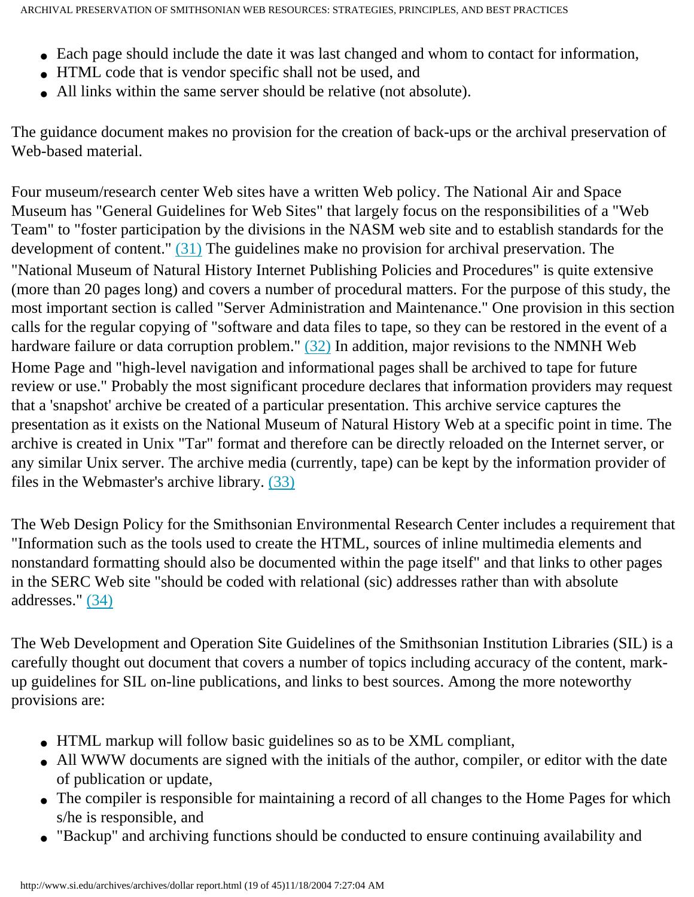- Each page should include the date it was last changed and whom to contact for information,
- HTML code that is vendor specific shall not be used, and
- All links within the same server should be relative (not absolute).

The guidance document makes no provision for the creation of back-ups or the archival preservation of Web-based material.

Four museum/research center Web sites have a written Web policy. The National Air and Space Museum has "General Guidelines for Web Sites" that largely focus on the responsibilities of a "Web Team" to "foster participation by the divisions in the NASM web site and to establish standards for the development of content." (31) The guidelines make no provision for archival preservation. The "National Museum of Natural History Internet Publishing Policies and Procedures" is quite extensive (more than 20 pages long) and covers a number of procedural matters. For the purpose of this study, the most important section is called "Server Administration and Maintenance." One provision in this section calls for the regular copying of "software and data files to tape, so they can be restored in the event of a hardware failure or data corruption problem." (32) In addition, major revisions to the NMNH Web Home Page and "high-level navigation and informational pages shall be archived to tape for future review or use." Probably the most significant procedure declares that information providers may request that a 'snapshot' archive be created of a particular presentation. This archive service captures the presentation as it exists on the National Museum of Natural History Web at a specific point in time. The archive is created in Unix "Tar" format and therefore can be directly reloaded on the Internet server, or any similar Unix server. The archive media (currently, tape) can be kept by the information provider of files in the Webmaster's archive library. (33)

The Web Design Policy for the Smithsonian Environmental Research Center includes a requirement that "Information such as the tools used to create the HTML, sources of inline multimedia elements and nonstandard formatting should also be documented within the page itself" and that links to other pages in the SERC Web site "should be coded with relational (sic) addresses rather than with absolute addresses." (34)

The Web Development and Operation Site Guidelines of the Smithsonian Institution Libraries (SIL) is a carefully thought out document that covers a number of topics including accuracy of the content, mark-up guidelines for SIL on-line publications, and links to best sources. Among the more noteworthy provisions are:

- HTML markup will follow basic guidelines so as to be XML compliant,
- All WWW documents are signed with the initials of the author, compiler, or editor with the date of publication or update,
- The compiler is responsible for maintaining a record of all changes to the Home Pages for which s/he is responsible, and
- "Backup" and archiving functions should be conducted to ensure continuing availability and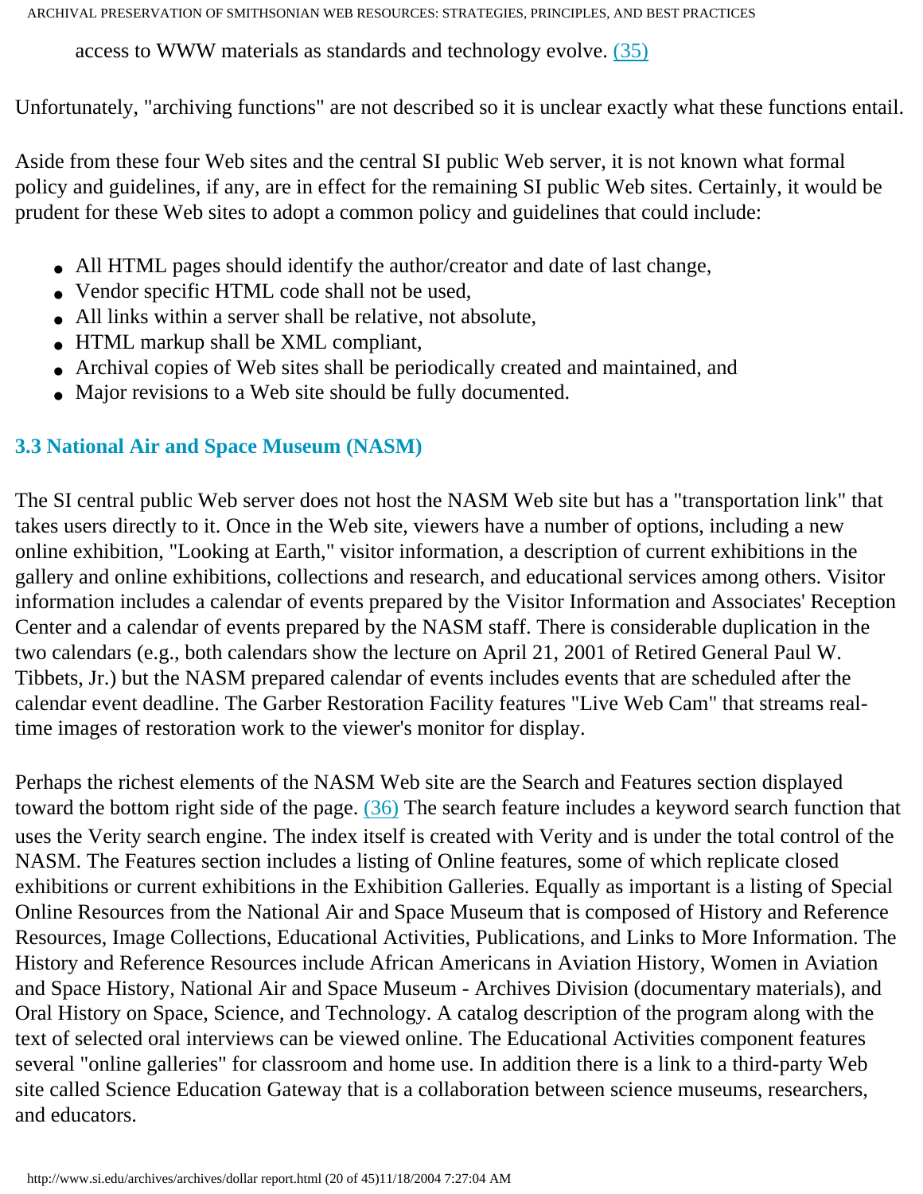access to WWW materials as standards and technology evolve. (35)

Unfortunately, "archiving functions" are not described so it is unclear exactly what these functions entail.

Aside from these four Web sites and the central SI public Web server, it is not known what formal policy and guidelines, if any, are in effect for the remaining SI public Web sites. Certainly, it would be prudent for these Web sites to adopt a common policy and guidelines that could include:

- All HTML pages should identify the author/creator and date of last change,
- Vendor specific HTML code shall not be used,
- All links within a server shall be relative, not absolute,
- HTML markup shall be XML compliant,
- Archival copies of Web sites shall be periodically created and maintained, and
- Major revisions to a Web site should be fully documented.

### 3.3 National Air and Space Museum (NASM)

The SI central public Web server does not host the NASM Web site but has a "transportation link" that takes users directly to it. Once in the Web site, viewers have a number of options, including a new online exhibition, "Looking at Earth," visitor information, a description of current exhibitions in the gallery and online exhibitions, collections and research, and educational services among others. Visitor information includes a calendar of events prepared by the Visitor Information and Associates' Reception Center and a calendar of events prepared by the NASM staff. There is considerable duplication in the two calendars (e.g., both calendars show the lecture on April 21, 2001 of Retired General Paul W. Tibbets, Jr.) but the NASM prepared calendar of events includes events that are scheduled after the calendar event deadline. The Garber Restoration Facility features "Live Web Cam" that streams real-time images of restoration work to the viewer's monitor for display.

Perhaps the richest elements of the NASM Web site are the Search and Features section displayed toward the bottom right side of the page. (36) The search feature includes a keyword search function that uses the Verity search engine. The index itself is created with Verity and is under the total control of the NASM. The Features section includes a listing of Online features, some of which replicate closed exhibitions or current exhibitions in the Exhibition Galleries. Equally as important is a listing of Special Online Resources from the National Air and Space Museum that is composed of History and Reference Resources, Image Collections, Educational Activities, Publications, and Links to More Information. The History and Reference Resources include African Americans in Aviation History, Women in Aviation and Space History, National Air and Space Museum - Archives Division (documentary materials), and Oral History on Space, Science, and Technology. A catalog description of the program along with the text of selected oral interviews can be viewed online. The Educational Activities component features several "online galleries" for classroom and home use. In addition there is a link to a third-party Web site called Science Education Gateway that is a collaboration between science museums, researchers, and educators.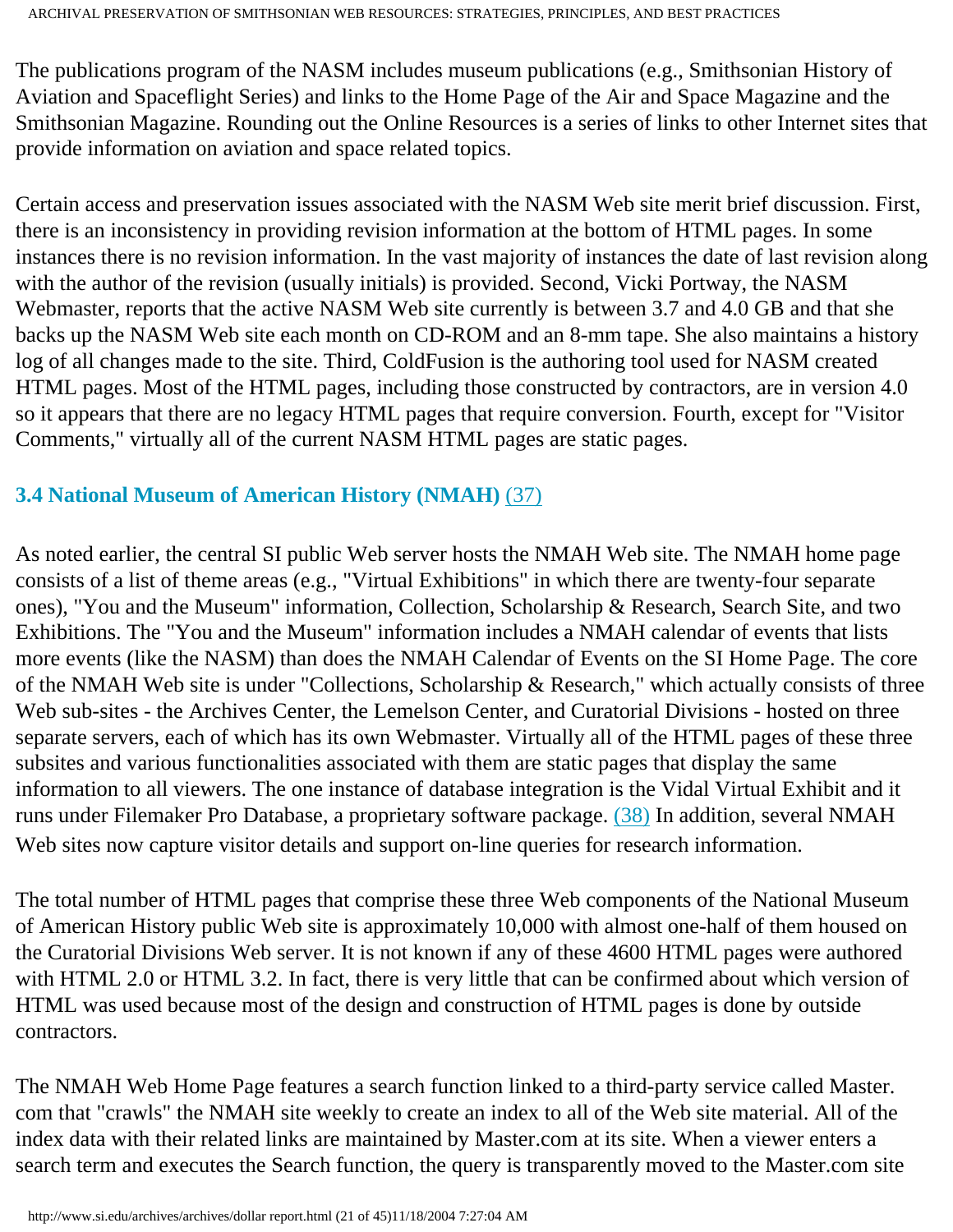The publications program of the NASM includes museum publications (e.g., Smithsonian History of Aviation and Spaceflight Series) and links to the Home Page of the Air and Space Magazine and the Smithsonian Magazine. Rounding out the Online Resources is a series of links to other Internet sites that provide information on aviation and space related topics.

Certain access and preservation issues associated with the NASM Web site merit brief discussion. First, there is an inconsistency in providing revision information at the bottom of HTML pages. In some instances there is no revision information. In the vast majority of instances the date of last revision along with the author of the revision (usually initials) is provided. Second, Vicki Portway, the NASM Webmaster, reports that the active NASM Web site currently is between 3.7 and 4.0 GB and that she backs up the NASM Web site each month on CD-ROM and an 8-mm tape. She also maintains a history log of all changes made to the site. Third, ColdFusion is the authoring tool used for NASM created HTML pages. Most of the HTML pages, including those constructed by contractors, are in version 4.0 so it appears that there are no legacy HTML pages that require conversion. Fourth, except for "Visitor Comments," virtually all of the current NASM HTML pages are static pages.

### 3.4 National Museum of American History (NMAH) (37)

As noted earlier, the central SI public Web server hosts the NMAH Web site. The NMAH home page consists of a list of theme areas (e.g., "Virtual Exhibitions" in which there are twenty-four separate ones), "You and the Museum" information, Collection, Scholarship & Research, Search Site, and two Exhibitions. The "You and the Museum" information includes a NMAH calendar of events that lists more events (like the NASM) than does the NMAH Calendar of Events on the SI Home Page. The core of the NMAH Web site is under "Collections, Scholarship & Research," which actually consists of three Web sub-sites - the Archives Center, the Lemelson Center, and Curatorial Divisions - hosted on three separate servers, each of which has its own Webmaster. Virtually all of the HTML pages of these three subsites and various functionalities associated with them are static pages that display the same information to all viewers. The one instance of database integration is the Vidal Virtual Exhibit and it runs under Filemaker Pro Database, a proprietary software package. (38) In addition, several NMAH Web sites now capture visitor details and support on-line queries for research information.

The total number of HTML pages that comprise these three Web components of the National Museum of American History public Web site is approximately 10,000 with almost one-half of them housed on the Curatorial Divisions Web server. It is not known if any of these 4600 HTML pages were authored with HTML 2.0 or HTML 3.2. In fact, there is very little that can be confirmed about which version of HTML was used because most of the design and construction of HTML pages is done by outside contractors.

The NMAH Web Home Page features a search function linked to a third-party service called Master. com that "crawls" the NMAH site weekly to create an index to all of the Web site material. All of the index data with their related links are maintained by Master.com at its site. When a viewer enters a search term and executes the Search function, the query is transparently moved to the Master.com site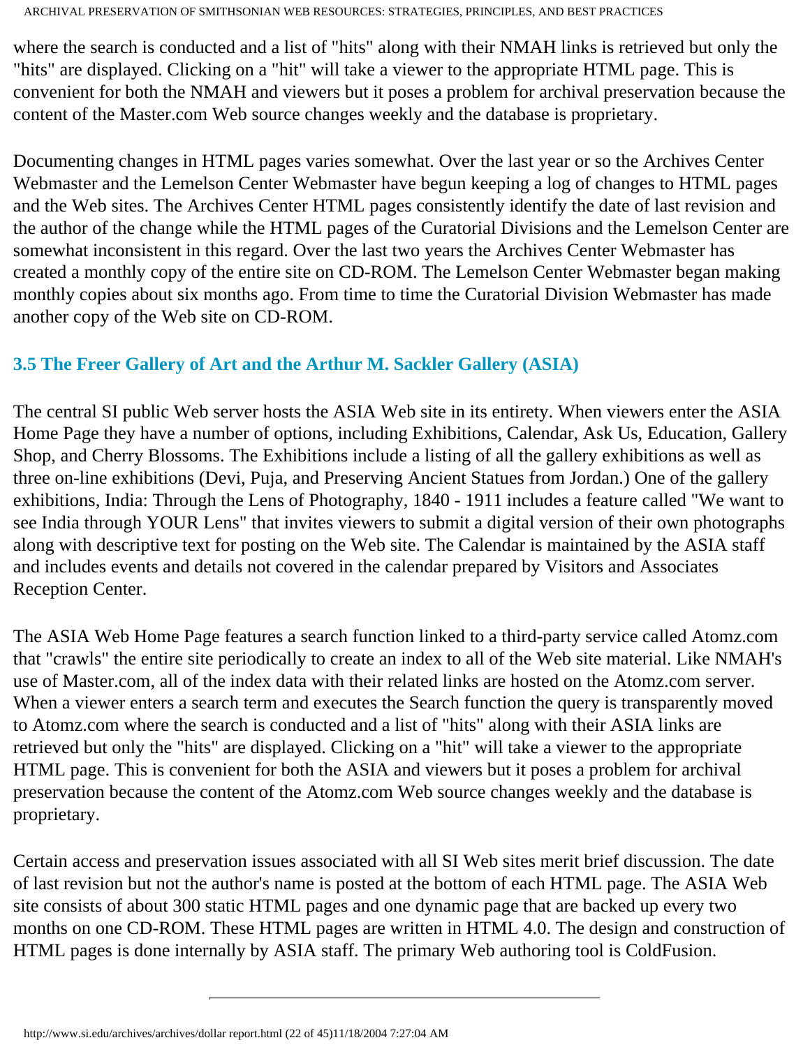where the search is conducted and a list of "hits" along with their NMAH links is retrieved but only the "hits" are displayed. Clicking on a "hit" will take a viewer to the appropriate HTML page. This is convenient for both the NMAH and viewers but it poses a problem for archival preservation because the content of the Master.com Web source changes weekly and the database is proprietary.

Documenting changes in HTML pages varies somewhat. Over the last year or so the Archives Center Webmaster and the Lemelson Center Webmaster have begun keeping a log of changes to HTML pages and the Web sites. The Archives Center HTML pages consistently identify the date of last revision and the author of the change while the HTML pages of the Curatorial Divisions and the Lemelson Center are somewhat inconsistent in this regard. Over the last two years the Archives Center Webmaster has created a monthly copy of the entire site on CD-ROM. The Lemelson Center Webmaster began making monthly copies about six months ago. From time to time the Curatorial Division Webmaster has made another copy of the Web site on CD-ROM.

### 3.5 The Freer Gallery of Art and the Arthur M. Sackler Gallery (ASIA)

The central SI public Web server hosts the ASIA Web site in its entirety. When viewers enter the ASIA Home Page they have a number of options, including Exhibitions, Calendar, Ask Us, Education, Gallery Shop, and Cherry Blossoms. The Exhibitions include a listing of all the gallery exhibitions as well as three on-line exhibitions (Devi, Puja, and Preserving Ancient Statues from Jordan.) One of the gallery exhibitions, India: Through the Lens of Photography, 1840 - 1911 includes a feature called "We want to see India through YOUR Lens" that invites viewers to submit a digital version of their own photographs along with descriptive text for posting on the Web site. The Calendar is maintained by the ASIA staff and includes events and details not covered in the calendar prepared by Visitors and Associates Reception Center.

The ASIA Web Home Page features a search function linked to a third-party service called Atomz.com that "crawls" the entire site periodically to create an index to all of the Web site material. Like NMAH's use of Master.com, all of the index data with their related links are hosted on the Atomz.com server. When a viewer enters a search term and executes the Search function the query is transparently moved to Atomz.com where the search is conducted and a list of "hits" along with their ASIA links are retrieved but only the "hits" are displayed. Clicking on a "hit" will take a viewer to the appropriate HTML page. This is convenient for both the ASIA and viewers but it poses a problem for archival preservation because the content of the Atomz.com Web source changes weekly and the database is proprietary.

Certain access and preservation issues associated with all SI Web sites merit brief discussion. The date of last revision but not the author's name is posted at the bottom of each HTML page. The ASIA Web site consists of about 300 static HTML pages and one dynamic page that are backed up every two months on one CD-ROM. These HTML pages are written in HTML 4.0. The design and construction of HTML pages is done internally by ASIA staff. The primary Web authoring tool is ColdFusion.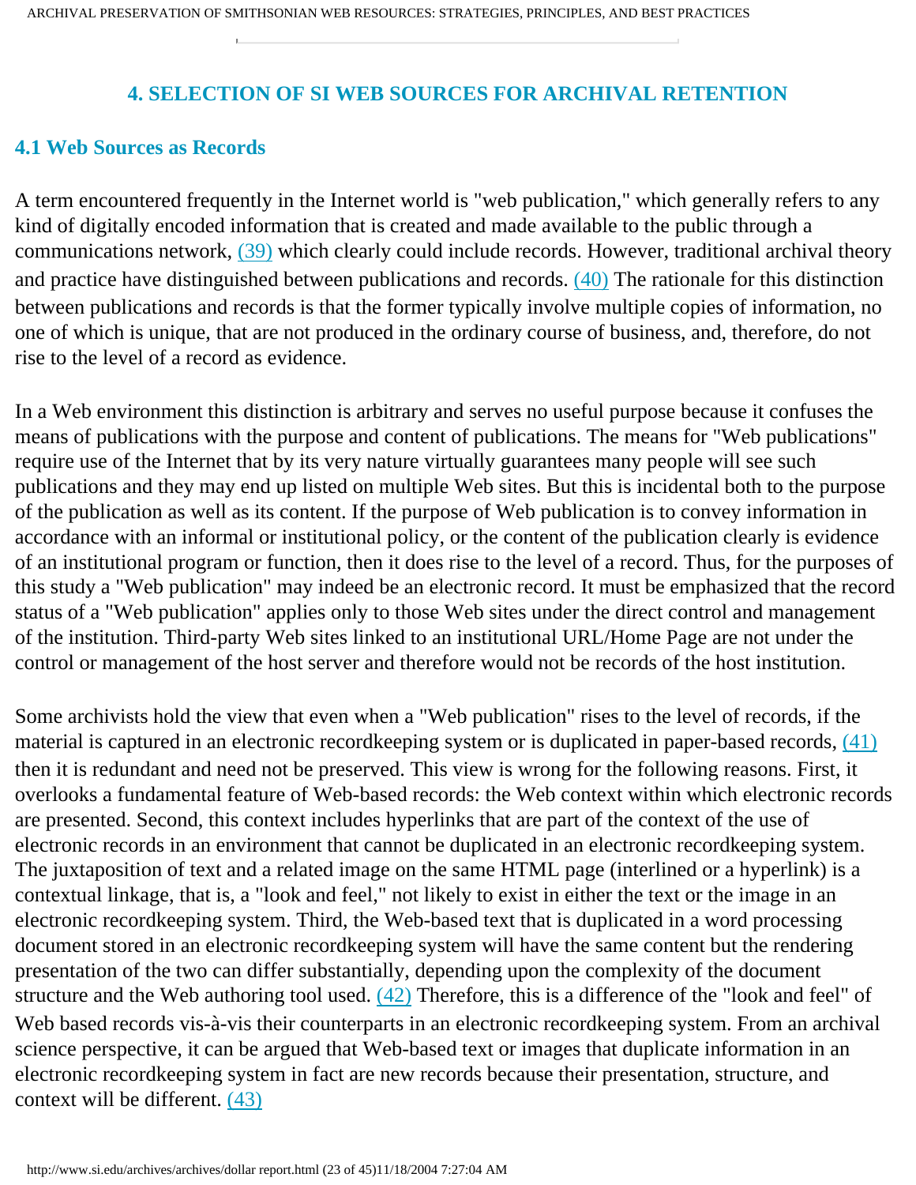## 4. SELECTION OF SI WEB SOURCES FOR ARCHIVAL RETENTION

### 4.1 Web Sources as Records

A term encountered frequently in the Internet world is "web publication," which generally refers to any kind of digitally encoded information that is created and made available to the public through a communications network, (39) which clearly could include records. However, traditional archival theory and practice have distinguished between publications and records. (40) The rationale for this distinction between publications and records is that the former typically involve multiple copies of information, no one of which is unique, that are not produced in the ordinary course of business, and, therefore, do not rise to the level of a record as evidence.

In a Web environment this distinction is arbitrary and serves no useful purpose because it confuses the means of publications with the purpose and content of publications. The means for "Web publications" require use of the Internet that by its very nature virtually guarantees many people will see such publications and they may end up listed on multiple Web sites. But this is incidental both to the purpose of the publication as well as its content. If the purpose of Web publication is to convey information in accordance with an informal or institutional policy, or the content of the publication clearly is evidence of an institutional program or function, then it does rise to the level of a record. Thus, for the purposes of this study a "Web publication" may indeed be an electronic record. It must be emphasized that the record status of a "Web publication" applies only to those Web sites under the direct control and management of the institution. Third-party Web sites linked to an institutional URL/Home Page are not under the control or management of the host server and therefore would not be records of the host institution.

Some archivists hold the view that even when a "Web publication" rises to the level of records, if the material is captured in an electronic recordkeeping system or is duplicated in paper-based records, (41) then it is redundant and need not be preserved. This view is wrong for the following reasons. First, it overlooks a fundamental feature of Web-based records: the Web context within which electronic records are presented. Second, this context includes hyperlinks that are part of the context of the use of electronic records in an environment that cannot be duplicated in an electronic recordkeeping system. The juxtaposition of text and a related image on the same HTML page (interlined or a hyperlink) is a contextual linkage, that is, a "look and feel," not likely to exist in either the text or the image in an electronic recordkeeping system. Third, the Web-based text that is duplicated in a word processing document stored in an electronic recordkeeping system will have the same content but the rendering presentation of the two can differ substantially, depending upon the complexity of the document structure and the Web authoring tool used. (42) Therefore, this is a difference of the "look and feel" of Web based records vis-à-vis their counterparts in an electronic recordkeeping system. From an archival science perspective, it can be argued that Web-based text or images that duplicate information in an electronic recordkeeping system in fact are new records because their presentation, structure, and context will be different. (43)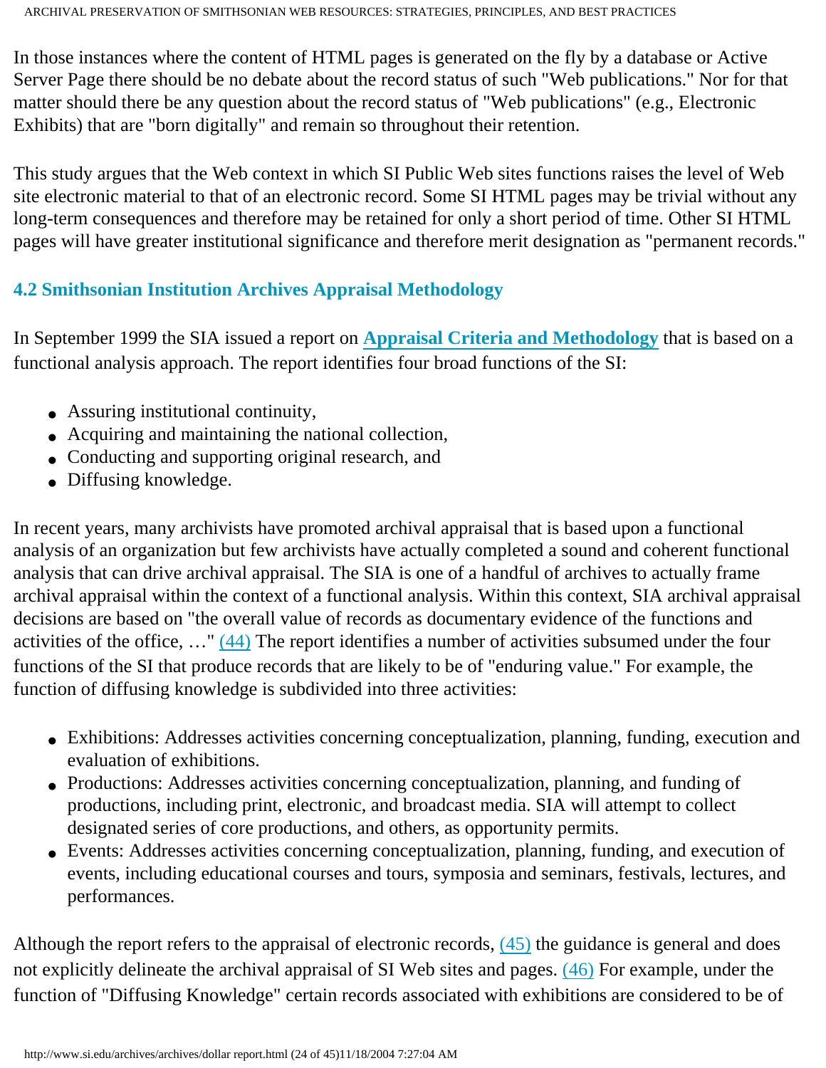In those instances where the content of HTML pages is generated on the fly by a database or Active Server Page there should be no debate about the record status of such "Web publications." Nor for that matter should there be any question about the record status of "Web publications" (e.g., Electronic Exhibits) that are "born digitally" and remain so throughout their retention.

This study argues that the Web context in which SI Public Web sites functions raises the level of Web site electronic material to that of an electronic record. Some SI HTML pages may be trivial without any long-term consequences and therefore may be retained for only a short period of time. Other SI HTML pages will have greater institutional significance and therefore merit designation as "permanent records."

### 4.2 Smithsonian Institution Archives Appraisal Methodology

In September 1999 the SIA issued a report on **Appraisal Criteria and Methodology** that is based on a functional analysis approach. The report identifies four broad functions of the SI:

- Assuring institutional continuity,
- Acquiring and maintaining the national collection,
- Conducting and supporting original research, and
- Diffusing knowledge.

In recent years, many archivists have promoted archival appraisal that is based upon a functional analysis of an organization but few archivists have actually completed a sound and coherent functional analysis that can drive archival appraisal. The SIA is one of a handful of archives to actually frame archival appraisal within the context of a functional analysis. Within this context, SIA archival appraisal decisions are based on "the overall value of records as documentary evidence of the functions and activities of the office, …" (44) The report identifies a number of activities subsumed under the four functions of the SI that produce records that are likely to be of "enduring value." For example, the function of diffusing knowledge is subdivided into three activities:

- Exhibitions: Addresses activities concerning conceptualization, planning, funding, execution and evaluation of exhibitions.
- Productions: Addresses activities concerning conceptualization, planning, and funding of productions, including print, electronic, and broadcast media. SIA will attempt to collect designated series of core productions, and others, as opportunity permits.
- Events: Addresses activities concerning conceptualization, planning, funding, and execution of events, including educational courses and tours, symposia and seminars, festivals, lectures, and performances.

Although the report refers to the appraisal of electronic records, (45) the guidance is general and does not explicitly delineate the archival appraisal of SI Web sites and pages. (46) For example, under the function of "Diffusing Knowledge" certain records associated with exhibitions are considered to be of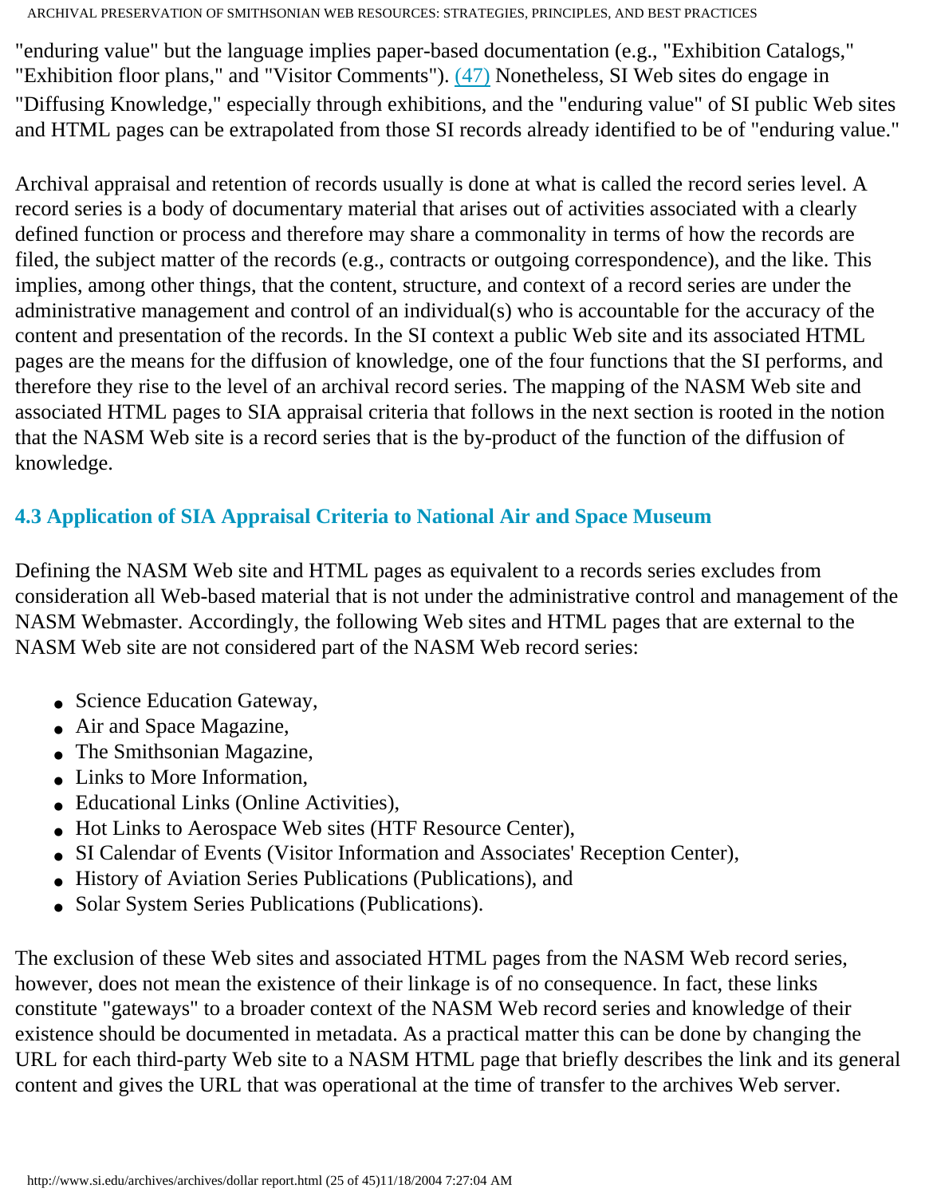"enduring value" but the language implies paper-based documentation (e.g., "Exhibition Catalogs," "Exhibition floor plans," and "Visitor Comments"). (47) Nonetheless, SI Web sites do engage in "Diffusing Knowledge," especially through exhibitions, and the "enduring value" of SI public Web sites and HTML pages can be extrapolated from those SI records already identified to be of "enduring value."

Archival appraisal and retention of records usually is done at what is called the record series level. A record series is a body of documentary material that arises out of activities associated with a clearly defined function or process and therefore may share a commonality in terms of how the records are filed, the subject matter of the records (e.g., contracts or outgoing correspondence), and the like. This implies, among other things, that the content, structure, and context of a record series are under the administrative management and control of an individual(s) who is accountable for the accuracy of the content and presentation of the records. In the SI context a public Web site and its associated HTML pages are the means for the diffusion of knowledge, one of the four functions that the SI performs, and therefore they rise to the level of an archival record series. The mapping of the NASM Web site and associated HTML pages to SIA appraisal criteria that follows in the next section is rooted in the notion that the NASM Web site is a record series that is the by-product of the function of the diffusion of knowledge.

### 4.3 Application of SIA Appraisal Criteria to National Air and Space Museum

Defining the NASM Web site and HTML pages as equivalent to a records series excludes from consideration all Web-based material that is not under the administrative control and management of the NASM Webmaster. Accordingly, the following Web sites and HTML pages that are external to the NASM Web site are not considered part of the NASM Web record series:

- Science Education Gateway,
- Air and Space Magazine,
- The Smithsonian Magazine,
- Links to More Information,
- Educational Links (Online Activities),
- Hot Links to Aerospace Web sites (HTF Resource Center),
- SI Calendar of Events (Visitor Information and Associates' Reception Center),
- History of Aviation Series Publications (Publications), and
- Solar System Series Publications (Publications).

The exclusion of these Web sites and associated HTML pages from the NASM Web record series, however, does not mean the existence of their linkage is of no consequence. In fact, these links constitute "gateways" to a broader context of the NASM Web record series and knowledge of their existence should be documented in metadata. As a practical matter this can be done by changing the URL for each third-party Web site to a NASM HTML page that briefly describes the link and its general content and gives the URL that was operational at the time of transfer to the archives Web server.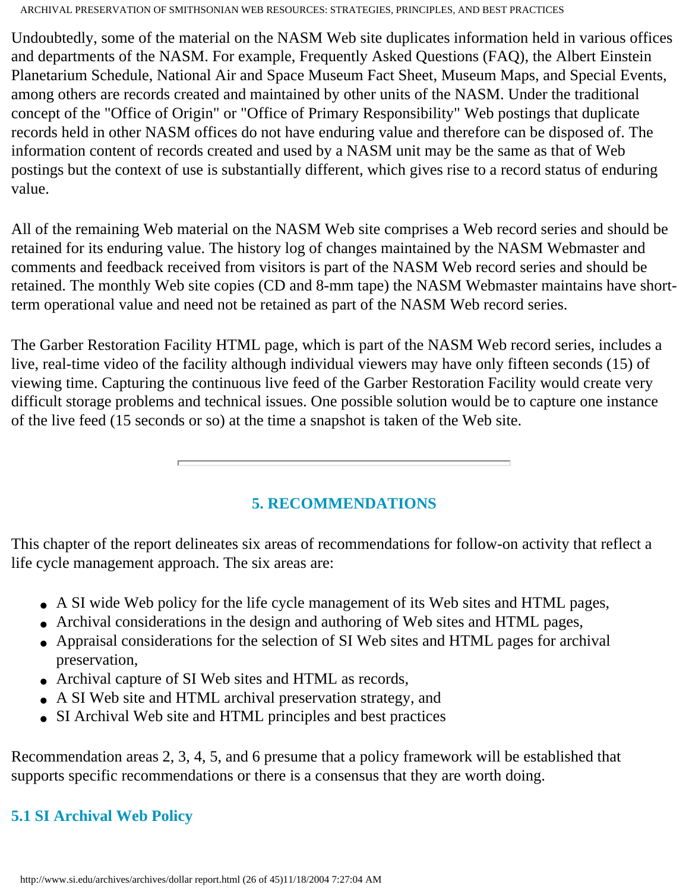Undoubtedly, some of the material on the NASM Web site duplicates information held in various offices and departments of the NASM. For example, Frequently Asked Questions (FAQ), the Albert Einstein Planetarium Schedule, National Air and Space Museum Fact Sheet, Museum Maps, and Special Events, among others are records created and maintained by other units of the NASM. Under the traditional concept of the "Office of Origin" or "Office of Primary Responsibility" Web postings that duplicate records held in other NASM offices do not have enduring value and therefore can be disposed of. The information content of records created and used by a NASM unit may be the same as that of Web postings but the context of use is substantially different, which gives rise to a record status of enduring value.

All of the remaining Web material on the NASM Web site comprises a Web record series and should be retained for its enduring value. The history log of changes maintained by the NASM Webmaster and comments and feedback received from visitors is part of the NASM Web record series and should be retained. The monthly Web site copies (CD and 8-mm tape) the NASM Webmaster maintains have short-term operational value and need not be retained as part of the NASM Web record series.

The Garber Restoration Facility HTML page, which is part of the NASM Web record series, includes a live, real-time video of the facility although individual viewers may have only fifteen seconds (15) of viewing time. Capturing the continuous live feed of the Garber Restoration Facility would create very difficult storage problems and technical issues. One possible solution would be to capture one instance of the live feed (15 seconds or so) at the time a snapshot is taken of the Web site.

---

## 5. RECOMMENDATIONS

This chapter of the report delineates six areas of recommendations for follow-on activity that reflect a life cycle management approach. The six areas are:

- A SI wide Web policy for the life cycle management of its Web sites and HTML pages,
- Archival considerations in the design and authoring of Web sites and HTML pages,
- Appraisal considerations for the selection of SI Web sites and HTML pages for archival preservation,
- Archival capture of SI Web sites and HTML as records,
- A SI Web site and HTML archival preservation strategy, and
- SI Archival Web site and HTML principles and best practices

Recommendation areas 2, 3, 4, 5, and 6 presume that a policy framework will be established that supports specific recommendations or there is a consensus that they are worth doing.

### 5.1 SI Archival Web Policy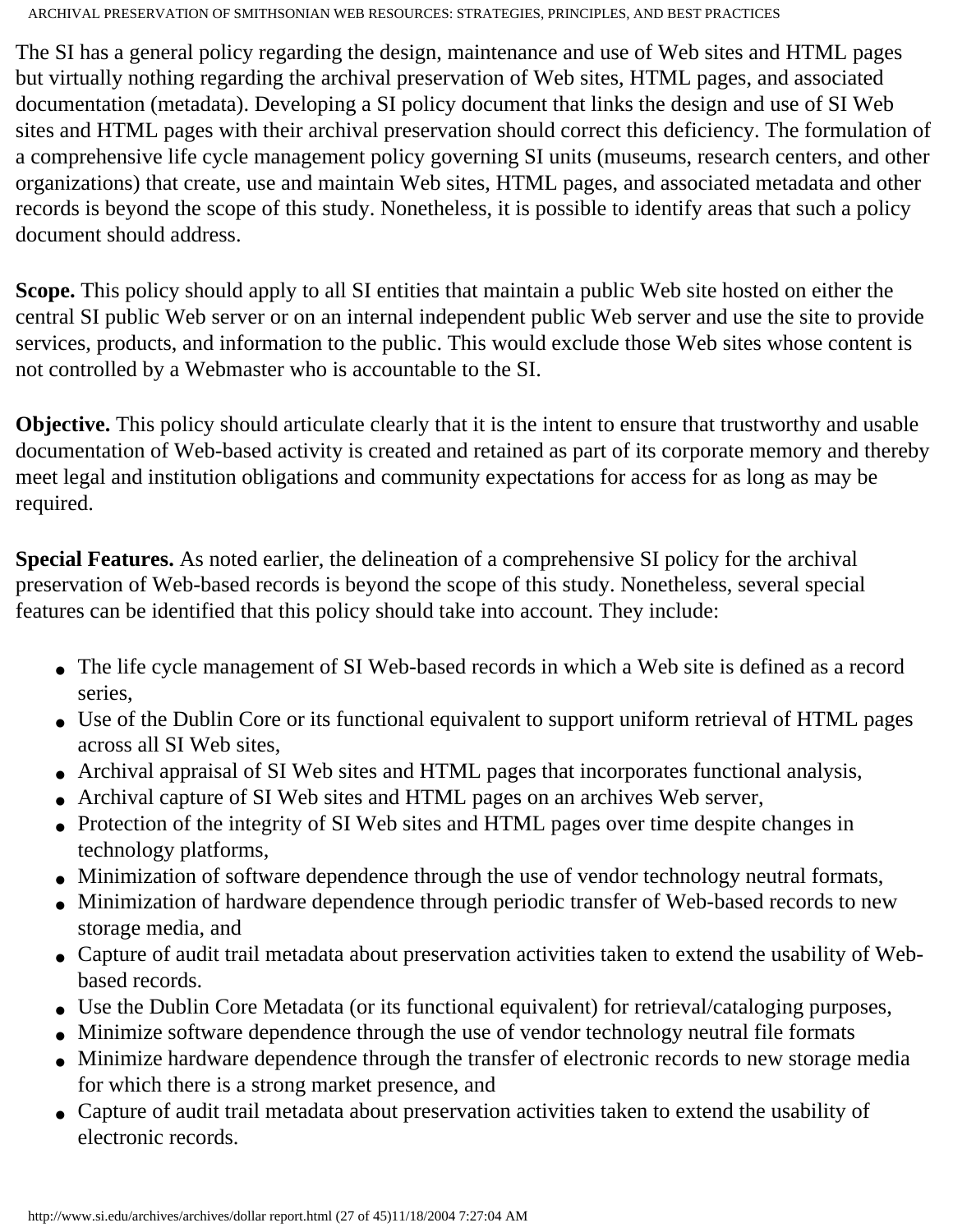The SI has a general policy regarding the design, maintenance and use of Web sites and HTML pages but virtually nothing regarding the archival preservation of Web sites, HTML pages, and associated documentation (metadata). Developing a SI policy document that links the design and use of SI Web sites and HTML pages with their archival preservation should correct this deficiency. The formulation of a comprehensive life cycle management policy governing SI units (museums, research centers, and other organizations) that create, use and maintain Web sites, HTML pages, and associated metadata and other records is beyond the scope of this study. Nonetheless, it is possible to identify areas that such a policy document should address.

**Scope.** This policy should apply to all SI entities that maintain a public Web site hosted on either the central SI public Web server or on an internal independent public Web server and use the site to provide services, products, and information to the public. This would exclude those Web sites whose content is not controlled by a Webmaster who is accountable to the SI.

**Objective.** This policy should articulate clearly that it is the intent to ensure that trustworthy and usable documentation of Web-based activity is created and retained as part of its corporate memory and thereby meet legal and institution obligations and community expectations for access for as long as may be required.

**Special Features.** As noted earlier, the delineation of a comprehensive SI policy for the archival preservation of Web-based records is beyond the scope of this study. Nonetheless, several special features can be identified that this policy should take into account. They include:

- The life cycle management of SI Web-based records in which a Web site is defined as a record series,
- Use of the Dublin Core or its functional equivalent to support uniform retrieval of HTML pages across all SI Web sites,
- Archival appraisal of SI Web sites and HTML pages that incorporates functional analysis,
- Archival capture of SI Web sites and HTML pages on an archives Web server,
- Protection of the integrity of SI Web sites and HTML pages over time despite changes in technology platforms,
- Minimization of software dependence through the use of vendor technology neutral formats,
- Minimization of hardware dependence through periodic transfer of Web-based records to new storage media, and
- Capture of audit trail metadata about preservation activities taken to extend the usability of Web-based records.
- Use the Dublin Core Metadata (or its functional equivalent) for retrieval/cataloging purposes,
- Minimize software dependence through the use of vendor technology neutral file formats
- Minimize hardware dependence through the transfer of electronic records to new storage media for which there is a strong market presence, and
- Capture of audit trail metadata about preservation activities taken to extend the usability of electronic records.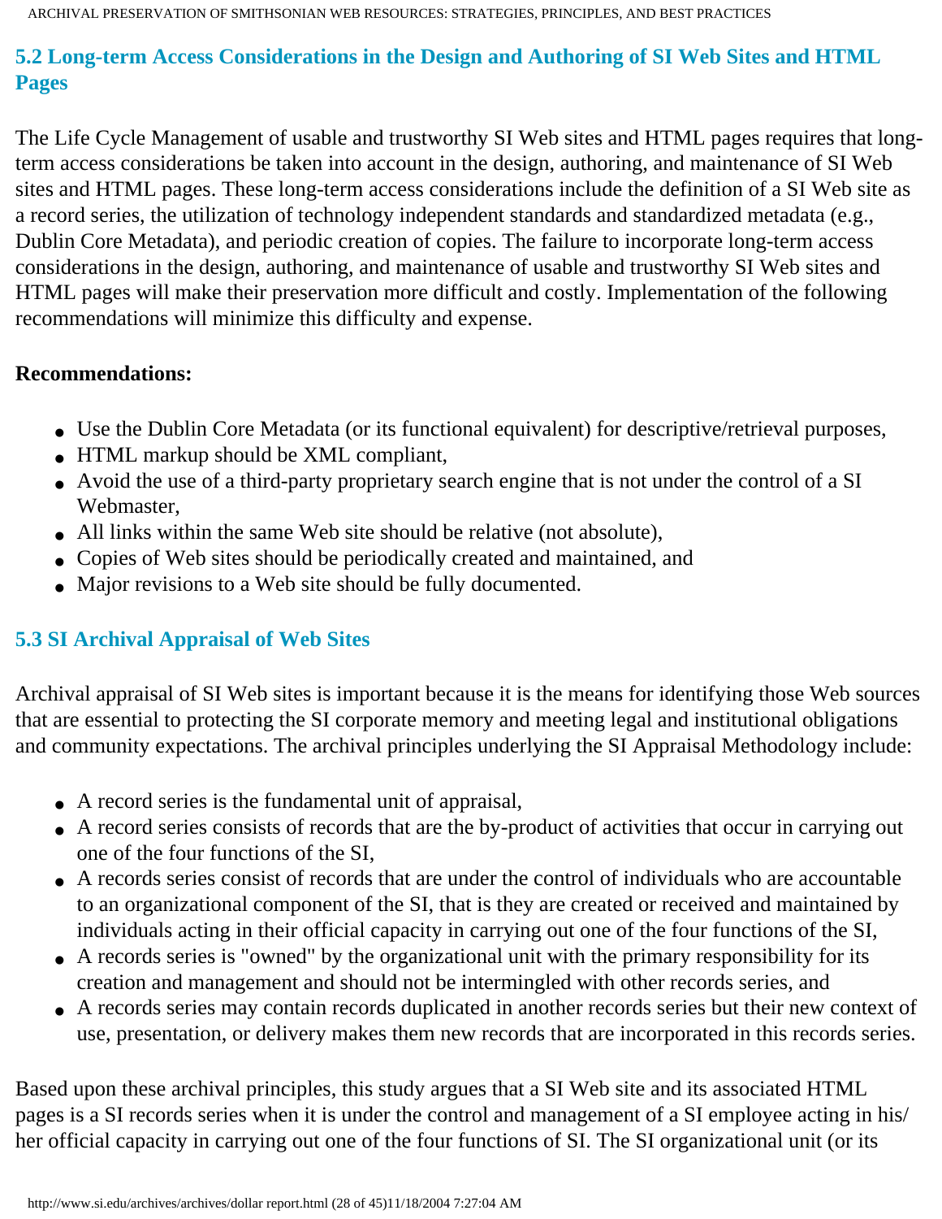## 5.2 Long-term Access Considerations in the Design and Authoring of SI Web Sites and HTML Pages

The Life Cycle Management of usable and trustworthy SI Web sites and HTML pages requires that long-term access considerations be taken into account in the design, authoring, and maintenance of SI Web sites and HTML pages. These long-term access considerations include the definition of a SI Web site as a record series, the utilization of technology independent standards and standardized metadata (e.g., Dublin Core Metadata), and periodic creation of copies. The failure to incorporate long-term access considerations in the design, authoring, and maintenance of usable and trustworthy SI Web sites and HTML pages will make their preservation more difficult and costly. Implementation of the following recommendations will minimize this difficulty and expense.

**Recommendations:**

- Use the Dublin Core Metadata (or its functional equivalent) for descriptive/retrieval purposes,
- HTML markup should be XML compliant,
- Avoid the use of a third-party proprietary search engine that is not under the control of a SI Webmaster,
- All links within the same Web site should be relative (not absolute),
- Copies of Web sites should be periodically created and maintained, and
- Major revisions to a Web site should be fully documented.

## 5.3 SI Archival Appraisal of Web Sites

Archival appraisal of SI Web sites is important because it is the means for identifying those Web sources that are essential to protecting the SI corporate memory and meeting legal and institutional obligations and community expectations. The archival principles underlying the SI Appraisal Methodology include:

- A record series is the fundamental unit of appraisal,
- A record series consists of records that are the by-product of activities that occur in carrying out one of the four functions of the SI,
- A records series consist of records that are under the control of individuals who are accountable to an organizational component of the SI, that is they are created or received and maintained by individuals acting in their official capacity in carrying out one of the four functions of the SI,
- A records series is "owned" by the organizational unit with the primary responsibility for its creation and management and should not be intermingled with other records series, and
- A records series may contain records duplicated in another records series but their new context of use, presentation, or delivery makes them new records that are incorporated in this records series.

Based upon these archival principles, this study argues that a SI Web site and its associated HTML pages is a SI records series when it is under the control and management of a SI employee acting in his/her official capacity in carrying out one of the four functions of SI. The SI organizational unit (or its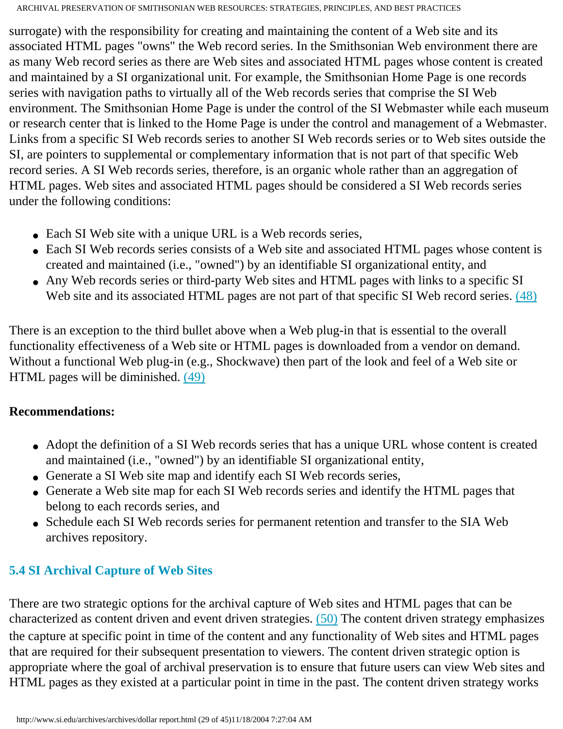surrogate) with the responsibility for creating and maintaining the content of a Web site and its associated HTML pages "owns" the Web record series. In the Smithsonian Web environment there are as many Web record series as there are Web sites and associated HTML pages whose content is created and maintained by a SI organizational unit. For example, the Smithsonian Home Page is one records series with navigation paths to virtually all of the Web records series that comprise the SI Web environment. The Smithsonian Home Page is under the control of the SI Webmaster while each museum or research center that is linked to the Home Page is under the control and management of a Webmaster. Links from a specific SI Web records series to another SI Web records series or to Web sites outside the SI, are pointers to supplemental or complementary information that is not part of that specific Web record series. A SI Web records series, therefore, is an organic whole rather than an aggregation of HTML pages. Web sites and associated HTML pages should be considered a SI Web records series under the following conditions:

- Each SI Web site with a unique URL is a Web records series,
- Each SI Web records series consists of a Web site and associated HTML pages whose content is created and maintained (i.e., "owned") by an identifiable SI organizational entity, and
- Any Web records series or third-party Web sites and HTML pages with links to a specific SI Web site and its associated HTML pages are not part of that specific SI Web record series. (48)

There is an exception to the third bullet above when a Web plug-in that is essential to the overall functionality effectiveness of a Web site or HTML pages is downloaded from a vendor on demand. Without a functional Web plug-in (e.g., Shockwave) then part of the look and feel of a Web site or HTML pages will be diminished. (49)

**Recommendations:**

- Adopt the definition of a SI Web records series that has a unique URL whose content is created and maintained (i.e., "owned") by an identifiable SI organizational entity,
- Generate a SI Web site map and identify each SI Web records series,
- Generate a Web site map for each SI Web records series and identify the HTML pages that belong to each records series, and
- Schedule each SI Web records series for permanent retention and transfer to the SIA Web archives repository.

### 5.4 SI Archival Capture of Web Sites

There are two strategic options for the archival capture of Web sites and HTML pages that can be characterized as content driven and event driven strategies. (50) The content driven strategy emphasizes the capture at specific point in time of the content and any functionality of Web sites and HTML pages that are required for their subsequent presentation to viewers. The content driven strategic option is appropriate where the goal of archival preservation is to ensure that future users can view Web sites and HTML pages as they existed at a particular point in time in the past. The content driven strategy works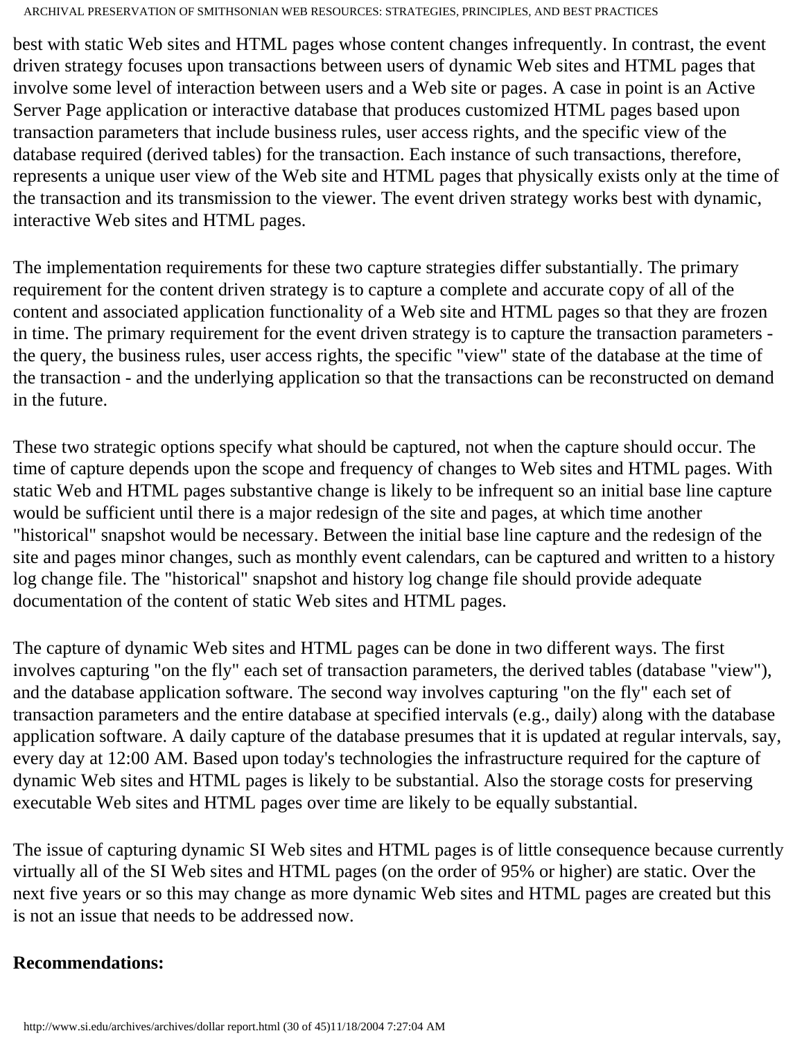best with static Web sites and HTML pages whose content changes infrequently. In contrast, the event driven strategy focuses upon transactions between users of dynamic Web sites and HTML pages that involve some level of interaction between users and a Web site or pages. A case in point is an Active Server Page application or interactive database that produces customized HTML pages based upon transaction parameters that include business rules, user access rights, and the specific view of the database required (derived tables) for the transaction. Each instance of such transactions, therefore, represents a unique user view of the Web site and HTML pages that physically exists only at the time of the transaction and its transmission to the viewer. The event driven strategy works best with dynamic, interactive Web sites and HTML pages.

The implementation requirements for these two capture strategies differ substantially. The primary requirement for the content driven strategy is to capture a complete and accurate copy of all of the content and associated application functionality of a Web site and HTML pages so that they are frozen in time. The primary requirement for the event driven strategy is to capture the transaction parameters - the query, the business rules, user access rights, the specific "view" state of the database at the time of the transaction - and the underlying application so that the transactions can be reconstructed on demand in the future.

These two strategic options specify what should be captured, not when the capture should occur. The time of capture depends upon the scope and frequency of changes to Web sites and HTML pages. With static Web and HTML pages substantive change is likely to be infrequent so an initial base line capture would be sufficient until there is a major redesign of the site and pages, at which time another "historical" snapshot would be necessary. Between the initial base line capture and the redesign of the site and pages minor changes, such as monthly event calendars, can be captured and written to a history log change file. The "historical" snapshot and history log change file should provide adequate documentation of the content of static Web sites and HTML pages.

The capture of dynamic Web sites and HTML pages can be done in two different ways. The first involves capturing "on the fly" each set of transaction parameters, the derived tables (database "view"), and the database application software. The second way involves capturing "on the fly" each set of transaction parameters and the entire database at specified intervals (e.g., daily) along with the database application software. A daily capture of the database presumes that it is updated at regular intervals, say, every day at 12:00 AM. Based upon today's technologies the infrastructure required for the capture of dynamic Web sites and HTML pages is likely to be substantial. Also the storage costs for preserving executable Web sites and HTML pages over time are likely to be equally substantial.

The issue of capturing dynamic SI Web sites and HTML pages is of little consequence because currently virtually all of the SI Web sites and HTML pages (on the order of 95% or higher) are static. Over the next five years or so this may change as more dynamic Web sites and HTML pages are created but this is not an issue that needs to be addressed now.

**Recommendations:**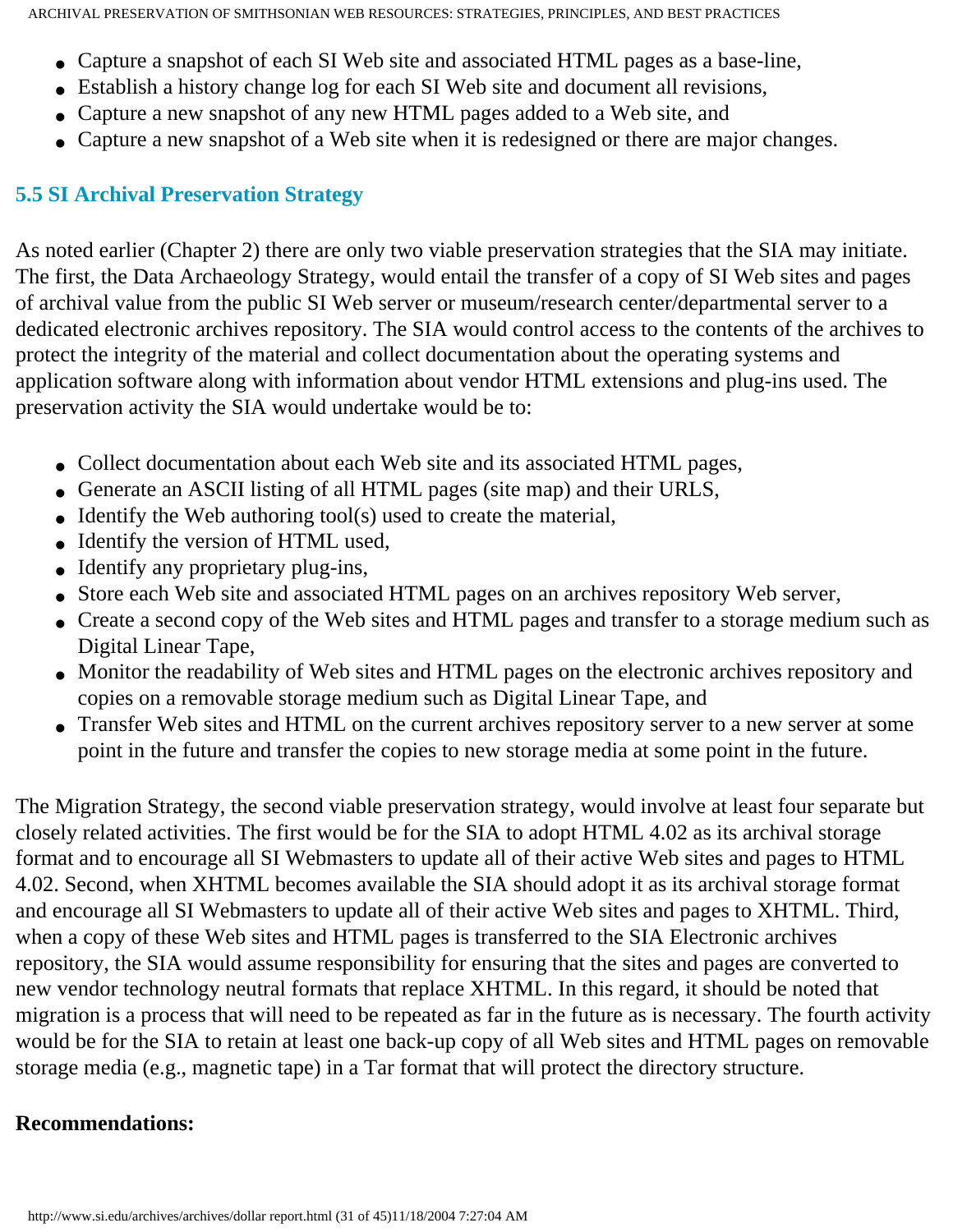- Capture a snapshot of each SI Web site and associated HTML pages as a base-line,
- Establish a history change log for each SI Web site and document all revisions,
- Capture a new snapshot of any new HTML pages added to a Web site, and
- Capture a new snapshot of a Web site when it is redesigned or there are major changes.

### 5.5 SI Archival Preservation Strategy

As noted earlier (Chapter 2) there are only two viable preservation strategies that the SIA may initiate. The first, the Data Archaeology Strategy, would entail the transfer of a copy of SI Web sites and pages of archival value from the public SI Web server or museum/research center/departmental server to a dedicated electronic archives repository. The SIA would control access to the contents of the archives to protect the integrity of the material and collect documentation about the operating systems and application software along with information about vendor HTML extensions and plug-ins used. The preservation activity the SIA would undertake would be to:

- Collect documentation about each Web site and its associated HTML pages,
- Generate an ASCII listing of all HTML pages (site map) and their URLS,
- Identify the Web authoring tool(s) used to create the material,
- Identify the version of HTML used,
- Identify any proprietary plug-ins,
- Store each Web site and associated HTML pages on an archives repository Web server,
- Create a second copy of the Web sites and HTML pages and transfer to a storage medium such as Digital Linear Tape,
- Monitor the readability of Web sites and HTML pages on the electronic archives repository and copies on a removable storage medium such as Digital Linear Tape, and
- Transfer Web sites and HTML on the current archives repository server to a new server at some point in the future and transfer the copies to new storage media at some point in the future.

The Migration Strategy, the second viable preservation strategy, would involve at least four separate but closely related activities. The first would be for the SIA to adopt HTML 4.02 as its archival storage format and to encourage all SI Webmasters to update all of their active Web sites and pages to HTML 4.02. Second, when XHTML becomes available the SIA should adopt it as its archival storage format and encourage all SI Webmasters to update all of their active Web sites and pages to XHTML. Third, when a copy of these Web sites and HTML pages is transferred to the SIA Electronic archives repository, the SIA would assume responsibility for ensuring that the sites and pages are converted to new vendor technology neutral formats that replace XHTML. In this regard, it should be noted that migration is a process that will need to be repeated as far in the future as is necessary. The fourth activity would be for the SIA to retain at least one back-up copy of all Web sites and HTML pages on removable storage media (e.g., magnetic tape) in a Tar format that will protect the directory structure.

**Recommendations:**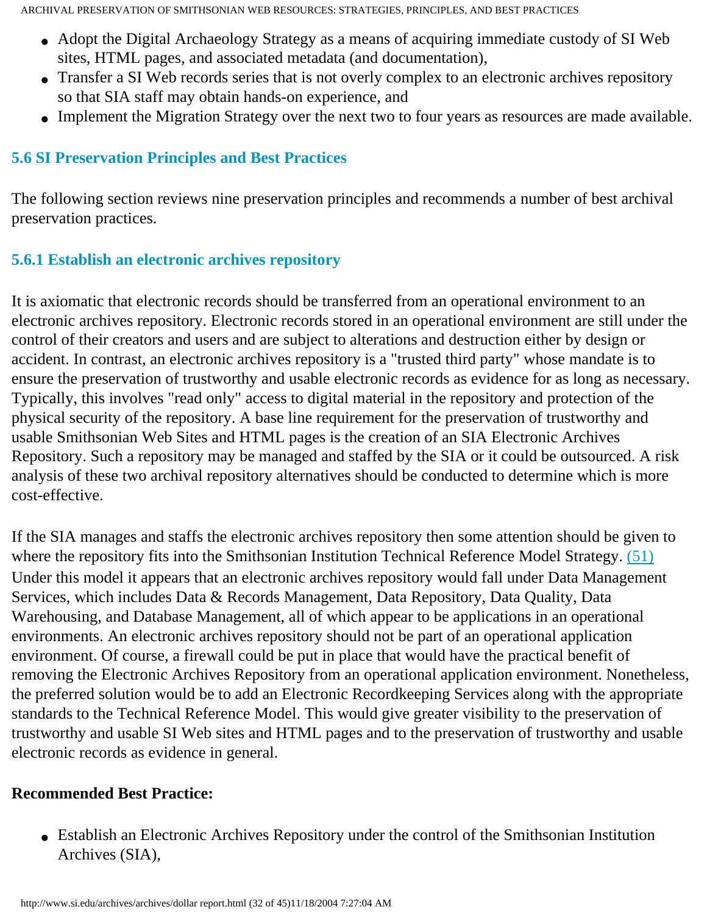- Adopt the Digital Archaeology Strategy as a means of acquiring immediate custody of SI Web sites, HTML pages, and associated metadata (and documentation),
- Transfer a SI Web records series that is not overly complex to an electronic archives repository so that SIA staff may obtain hands-on experience, and
- Implement the Migration Strategy over the next two to four years as resources are made available.

### 5.6 SI Preservation Principles and Best Practices

The following section reviews nine preservation principles and recommends a number of best archival preservation practices.

#### 5.6.1 Establish an electronic archives repository

It is axiomatic that electronic records should be transferred from an operational environment to an electronic archives repository. Electronic records stored in an operational environment are still under the control of their creators and users and are subject to alterations and destruction either by design or accident. In contrast, an electronic archives repository is a "trusted third party" whose mandate is to ensure the preservation of trustworthy and usable electronic records as evidence for as long as necessary. Typically, this involves "read only" access to digital material in the repository and protection of the physical security of the repository. A base line requirement for the preservation of trustworthy and usable Smithsonian Web Sites and HTML pages is the creation of an SIA Electronic Archives Repository. Such a repository may be managed and staffed by the SIA or it could be outsourced. A risk analysis of these two archival repository alternatives should be conducted to determine which is more cost-effective.

If the SIA manages and staffs the electronic archives repository then some attention should be given to where the repository fits into the Smithsonian Institution Technical Reference Model Strategy. (51) Under this model it appears that an electronic archives repository would fall under Data Management Services, which includes Data & Records Management, Data Repository, Data Quality, Data Warehousing, and Database Management, all of which appear to be applications in an operational environments. An electronic archives repository should not be part of an operational application environment. Of course, a firewall could be put in place that would have the practical benefit of removing the Electronic Archives Repository from an operational application environment. Nonetheless, the preferred solution would be to add an Electronic Recordkeeping Services along with the appropriate standards to the Technical Reference Model. This would give greater visibility to the preservation of trustworthy and usable SI Web sites and HTML pages and to the preservation of trustworthy and usable electronic records as evidence in general.

**Recommended Best Practice:**

- Establish an Electronic Archives Repository under the control of the Smithsonian Institution Archives (SIA),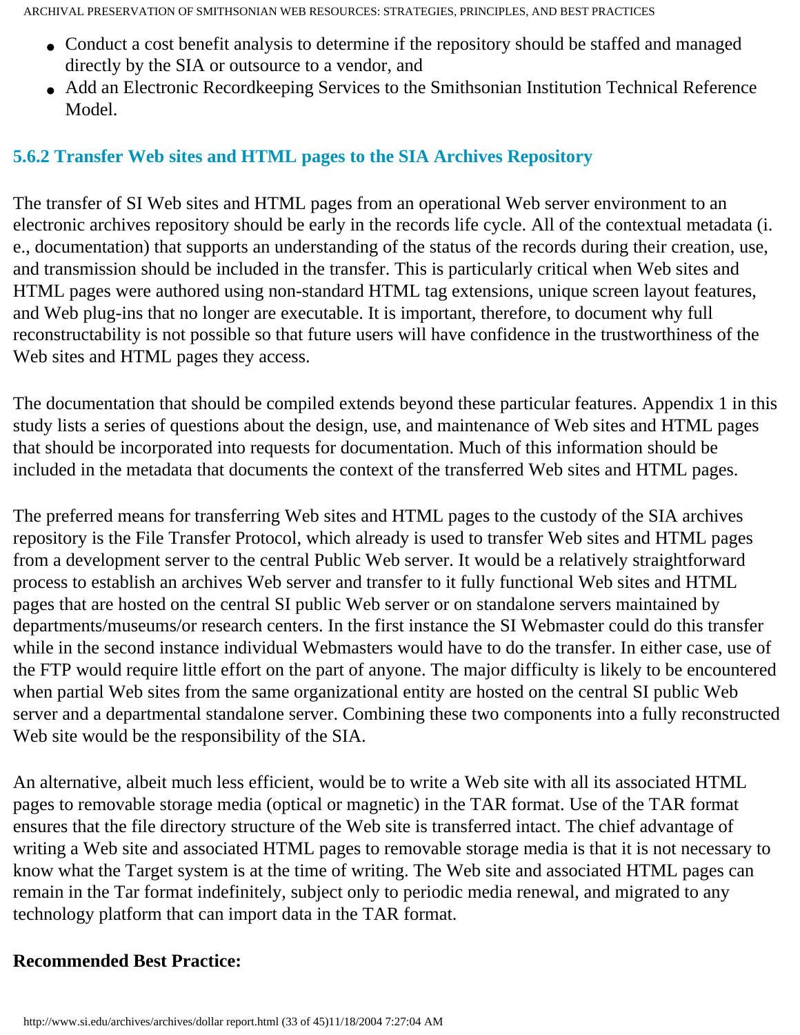- Conduct a cost benefit analysis to determine if the repository should be staffed and managed directly by the SIA or outsource to a vendor, and
- Add an Electronic Recordkeeping Services to the Smithsonian Institution Technical Reference Model.

### 5.6.2 Transfer Web sites and HTML pages to the SIA Archives Repository

The transfer of SI Web sites and HTML pages from an operational Web server environment to an electronic archives repository should be early in the records life cycle. All of the contextual metadata (i.e., documentation) that supports an understanding of the status of the records during their creation, use, and transmission should be included in the transfer. This is particularly critical when Web sites and HTML pages were authored using non-standard HTML tag extensions, unique screen layout features, and Web plug-ins that no longer are executable. It is important, therefore, to document why full reconstructability is not possible so that future users will have confidence in the trustworthiness of the Web sites and HTML pages they access.

The documentation that should be compiled extends beyond these particular features. Appendix 1 in this study lists a series of questions about the design, use, and maintenance of Web sites and HTML pages that should be incorporated into requests for documentation. Much of this information should be included in the metadata that documents the context of the transferred Web sites and HTML pages.

The preferred means for transferring Web sites and HTML pages to the custody of the SIA archives repository is the File Transfer Protocol, which already is used to transfer Web sites and HTML pages from a development server to the central Public Web server. It would be a relatively straightforward process to establish an archives Web server and transfer to it fully functional Web sites and HTML pages that are hosted on the central SI public Web server or on standalone servers maintained by departments/museums/or research centers. In the first instance the SI Webmaster could do this transfer while in the second instance individual Webmasters would have to do the transfer. In either case, use of the FTP would require little effort on the part of anyone. The major difficulty is likely to be encountered when partial Web sites from the same organizational entity are hosted on the central SI public Web server and a departmental standalone server. Combining these two components into a fully reconstructed Web site would be the responsibility of the SIA.

An alternative, albeit much less efficient, would be to write a Web site with all its associated HTML pages to removable storage media (optical or magnetic) in the TAR format. Use of the TAR format ensures that the file directory structure of the Web site is transferred intact. The chief advantage of writing a Web site and associated HTML pages to removable storage media is that it is not necessary to know what the Target system is at the time of writing. The Web site and associated HTML pages can remain in the Tar format indefinitely, subject only to periodic media renewal, and migrated to any technology platform that can import data in the TAR format.

**Recommended Best Practice:**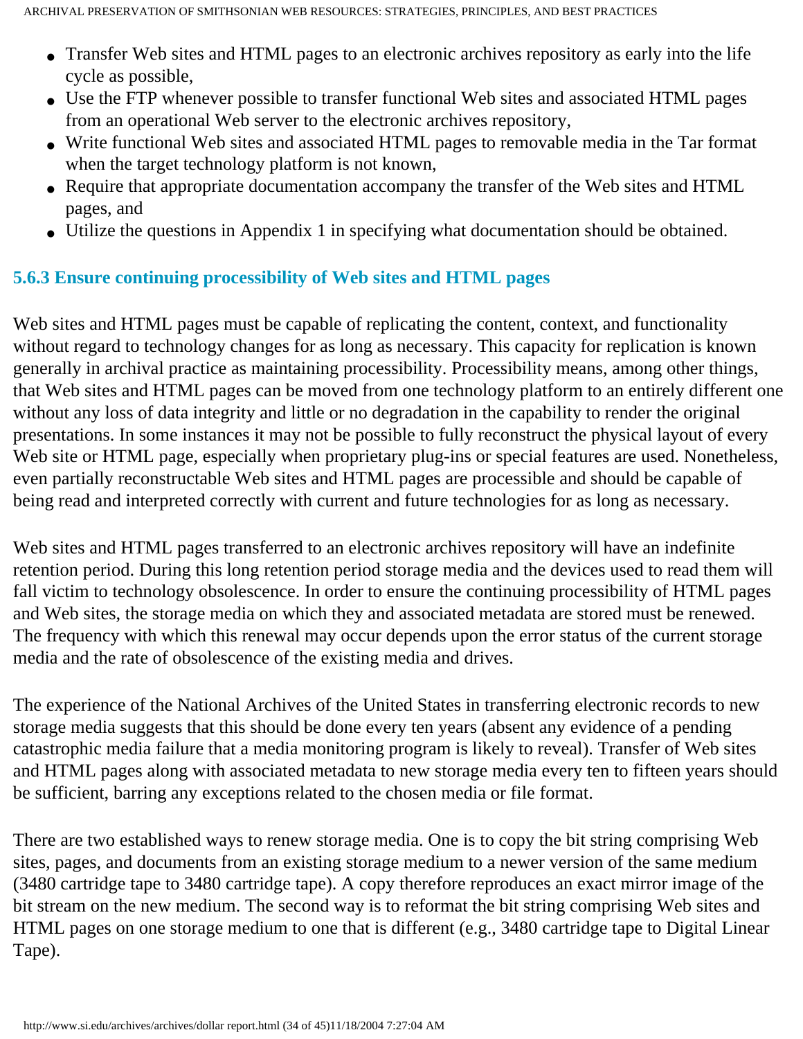- Transfer Web sites and HTML pages to an electronic archives repository as early into the life cycle as possible,
- Use the FTP whenever possible to transfer functional Web sites and associated HTML pages from an operational Web server to the electronic archives repository,
- Write functional Web sites and associated HTML pages to removable media in the Tar format when the target technology platform is not known,
- Require that appropriate documentation accompany the transfer of the Web sites and HTML pages, and
- Utilize the questions in Appendix 1 in specifying what documentation should be obtained.

### 5.6.3 Ensure continuing processibility of Web sites and HTML pages

Web sites and HTML pages must be capable of replicating the content, context, and functionality without regard to technology changes for as long as necessary. This capacity for replication is known generally in archival practice as maintaining processibility. Processibility means, among other things, that Web sites and HTML pages can be moved from one technology platform to an entirely different one without any loss of data integrity and little or no degradation in the capability to render the original presentations. In some instances it may not be possible to fully reconstruct the physical layout of every Web site or HTML page, especially when proprietary plug-ins or special features are used. Nonetheless, even partially reconstructable Web sites and HTML pages are processible and should be capable of being read and interpreted correctly with current and future technologies for as long as necessary.

Web sites and HTML pages transferred to an electronic archives repository will have an indefinite retention period. During this long retention period storage media and the devices used to read them will fall victim to technology obsolescence. In order to ensure the continuing processibility of HTML pages and Web sites, the storage media on which they and associated metadata are stored must be renewed. The frequency with which this renewal may occur depends upon the error status of the current storage media and the rate of obsolescence of the existing media and drives.

The experience of the National Archives of the United States in transferring electronic records to new storage media suggests that this should be done every ten years (absent any evidence of a pending catastrophic media failure that a media monitoring program is likely to reveal). Transfer of Web sites and HTML pages along with associated metadata to new storage media every ten to fifteen years should be sufficient, barring any exceptions related to the chosen media or file format.

There are two established ways to renew storage media. One is to copy the bit string comprising Web sites, pages, and documents from an existing storage medium to a newer version of the same medium (3480 cartridge tape to 3480 cartridge tape). A copy therefore reproduces an exact mirror image of the bit stream on the new medium. The second way is to reformat the bit string comprising Web sites and HTML pages on one storage medium to one that is different (e.g., 3480 cartridge tape to Digital Linear Tape).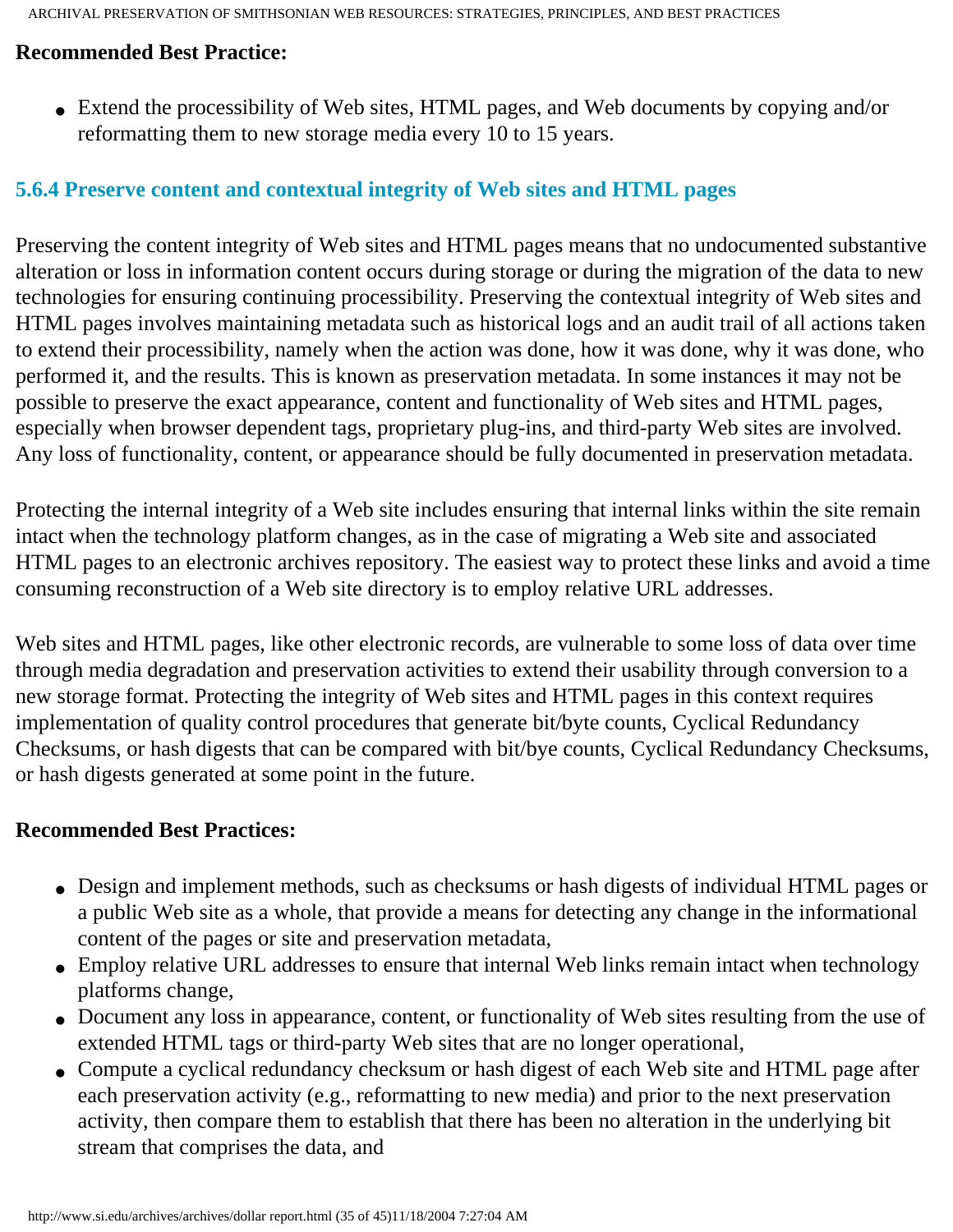**Recommended Best Practice:**

- Extend the processibility of Web sites, HTML pages, and Web documents by copying and/or reformatting them to new storage media every 10 to 15 years.

### 5.6.4 Preserve content and contextual integrity of Web sites and HTML pages

Preserving the content integrity of Web sites and HTML pages means that no undocumented substantive alteration or loss in information content occurs during storage or during the migration of the data to new technologies for ensuring continuing processibility. Preserving the contextual integrity of Web sites and HTML pages involves maintaining metadata such as historical logs and an audit trail of all actions taken to extend their processibility, namely when the action was done, how it was done, why it was done, who performed it, and the results. This is known as preservation metadata. In some instances it may not be possible to preserve the exact appearance, content and functionality of Web sites and HTML pages, especially when browser dependent tags, proprietary plug-ins, and third-party Web sites are involved. Any loss of functionality, content, or appearance should be fully documented in preservation metadata.

Protecting the internal integrity of a Web site includes ensuring that internal links within the site remain intact when the technology platform changes, as in the case of migrating a Web site and associated HTML pages to an electronic archives repository. The easiest way to protect these links and avoid a time consuming reconstruction of a Web site directory is to employ relative URL addresses.

Web sites and HTML pages, like other electronic records, are vulnerable to some loss of data over time through media degradation and preservation activities to extend their usability through conversion to a new storage format. Protecting the integrity of Web sites and HTML pages in this context requires implementation of quality control procedures that generate bit/byte counts, Cyclical Redundancy Checksums, or hash digests that can be compared with bit/bye counts, Cyclical Redundancy Checksums, or hash digests generated at some point in the future.

**Recommended Best Practices:**

- Design and implement methods, such as checksums or hash digests of individual HTML pages or a public Web site as a whole, that provide a means for detecting any change in the informational content of the pages or site and preservation metadata,
- Employ relative URL addresses to ensure that internal Web links remain intact when technology platforms change,
- Document any loss in appearance, content, or functionality of Web sites resulting from the use of extended HTML tags or third-party Web sites that are no longer operational,
- Compute a cyclical redundancy checksum or hash digest of each Web site and HTML page after each preservation activity (e.g., reformatting to new media) and prior to the next preservation activity, then compare them to establish that there has been no alteration in the underlying bit stream that comprises the data, and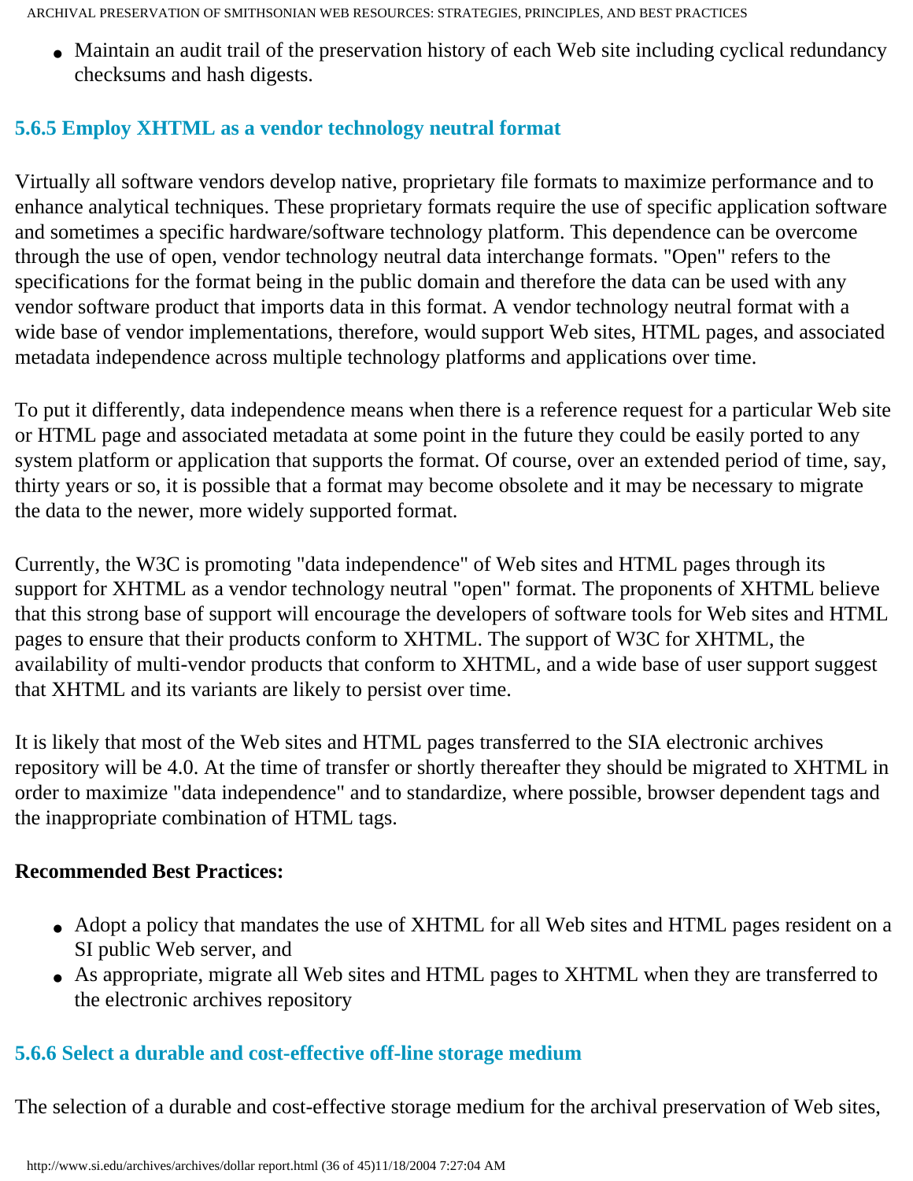- Maintain an audit trail of the preservation history of each Web site including cyclical redundancy checksums and hash digests.

### 5.6.5 Employ XHTML as a vendor technology neutral format

Virtually all software vendors develop native, proprietary file formats to maximize performance and to enhance analytical techniques. These proprietary formats require the use of specific application software and sometimes a specific hardware/software technology platform. This dependence can be overcome through the use of open, vendor technology neutral data interchange formats. "Open" refers to the specifications for the format being in the public domain and therefore the data can be used with any vendor software product that imports data in this format. A vendor technology neutral format with a wide base of vendor implementations, therefore, would support Web sites, HTML pages, and associated metadata independence across multiple technology platforms and applications over time.

To put it differently, data independence means when there is a reference request for a particular Web site or HTML page and associated metadata at some point in the future they could be easily ported to any system platform or application that supports the format. Of course, over an extended period of time, say, thirty years or so, it is possible that a format may become obsolete and it may be necessary to migrate the data to the newer, more widely supported format.

Currently, the W3C is promoting "data independence" of Web sites and HTML pages through its support for XHTML as a vendor technology neutral "open" format. The proponents of XHTML believe that this strong base of support will encourage the developers of software tools for Web sites and HTML pages to ensure that their products conform to XHTML. The support of W3C for XHTML, the availability of multi-vendor products that conform to XHTML, and a wide base of user support suggest that XHTML and its variants are likely to persist over time.

It is likely that most of the Web sites and HTML pages transferred to the SIA electronic archives repository will be 4.0. At the time of transfer or shortly thereafter they should be migrated to XHTML in order to maximize "data independence" and to standardize, where possible, browser dependent tags and the inappropriate combination of HTML tags.

**Recommended Best Practices:**

- Adopt a policy that mandates the use of XHTML for all Web sites and HTML pages resident on a SI public Web server, and
- As appropriate, migrate all Web sites and HTML pages to XHTML when they are transferred to the electronic archives repository

### 5.6.6 Select a durable and cost-effective off-line storage medium

The selection of a durable and cost-effective storage medium for the archival preservation of Web sites,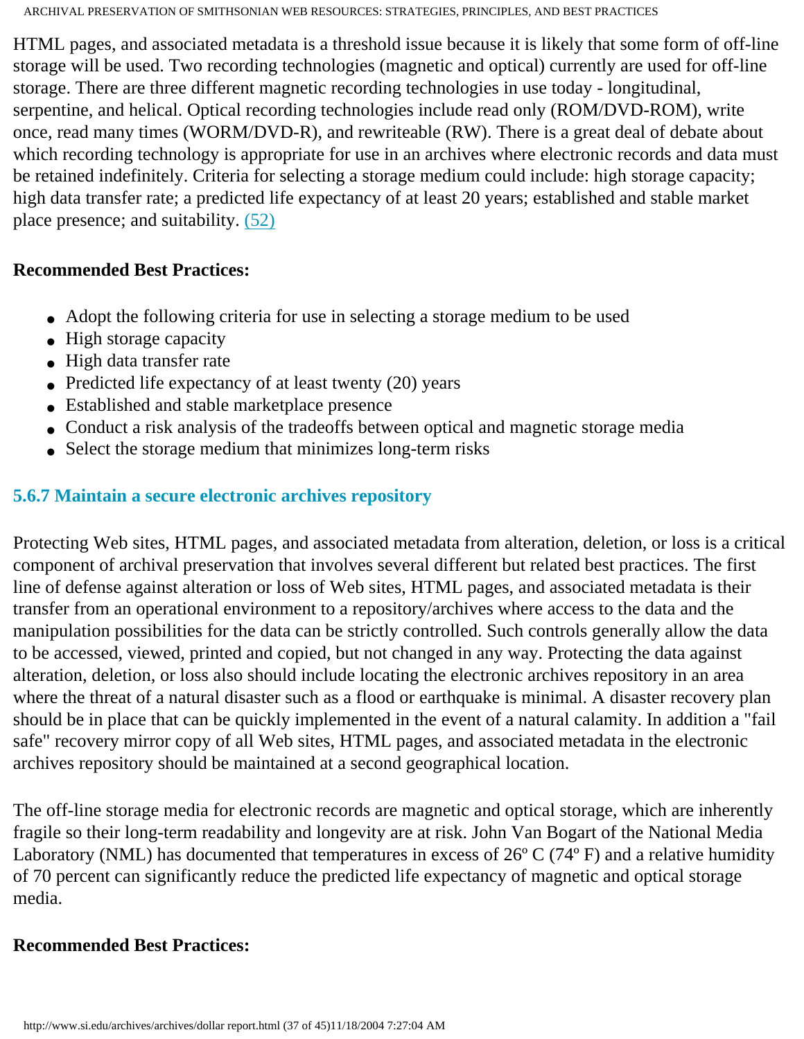HTML pages, and associated metadata is a threshold issue because it is likely that some form of off-line storage will be used. Two recording technologies (magnetic and optical) currently are used for off-line storage. There are three different magnetic recording technologies in use today - longitudinal, serpentine, and helical. Optical recording technologies include read only (ROM/DVD-ROM), write once, read many times (WORM/DVD-R), and rewriteable (RW). There is a great deal of debate about which recording technology is appropriate for use in an archives where electronic records and data must be retained indefinitely. Criteria for selecting a storage medium could include: high storage capacity; high data transfer rate; a predicted life expectancy of at least 20 years; established and stable market place presence; and suitability. (52)

**Recommended Best Practices:**

- Adopt the following criteria for use in selecting a storage medium to be used
- High storage capacity
- High data transfer rate
- Predicted life expectancy of at least twenty (20) years
- Established and stable marketplace presence
- Conduct a risk analysis of the tradeoffs between optical and magnetic storage media
- Select the storage medium that minimizes long-term risks

### 5.6.7 Maintain a secure electronic archives repository

Protecting Web sites, HTML pages, and associated metadata from alteration, deletion, or loss is a critical component of archival preservation that involves several different but related best practices. The first line of defense against alteration or loss of Web sites, HTML pages, and associated metadata is their transfer from an operational environment to a repository/archives where access to the data and the manipulation possibilities for the data can be strictly controlled. Such controls generally allow the data to be accessed, viewed, printed and copied, but not changed in any way. Protecting the data against alteration, deletion, or loss also should include locating the electronic archives repository in an area where the threat of a natural disaster such as a flood or earthquake is minimal. A disaster recovery plan should be in place that can be quickly implemented in the event of a natural calamity. In addition a "fail safe" recovery mirror copy of all Web sites, HTML pages, and associated metadata in the electronic archives repository should be maintained at a second geographical location.

The off-line storage media for electronic records are magnetic and optical storage, which are inherently fragile so their long-term readability and longevity are at risk. John Van Bogart of the National Media Laboratory (NML) has documented that temperatures in excess of 26º C (74º F) and a relative humidity of 70 percent can significantly reduce the predicted life expectancy of magnetic and optical storage media.

**Recommended Best Practices:**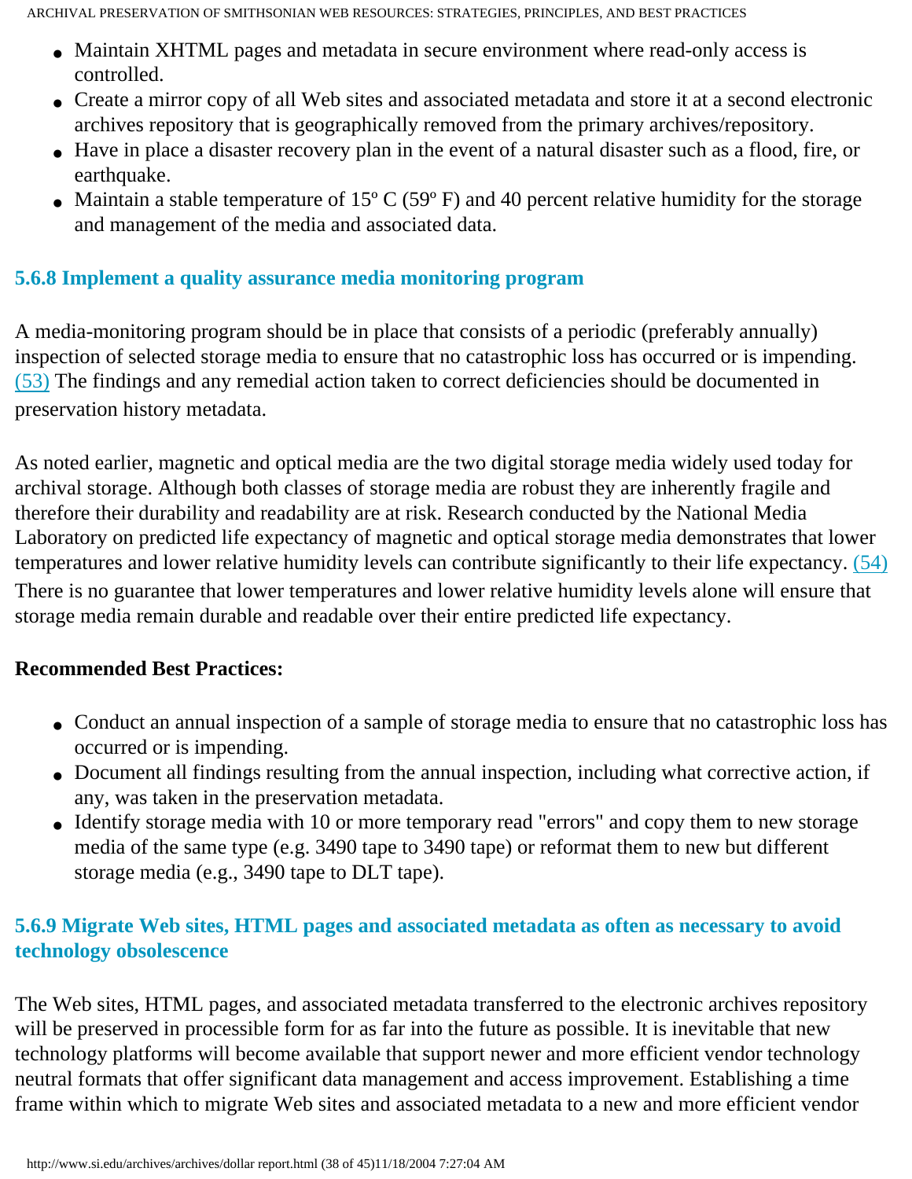- Maintain XHTML pages and metadata in secure environment where read-only access is controlled.
- Create a mirror copy of all Web sites and associated metadata and store it at a second electronic archives repository that is geographically removed from the primary archives/repository.
- Have in place a disaster recovery plan in the event of a natural disaster such as a flood, fire, or earthquake.
- Maintain a stable temperature of 15º C (59º F) and 40 percent relative humidity for the storage and management of the media and associated data.

### 5.6.8 Implement a quality assurance media monitoring program

A media-monitoring program should be in place that consists of a periodic (preferably annually) inspection of selected storage media to ensure that no catastrophic loss has occurred or is impending. (53) The findings and any remedial action taken to correct deficiencies should be documented in preservation history metadata.

As noted earlier, magnetic and optical media are the two digital storage media widely used today for archival storage. Although both classes of storage media are robust they are inherently fragile and therefore their durability and readability are at risk. Research conducted by the National Media Laboratory on predicted life expectancy of magnetic and optical storage media demonstrates that lower temperatures and lower relative humidity levels can contribute significantly to their life expectancy. (54) There is no guarantee that lower temperatures and lower relative humidity levels alone will ensure that storage media remain durable and readable over their entire predicted life expectancy.

**Recommended Best Practices:**

- Conduct an annual inspection of a sample of storage media to ensure that no catastrophic loss has occurred or is impending.
- Document all findings resulting from the annual inspection, including what corrective action, if any, was taken in the preservation metadata.
- Identify storage media with 10 or more temporary read "errors" and copy them to new storage media of the same type (e.g. 3490 tape to 3490 tape) or reformat them to new but different storage media (e.g., 3490 tape to DLT tape).

### 5.6.9 Migrate Web sites, HTML pages and associated metadata as often as necessary to avoid technology obsolescence

The Web sites, HTML pages, and associated metadata transferred to the electronic archives repository will be preserved in processible form for as far into the future as possible. It is inevitable that new technology platforms will become available that support newer and more efficient vendor technology neutral formats that offer significant data management and access improvement. Establishing a time frame within which to migrate Web sites and associated metadata to a new and more efficient vendor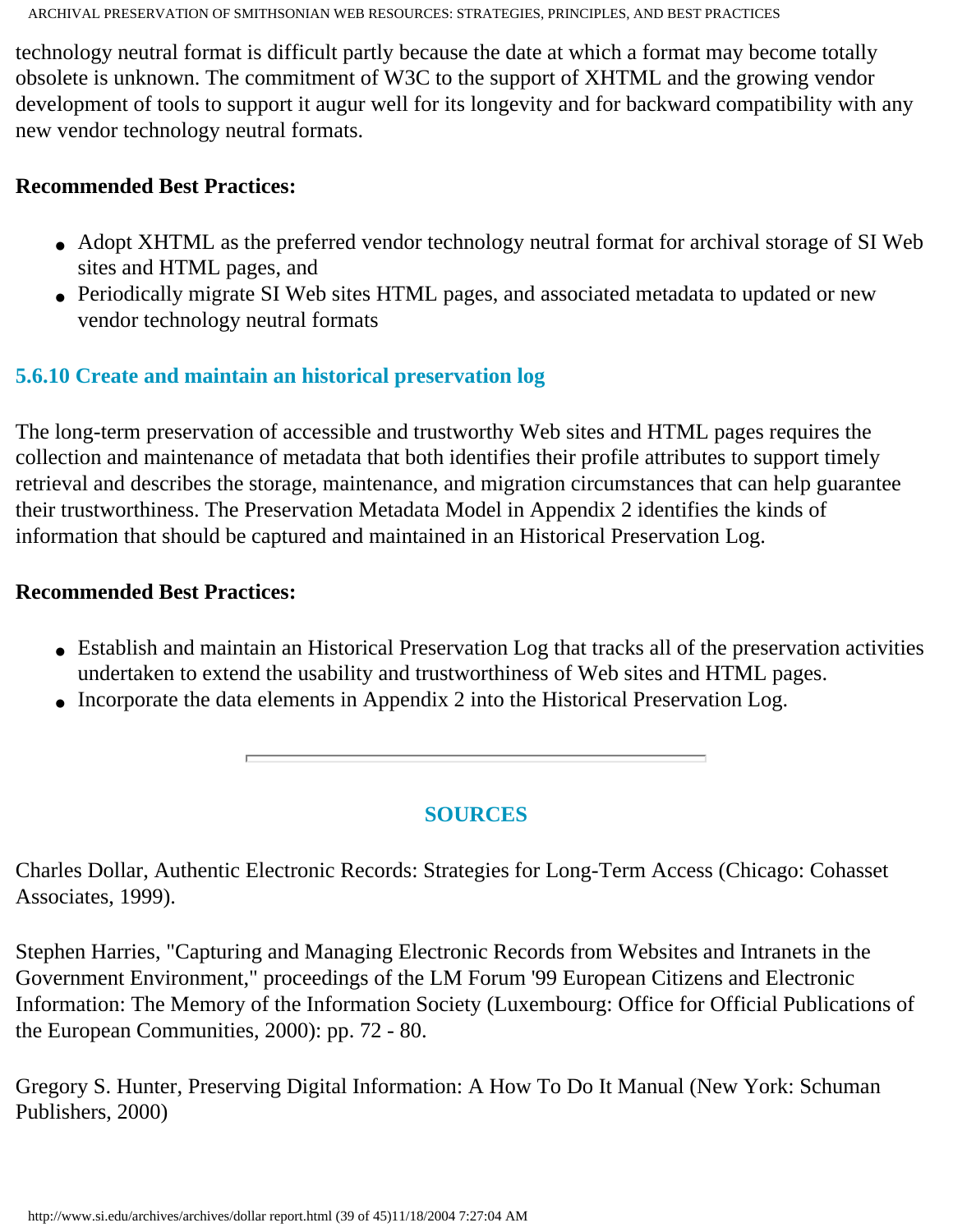technology neutral format is difficult partly because the date at which a format may become totally obsolete is unknown. The commitment of W3C to the support of XHTML and the growing vendor development of tools to support it augur well for its longevity and for backward compatibility with any new vendor technology neutral formats.

**Recommended Best Practices:**

- Adopt XHTML as the preferred vendor technology neutral format for archival storage of SI Web sites and HTML pages, and
- Periodically migrate SI Web sites HTML pages, and associated metadata to updated or new vendor technology neutral formats

### 5.6.10 Create and maintain an historical preservation log

The long-term preservation of accessible and trustworthy Web sites and HTML pages requires the collection and maintenance of metadata that both identifies their profile attributes to support timely retrieval and describes the storage, maintenance, and migration circumstances that can help guarantee their trustworthiness. The Preservation Metadata Model in Appendix 2 identifies the kinds of information that should be captured and maintained in an Historical Preservation Log.

**Recommended Best Practices:**

- Establish and maintain an Historical Preservation Log that tracks all of the preservation activities undertaken to extend the usability and trustworthiness of Web sites and HTML pages.
- Incorporate the data elements in Appendix 2 into the Historical Preservation Log.

---

## SOURCES

Charles Dollar, Authentic Electronic Records: Strategies for Long-Term Access (Chicago: Cohasset Associates, 1999).

Stephen Harries, "Capturing and Managing Electronic Records from Websites and Intranets in the Government Environment," proceedings of the LM Forum '99 European Citizens and Electronic Information: The Memory of the Information Society (Luxembourg: Office for Official Publications of the European Communities, 2000): pp. 72 - 80.

Gregory S. Hunter, Preserving Digital Information: A How To Do It Manual (New York: Schuman Publishers, 2000)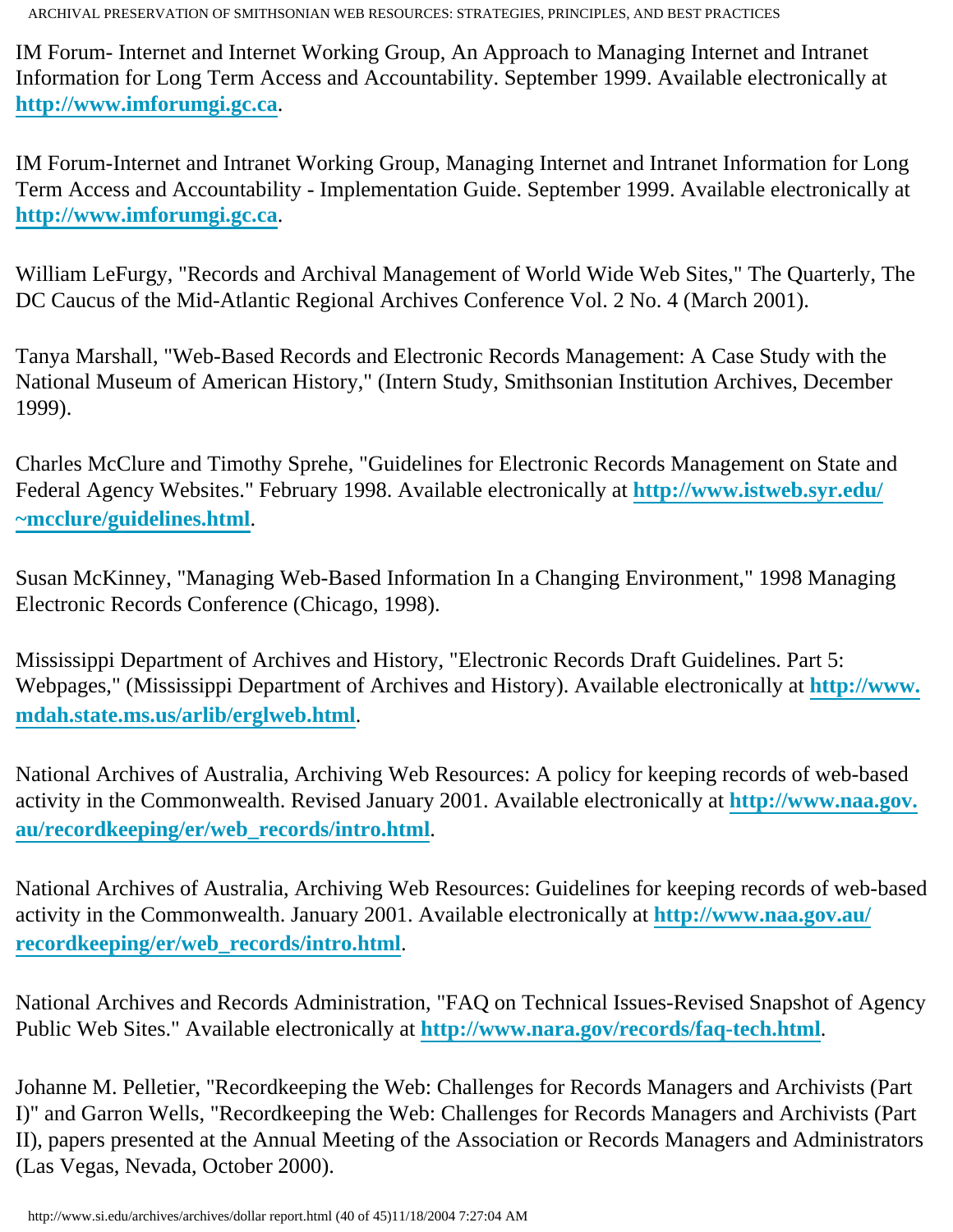IM Forum- Internet and Internet Working Group, An Approach to Managing Internet and Intranet Information for Long Term Access and Accountability. September 1999. Available electronically at **http://www.imforumgi.gc.ca**.

IM Forum-Internet and Intranet Working Group, Managing Internet and Intranet Information for Long Term Access and Accountability - Implementation Guide. September 1999. Available electronically at **http://www.imforumgi.gc.ca**.

William LeFurgy, "Records and Archival Management of World Wide Web Sites," The Quarterly, The DC Caucus of the Mid-Atlantic Regional Archives Conference Vol. 2 No. 4 (March 2001).

Tanya Marshall, "Web-Based Records and Electronic Records Management: A Case Study with the National Museum of American History," (Intern Study, Smithsonian Institution Archives, December 1999).

Charles McClure and Timothy Sprehe, "Guidelines for Electronic Records Management on State and Federal Agency Websites." February 1998. Available electronically at **http://www.istweb.syr.edu/~mcclure/guidelines.html**.

Susan McKinney, "Managing Web-Based Information In a Changing Environment," 1998 Managing Electronic Records Conference (Chicago, 1998).

Mississippi Department of Archives and History, "Electronic Records Draft Guidelines. Part 5: Webpages," (Mississippi Department of Archives and History). Available electronically at **http://www.mdah.state.ms.us/arlib/erglweb.html**.

National Archives of Australia, Archiving Web Resources: A policy for keeping records of web-based activity in the Commonwealth. Revised January 2001. Available electronically at **http://www.naa.gov.au/recordkeeping/er/web_records/intro.html**.

National Archives of Australia, Archiving Web Resources: Guidelines for keeping records of web-based activity in the Commonwealth. January 2001. Available electronically at **http://www.naa.gov.au/recordkeeping/er/web_records/intro.html**.

National Archives and Records Administration, "FAQ on Technical Issues-Revised Snapshot of Agency Public Web Sites." Available electronically at **http://www.nara.gov/records/faq-tech.html**.

Johanne M. Pelletier, "Recordkeeping the Web: Challenges for Records Managers and Archivists (Part I)" and Garron Wells, "Recordkeeping the Web: Challenges for Records Managers and Archivists (Part II), papers presented at the Annual Meeting of the Association or Records Managers and Administrators (Las Vegas, Nevada, October 2000).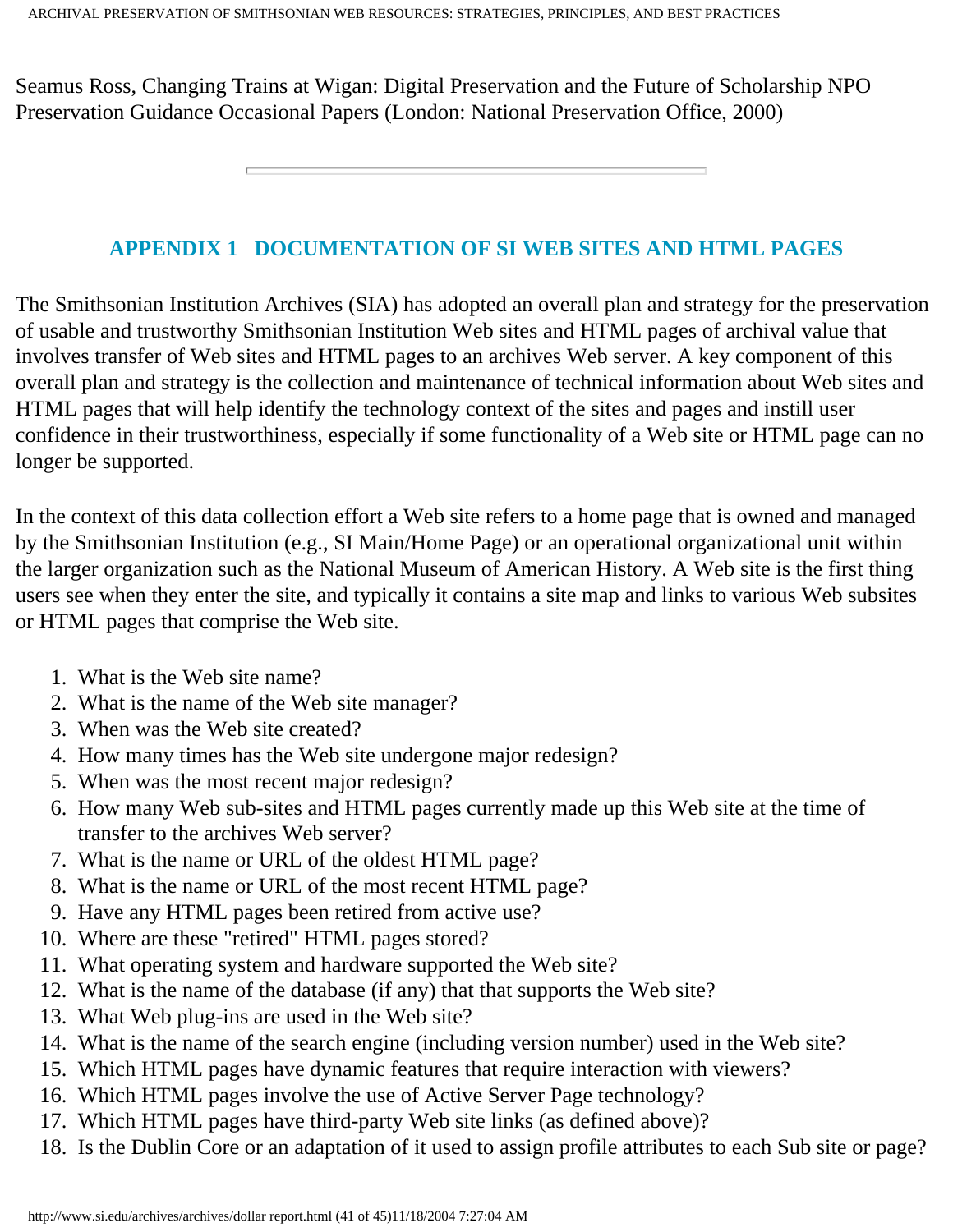Seamus Ross, Changing Trains at Wigan: Digital Preservation and the Future of Scholarship NPO Preservation Guidance Occasional Papers (London: National Preservation Office, 2000)

---

## APPENDIX 1 DOCUMENTATION OF SI WEB SITES AND HTML PAGES

The Smithsonian Institution Archives (SIA) has adopted an overall plan and strategy for the preservation of usable and trustworthy Smithsonian Institution Web sites and HTML pages of archival value that involves transfer of Web sites and HTML pages to an archives Web server. A key component of this overall plan and strategy is the collection and maintenance of technical information about Web sites and HTML pages that will help identify the technology context of the sites and pages and instill user confidence in their trustworthiness, especially if some functionality of a Web site or HTML page can no longer be supported.

In the context of this data collection effort a Web site refers to a home page that is owned and managed by the Smithsonian Institution (e.g., SI Main/Home Page) or an operational organizational unit within the larger organization such as the National Museum of American History. A Web site is the first thing users see when they enter the site, and typically it contains a site map and links to various Web subsites or HTML pages that comprise the Web site.

1. What is the Web site name?
2. What is the name of the Web site manager?
3. When was the Web site created?
4. How many times has the Web site undergone major redesign?
5. When was the most recent major redesign?
6. How many Web sub-sites and HTML pages currently made up this Web site at the time of transfer to the archives Web server?
7. What is the name or URL of the oldest HTML page?
8. What is the name or URL of the most recent HTML page?
9. Have any HTML pages been retired from active use?
10. Where are these "retired" HTML pages stored?
11. What operating system and hardware supported the Web site?
12. What is the name of the database (if any) that that supports the Web site?
13. What Web plug-ins are used in the Web site?
14. What is the name of the search engine (including version number) used in the Web site?
15. Which HTML pages have dynamic features that require interaction with viewers?
16. Which HTML pages involve the use of Active Server Page technology?
17. Which HTML pages have third-party Web site links (as defined above)?
18. Is the Dublin Core or an adaptation of it used to assign profile attributes to each Sub site or page?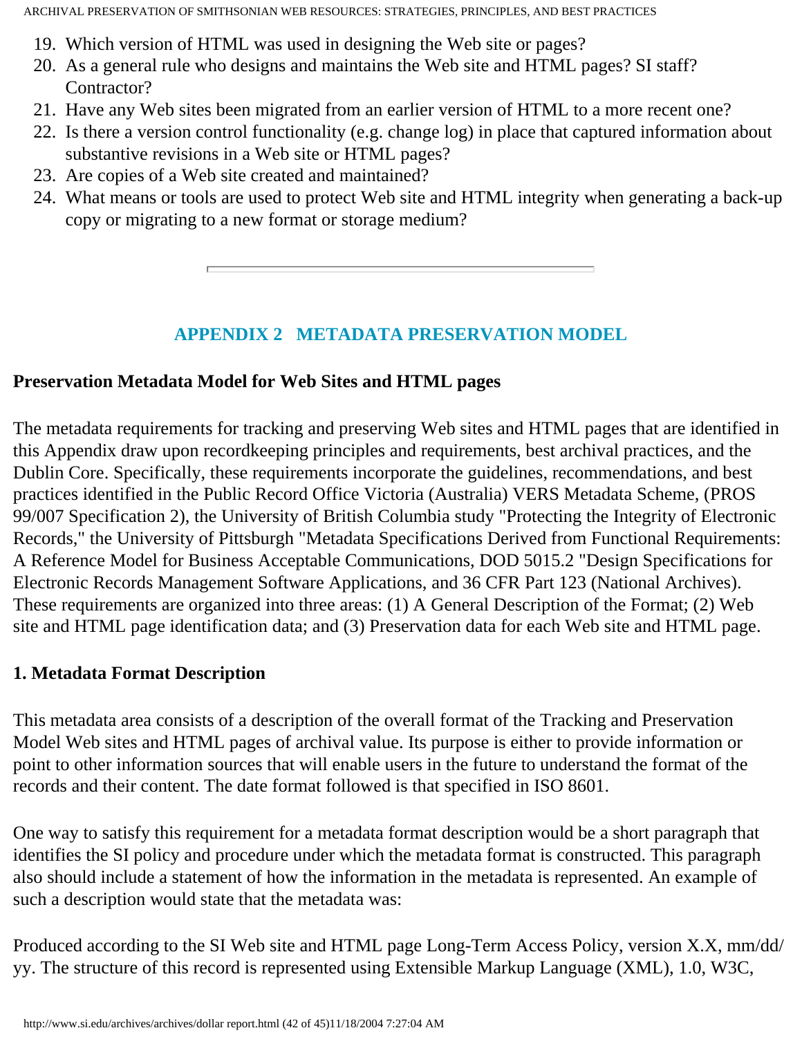19. Which version of HTML was used in designing the Web site or pages?
20. As a general rule who designs and maintains the Web site and HTML pages? SI staff? Contractor?
21. Have any Web sites been migrated from an earlier version of HTML to a more recent one?
22. Is there a version control functionality (e.g. change log) in place that captured information about substantive revisions in a Web site or HTML pages?
23. Are copies of a Web site created and maintained?
24. What means or tools are used to protect Web site and HTML integrity when generating a back-up copy or migrating to a new format or storage medium?

---

## APPENDIX 2 METADATA PRESERVATION MODEL

**Preservation Metadata Model for Web Sites and HTML pages**

The metadata requirements for tracking and preserving Web sites and HTML pages that are identified in this Appendix draw upon recordkeeping principles and requirements, best archival practices, and the Dublin Core. Specifically, these requirements incorporate the guidelines, recommendations, and best practices identified in the Public Record Office Victoria (Australia) VERS Metadata Scheme, (PROS 99/007 Specification 2), the University of British Columbia study "Protecting the Integrity of Electronic Records," the University of Pittsburgh "Metadata Specifications Derived from Functional Requirements: A Reference Model for Business Acceptable Communications, DOD 5015.2 "Design Specifications for Electronic Records Management Software Applications, and 36 CFR Part 123 (National Archives). These requirements are organized into three areas: (1) A General Description of the Format; (2) Web site and HTML page identification data; and (3) Preservation data for each Web site and HTML page.

**1. Metadata Format Description**

This metadata area consists of a description of the overall format of the Tracking and Preservation Model Web sites and HTML pages of archival value. Its purpose is either to provide information or point to other information sources that will enable users in the future to understand the format of the records and their content. The date format followed is that specified in ISO 8601.

One way to satisfy this requirement for a metadata format description would be a short paragraph that identifies the SI policy and procedure under which the metadata format is constructed. This paragraph also should include a statement of how the information in the metadata is represented. An example of such a description would state that the metadata was:

Produced according to the SI Web site and HTML page Long-Term Access Policy, version X.X, mm/dd/yy. The structure of this record is represented using Extensible Markup Language (XML), 1.0, W3C,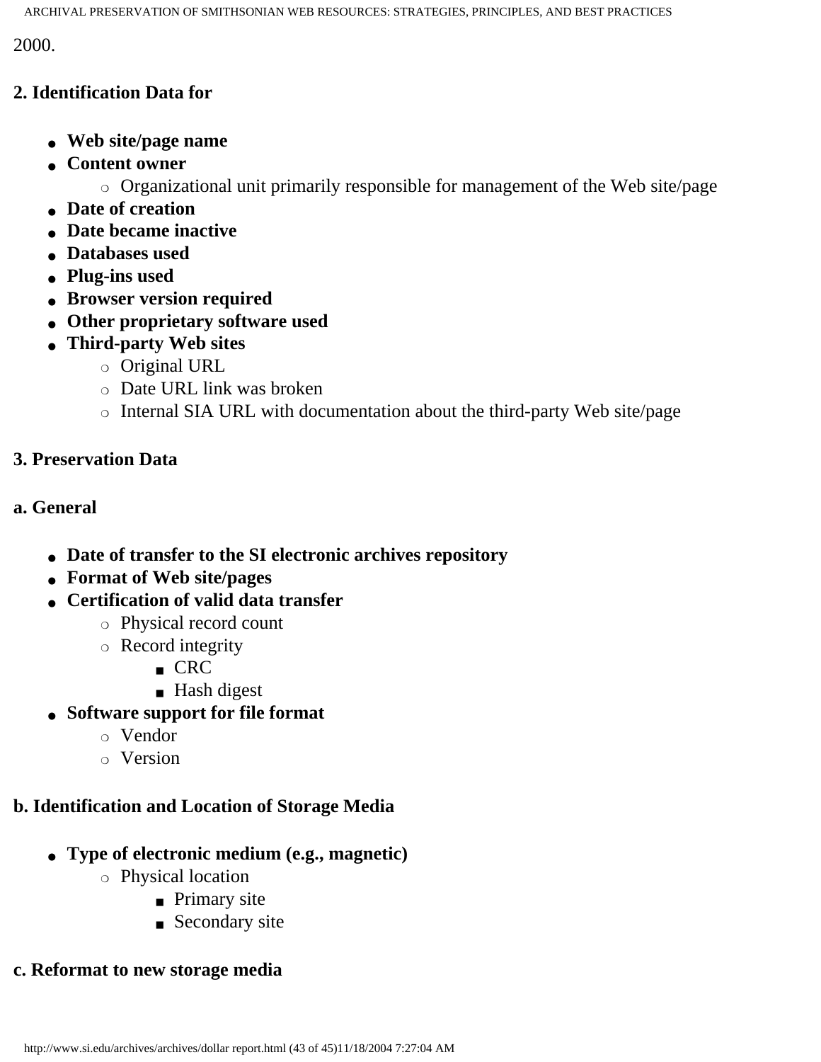2000.

### 2. Identification Data for

- **Web site/page name**
- **Content owner**
  - Organizational unit primarily responsible for management of the Web site/page
- **Date of creation**
- **Date became inactive**
- **Databases used**
- **Plug-ins used**
- **Browser version required**
- **Other proprietary software used**
- **Third-party Web sites**
  - Original URL
  - Date URL link was broken
  - Internal SIA URL with documentation about the third-party Web site/page

### 3. Preservation Data

#### a. General

- **Date of transfer to the SI electronic archives repository**
- **Format of Web site/pages**
- **Certification of valid data transfer**
  - Physical record count
  - Record integrity
    - CRC
    - Hash digest
- **Software support for file format**
  - Vendor
  - Version

#### b. Identification and Location of Storage Media

- **Type of electronic medium (e.g., magnetic)**
  - Physical location
    - Primary site
    - Secondary site

#### c. Reformat to new storage media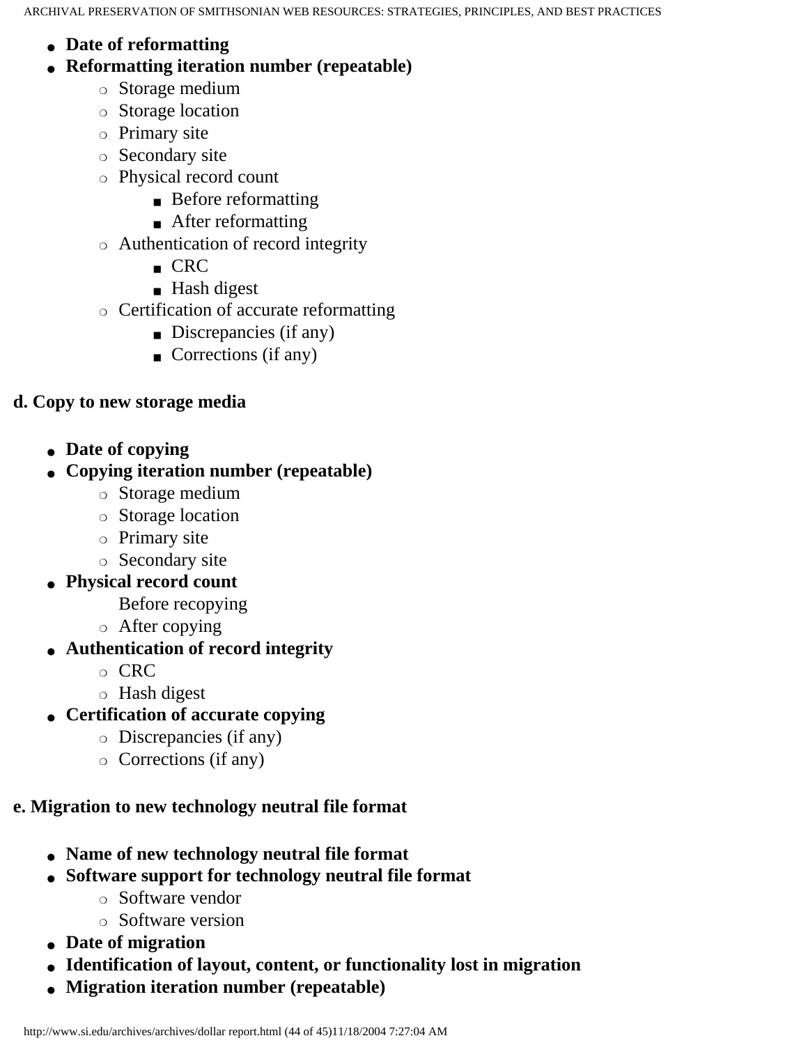- **Date of reformatting**
- **Reformatting iteration number (repeatable)**
    - Storage medium
    - Storage location
    - Primary site
    - Secondary site
    - Physical record count
        - Before reformatting
        - After reformatting
    - Authentication of record integrity
        - CRC
        - Hash digest
    - Certification of accurate reformatting
        - Discrepancies (if any)
        - Corrections (if any)

**d. Copy to new storage media**

- **Date of copying**
- **Copying iteration number (repeatable)**
    - Storage medium
    - Storage location
    - Primary site
    - Secondary site
- **Physical record count**
    
    Before recopying
    - After copying
- **Authentication of record integrity**
    - CRC
    - Hash digest
- **Certification of accurate copying**
    - Discrepancies (if any)
    - Corrections (if any)

**e. Migration to new technology neutral file format**

- **Name of new technology neutral file format**
- **Software support for technology neutral file format**
    - Software vendor
    - Software version
- **Date of migration**
- **Identification of layout, content, or functionality lost in migration**
- **Migration iteration number (repeatable)**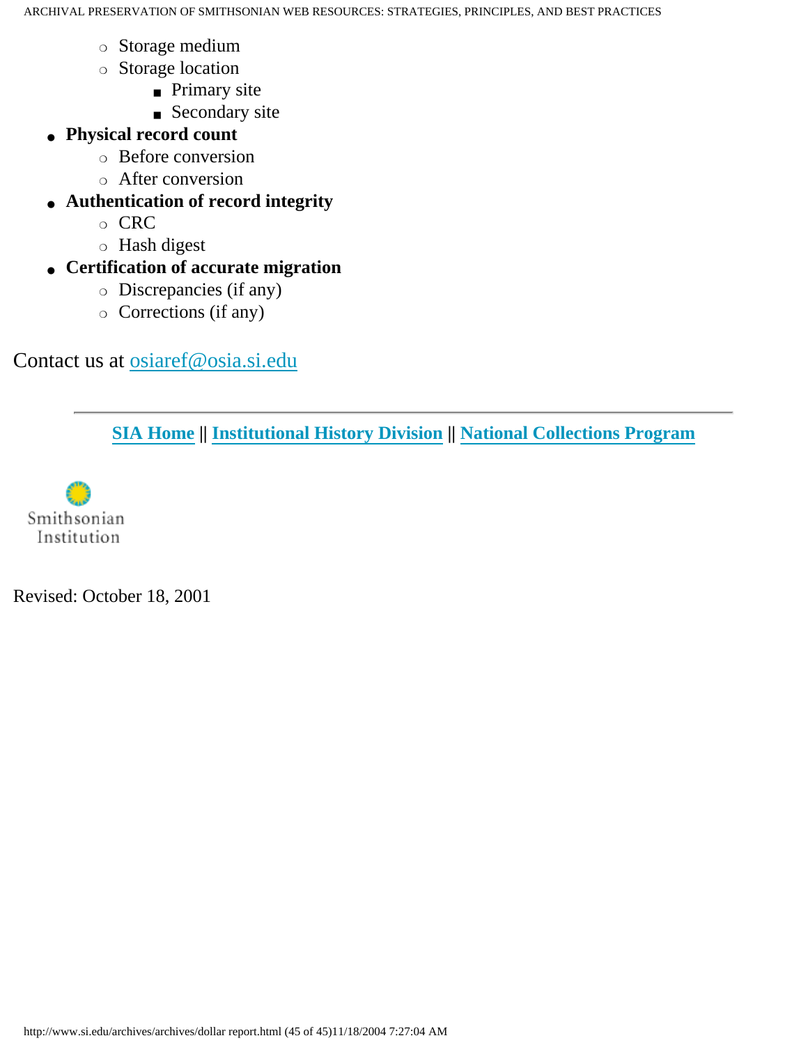- Storage medium
    - Storage location
        - Primary site
        - Secondary site
- **Physical record count**
    - Before conversion
    - After conversion
- **Authentication of record integrity**
    - CRC
    - Hash digest
- **Certification of accurate migration**
    - Discrepancies (if any)
    - Corrections (if any)

Contact us at osiaref@osia.si.edu

---

**SIA Home** || **Institutional History Division** || **National Collections Program**

Smithsonian Institution

Revised: October 18, 2001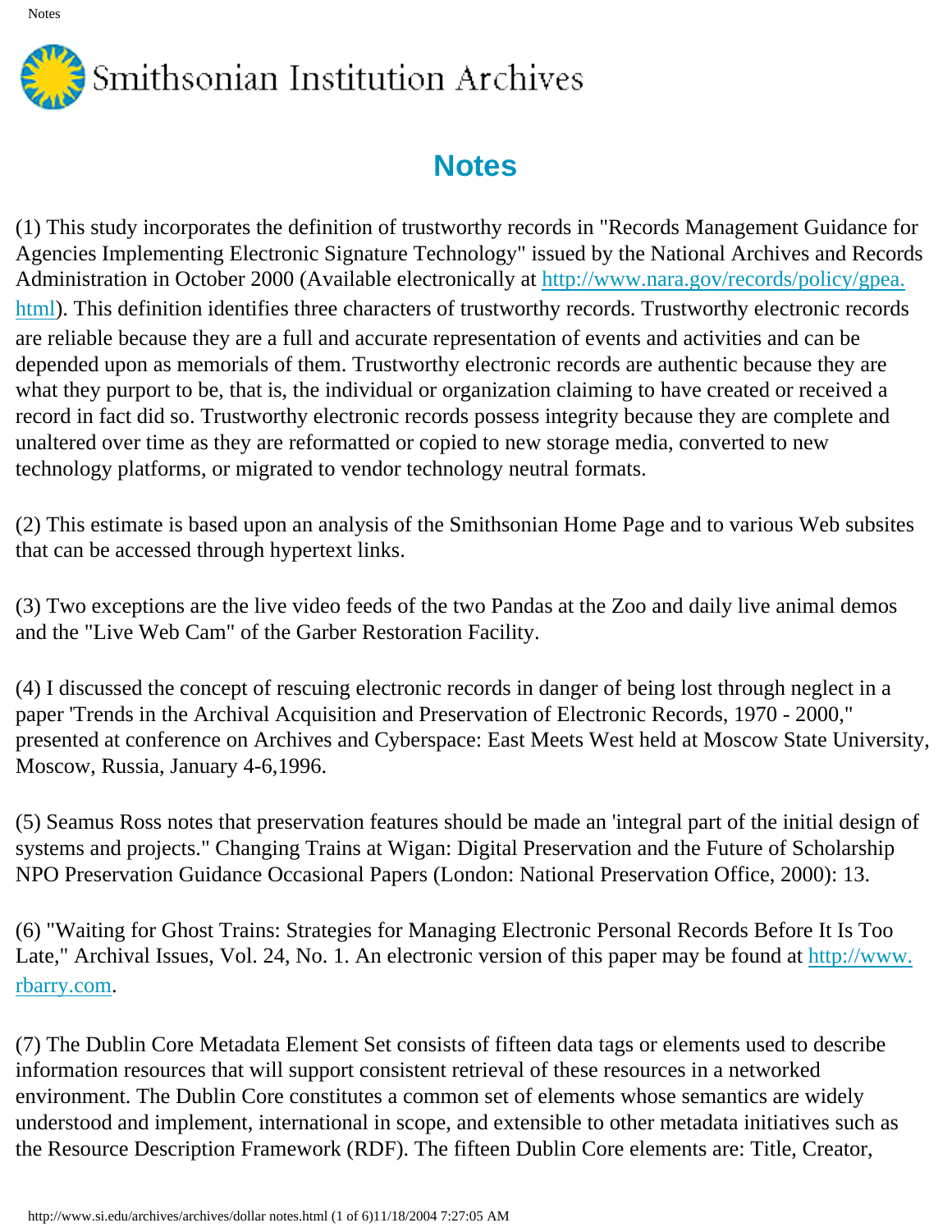# Notes

(1) This study incorporates the definition of trustworthy records in "Records Management Guidance for Agencies Implementing Electronic Signature Technology" issued by the National Archives and Records Administration in October 2000 (Available electronically at http://www.nara.gov/records/policy/gpea.html). This definition identifies three characters of trustworthy records. Trustworthy electronic records are reliable because they are a full and accurate representation of events and activities and can be depended upon as memorials of them. Trustworthy electronic records are authentic because they are what they purport to be, that is, the individual or organization claiming to have created or received a record in fact did so. Trustworthy electronic records possess integrity because they are complete and unaltered over time as they are reformatted or copied to new storage media, converted to new technology platforms, or migrated to vendor technology neutral formats.

(2) This estimate is based upon an analysis of the Smithsonian Home Page and to various Web subsites that can be accessed through hypertext links.

(3) Two exceptions are the live video feeds of the two Pandas at the Zoo and daily live animal demos and the "Live Web Cam" of the Garber Restoration Facility.

(4) I discussed the concept of rescuing electronic records in danger of being lost through neglect in a paper 'Trends in the Archival Acquisition and Preservation of Electronic Records, 1970 - 2000," presented at conference on Archives and Cyberspace: East Meets West held at Moscow State University, Moscow, Russia, January 4-6,1996.

(5) Seamus Ross notes that preservation features should be made an 'integral part of the initial design of systems and projects." Changing Trains at Wigan: Digital Preservation and the Future of Scholarship NPO Preservation Guidance Occasional Papers (London: National Preservation Office, 2000): 13.

(6) "Waiting for Ghost Trains: Strategies for Managing Electronic Personal Records Before It Is Too Late," Archival Issues, Vol. 24, No. 1. An electronic version of this paper may be found at http://www.rbarry.com.

(7) The Dublin Core Metadata Element Set consists of fifteen data tags or elements used to describe information resources that will support consistent retrieval of these resources in a networked environment. The Dublin Core constitutes a common set of elements whose semantics are widely understood and implement, international in scope, and extensible to other metadata initiatives such as the Resource Description Framework (RDF). The fifteen Dublin Core elements are: Title, Creator,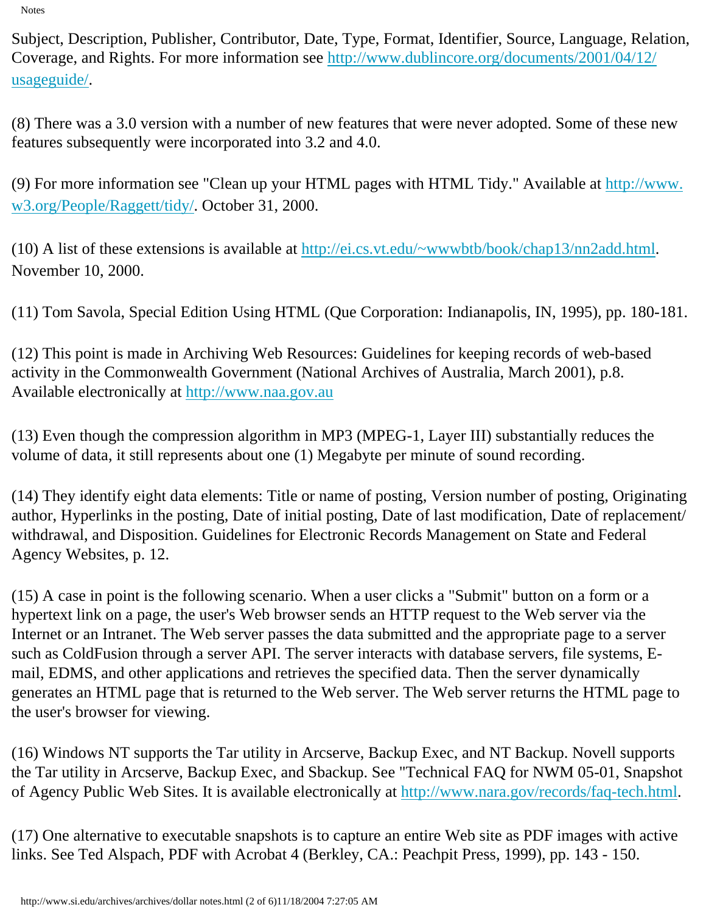Subject, Description, Publisher, Contributor, Date, Type, Format, Identifier, Source, Language, Relation, Coverage, and Rights. For more information see [http://www.dublincore.org/documents/2001/04/12/usageguide/](http://www.dublincore.org/documents/2001/04/12/usageguide/).

(8) There was a 3.0 version with a number of new features that were never adopted. Some of these new features subsequently were incorporated into 3.2 and 4.0.

(9) For more information see "Clean up your HTML pages with HTML Tidy." Available at [http://www.w3.org/People/Raggett/tidy/](http://www.w3.org/People/Raggett/tidy/). October 31, 2000.

(10) A list of these extensions is available at [http://ei.cs.vt.edu/~wwwbtb/book/chap13/nn2add.html](http://ei.cs.vt.edu/~wwwbtb/book/chap13/nn2add.html). November 10, 2000.

(11) Tom Savola, Special Edition Using HTML (Que Corporation: Indianapolis, IN, 1995), pp. 180-181.

(12) This point is made in Archiving Web Resources: Guidelines for keeping records of web-based activity in the Commonwealth Government (National Archives of Australia, March 2001), p.8. Available electronically at [http://www.naa.gov.au](http://www.naa.gov.au)

(13) Even though the compression algorithm in MP3 (MPEG-1, Layer III) substantially reduces the volume of data, it still represents about one (1) Megabyte per minute of sound recording.

(14) They identify eight data elements: Title or name of posting, Version number of posting, Originating author, Hyperlinks in the posting, Date of initial posting, Date of last modification, Date of replacement/withdrawal, and Disposition. Guidelines for Electronic Records Management on State and Federal Agency Websites, p. 12.

(15) A case in point is the following scenario. When a user clicks a "Submit" button on a form or a hypertext link on a page, the user's Web browser sends an HTTP request to the Web server via the Internet or an Intranet. The Web server passes the data submitted and the appropriate page to a server such as ColdFusion through a server API. The server interacts with database servers, file systems, E-mail, EDMS, and other applications and retrieves the specified data. Then the server dynamically generates an HTML page that is returned to the Web server. The Web server returns the HTML page to the user's browser for viewing.

(16) Windows NT supports the Tar utility in Arcserve, Backup Exec, and NT Backup. Novell supports the Tar utility in Arcserve, Backup Exec, and Sbackup. See "Technical FAQ for NWM 05-01, Snapshot of Agency Public Web Sites. It is available electronically at [http://www.nara.gov/records/faq-tech.html](http://www.nara.gov/records/faq-tech.html).

(17) One alternative to executable snapshots is to capture an entire Web site as PDF images with active links. See Ted Alspach, PDF with Acrobat 4 (Berkley, CA.: Peachpit Press, 1999), pp. 143 - 150.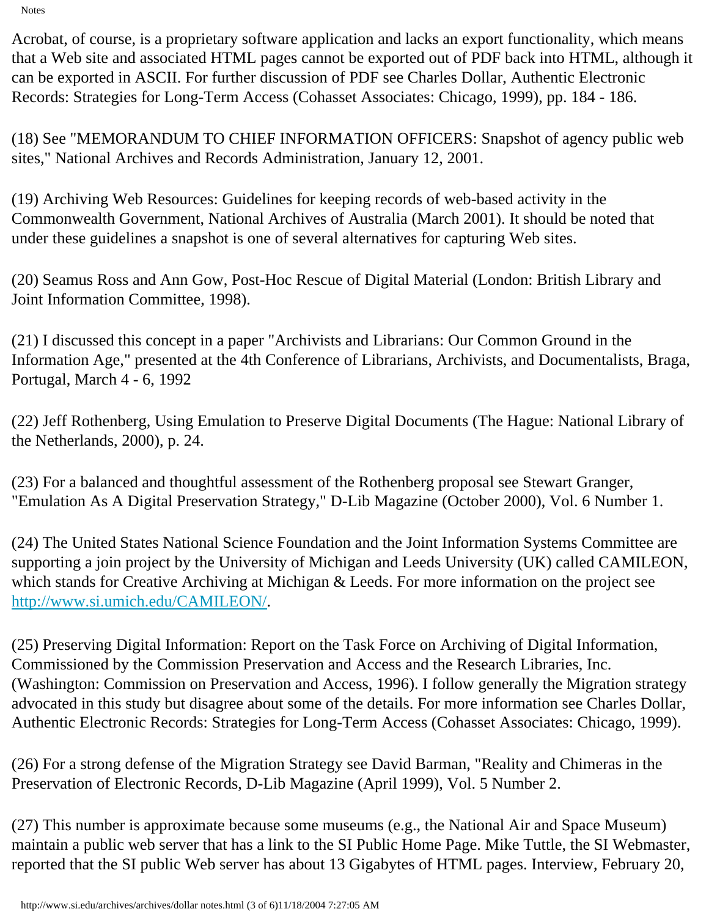Acrobat, of course, is a proprietary software application and lacks an export functionality, which means that a Web site and associated HTML pages cannot be exported out of PDF back into HTML, although it can be exported in ASCII. For further discussion of PDF see Charles Dollar, Authentic Electronic Records: Strategies for Long-Term Access (Cohasset Associates: Chicago, 1999), pp. 184 - 186.

(18) See "MEMORANDUM TO CHIEF INFORMATION OFFICERS: Snapshot of agency public web sites," National Archives and Records Administration, January 12, 2001.

(19) Archiving Web Resources: Guidelines for keeping records of web-based activity in the Commonwealth Government, National Archives of Australia (March 2001). It should be noted that under these guidelines a snapshot is one of several alternatives for capturing Web sites.

(20) Seamus Ross and Ann Gow, Post-Hoc Rescue of Digital Material (London: British Library and Joint Information Committee, 1998).

(21) I discussed this concept in a paper "Archivists and Librarians: Our Common Ground in the Information Age," presented at the 4th Conference of Librarians, Archivists, and Documentalists, Braga, Portugal, March 4 - 6, 1992

(22) Jeff Rothenberg, Using Emulation to Preserve Digital Documents (The Hague: National Library of the Netherlands, 2000), p. 24.

(23) For a balanced and thoughtful assessment of the Rothenberg proposal see Stewart Granger, "Emulation As A Digital Preservation Strategy," D-Lib Magazine (October 2000), Vol. 6 Number 1.

(24) The United States National Science Foundation and the Joint Information Systems Committee are supporting a join project by the University of Michigan and Leeds University (UK) called CAMILEON, which stands for Creative Archiving at Michigan & Leeds. For more information on the project see [http://www.si.umich.edu/CAMILEON/](http://www.si.umich.edu/CAMILEON/).

(25) Preserving Digital Information: Report on the Task Force on Archiving of Digital Information, Commissioned by the Commission Preservation and Access and the Research Libraries, Inc. (Washington: Commission on Preservation and Access, 1996). I follow generally the Migration strategy advocated in this study but disagree about some of the details. For more information see Charles Dollar, Authentic Electronic Records: Strategies for Long-Term Access (Cohasset Associates: Chicago, 1999).

(26) For a strong defense of the Migration Strategy see David Barman, "Reality and Chimeras in the Preservation of Electronic Records, D-Lib Magazine (April 1999), Vol. 5 Number 2.

(27) This number is approximate because some museums (e.g., the National Air and Space Museum) maintain a public web server that has a link to the SI Public Home Page. Mike Tuttle, the SI Webmaster, reported that the SI public Web server has about 13 Gigabytes of HTML pages. Interview, February 20,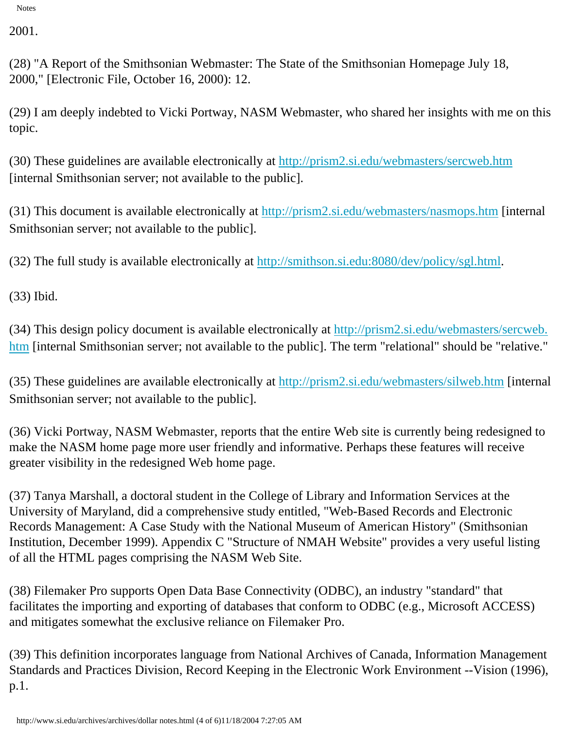2001.

(28) "A Report of the Smithsonian Webmaster: The State of the Smithsonian Homepage July 18, 2000," [Electronic File, October 16, 2000): 12.

(29) I am deeply indebted to Vicki Portway, NASM Webmaster, who shared her insights with me on this topic.

(30) These guidelines are available electronically at http://prism2.si.edu/webmasters/sercweb.htm [internal Smithsonian server; not available to the public].

(31) This document is available electronically at http://prism2.si.edu/webmasters/nasmops.htm [internal Smithsonian server; not available to the public].

(32) The full study is available electronically at http://smithson.si.edu:8080/dev/policy/sgl.html.

(33) Ibid.

(34) This design policy document is available electronically at http://prism2.si.edu/webmasters/sercweb.htm [internal Smithsonian server; not available to the public]. The term "relational" should be "relative."

(35) These guidelines are available electronically at http://prism2.si.edu/webmasters/silweb.htm [internal Smithsonian server; not available to the public].

(36) Vicki Portway, NASM Webmaster, reports that the entire Web site is currently being redesigned to make the NASM home page more user friendly and informative. Perhaps these features will receive greater visibility in the redesigned Web home page.

(37) Tanya Marshall, a doctoral student in the College of Library and Information Services at the University of Maryland, did a comprehensive study entitled, "Web-Based Records and Electronic Records Management: A Case Study with the National Museum of American History" (Smithsonian Institution, December 1999). Appendix C "Structure of NMAH Website" provides a very useful listing of all the HTML pages comprising the NASM Web Site.

(38) Filemaker Pro supports Open Data Base Connectivity (ODBC), an industry "standard" that facilitates the importing and exporting of databases that conform to ODBC (e.g., Microsoft ACCESS) and mitigates somewhat the exclusive reliance on Filemaker Pro.

(39) This definition incorporates language from National Archives of Canada, Information Management Standards and Practices Division, Record Keeping in the Electronic Work Environment --Vision (1996), p.1.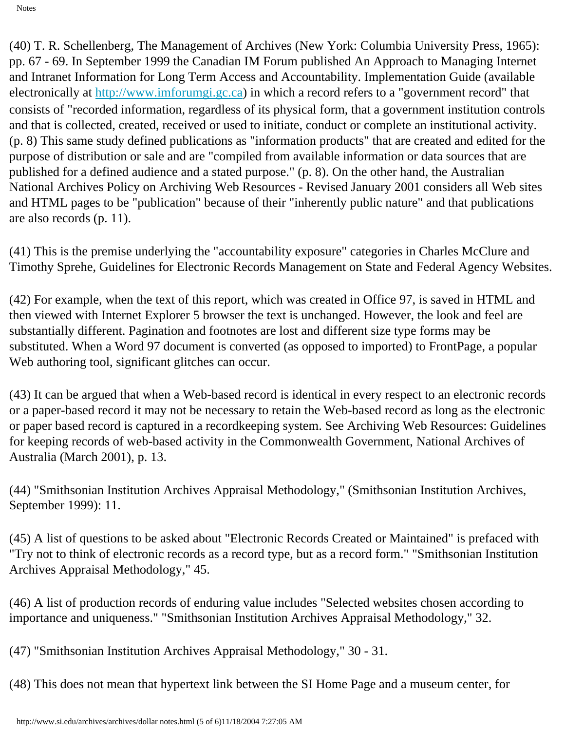(40) T. R. Schellenberg, The Management of Archives (New York: Columbia University Press, 1965): pp. 67 - 69. In September 1999 the Canadian IM Forum published An Approach to Managing Internet and Intranet Information for Long Term Access and Accountability. Implementation Guide (available electronically at [http://www.imforumgi.gc.ca](http://www.imforumgi.gc.ca)) in which a record refers to a "government record" that consists of "recorded information, regardless of its physical form, that a government institution controls and that is collected, created, received or used to initiate, conduct or complete an institutional activity. (p. 8) This same study defined publications as "information products" that are created and edited for the purpose of distribution or sale and are "compiled from available information or data sources that are published for a defined audience and a stated purpose." (p. 8). On the other hand, the Australian National Archives Policy on Archiving Web Resources - Revised January 2001 considers all Web sites and HTML pages to be "publication" because of their "inherently public nature" and that publications are also records (p. 11).

(41) This is the premise underlying the "accountability exposure" categories in Charles McClure and Timothy Sprehe, Guidelines for Electronic Records Management on State and Federal Agency Websites.

(42) For example, when the text of this report, which was created in Office 97, is saved in HTML and then viewed with Internet Explorer 5 browser the text is unchanged. However, the look and feel are substantially different. Pagination and footnotes are lost and different size type forms may be substituted. When a Word 97 document is converted (as opposed to imported) to FrontPage, a popular Web authoring tool, significant glitches can occur.

(43) It can be argued that when a Web-based record is identical in every respect to an electronic records or a paper-based record it may not be necessary to retain the Web-based record as long as the electronic or paper based record is captured in a recordkeeping system. See Archiving Web Resources: Guidelines for keeping records of web-based activity in the Commonwealth Government, National Archives of Australia (March 2001), p. 13.

(44) "Smithsonian Institution Archives Appraisal Methodology," (Smithsonian Institution Archives, September 1999): 11.

(45) A list of questions to be asked about "Electronic Records Created or Maintained" is prefaced with "Try not to think of electronic records as a record type, but as a record form." "Smithsonian Institution Archives Appraisal Methodology," 45.

(46) A list of production records of enduring value includes "Selected websites chosen according to importance and uniqueness." "Smithsonian Institution Archives Appraisal Methodology," 32.

(47) "Smithsonian Institution Archives Appraisal Methodology," 30 - 31.

(48) This does not mean that hypertext link between the SI Home Page and a museum center, for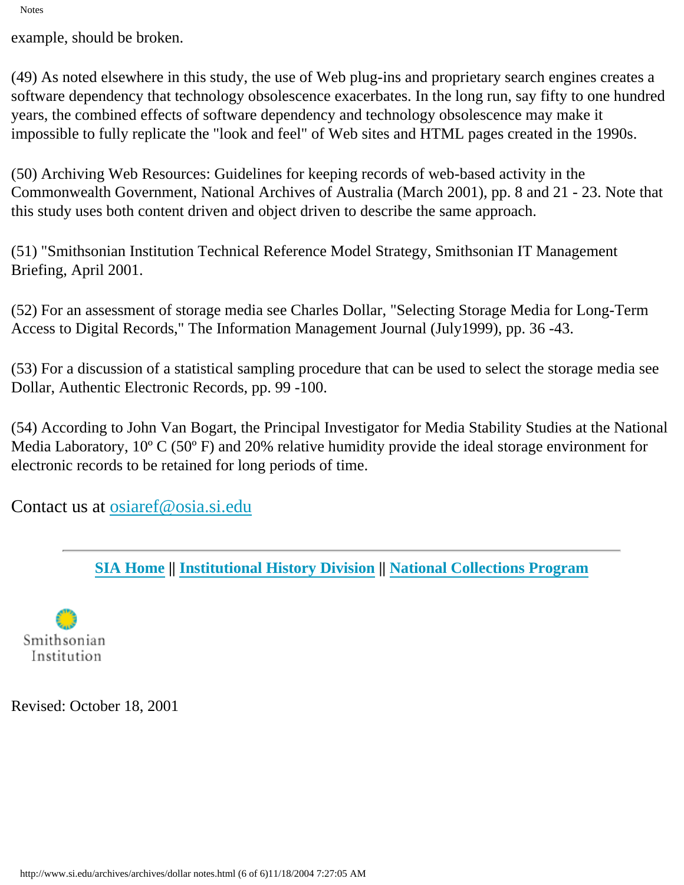example, should be broken.

(49) As noted elsewhere in this study, the use of Web plug-ins and proprietary search engines creates a software dependency that technology obsolescence exacerbates. In the long run, say fifty to one hundred years, the combined effects of software dependency and technology obsolescence may make it impossible to fully replicate the "look and feel" of Web sites and HTML pages created in the 1990s.

(50) Archiving Web Resources: Guidelines for keeping records of web-based activity in the Commonwealth Government, National Archives of Australia (March 2001), pp. 8 and 21 - 23. Note that this study uses both content driven and object driven to describe the same approach.

(51) "Smithsonian Institution Technical Reference Model Strategy, Smithsonian IT Management Briefing, April 2001.

(52) For an assessment of storage media see Charles Dollar, "Selecting Storage Media for Long-Term Access to Digital Records," The Information Management Journal (July1999), pp. 36 -43.

(53) For a discussion of a statistical sampling procedure that can be used to select the storage media see Dollar, Authentic Electronic Records, pp. 99 -100.

(54) According to John Van Bogart, the Principal Investigator for Media Stability Studies at the National Media Laboratory, 10º C (50º F) and 20% relative humidity provide the ideal storage environment for electronic records to be retained for long periods of time.

Contact us at osiaref@osia.si.edu

---

**SIA Home** || **Institutional History Division** || **National Collections Program**

Smithsonian Institution

Revised: October 18, 2001